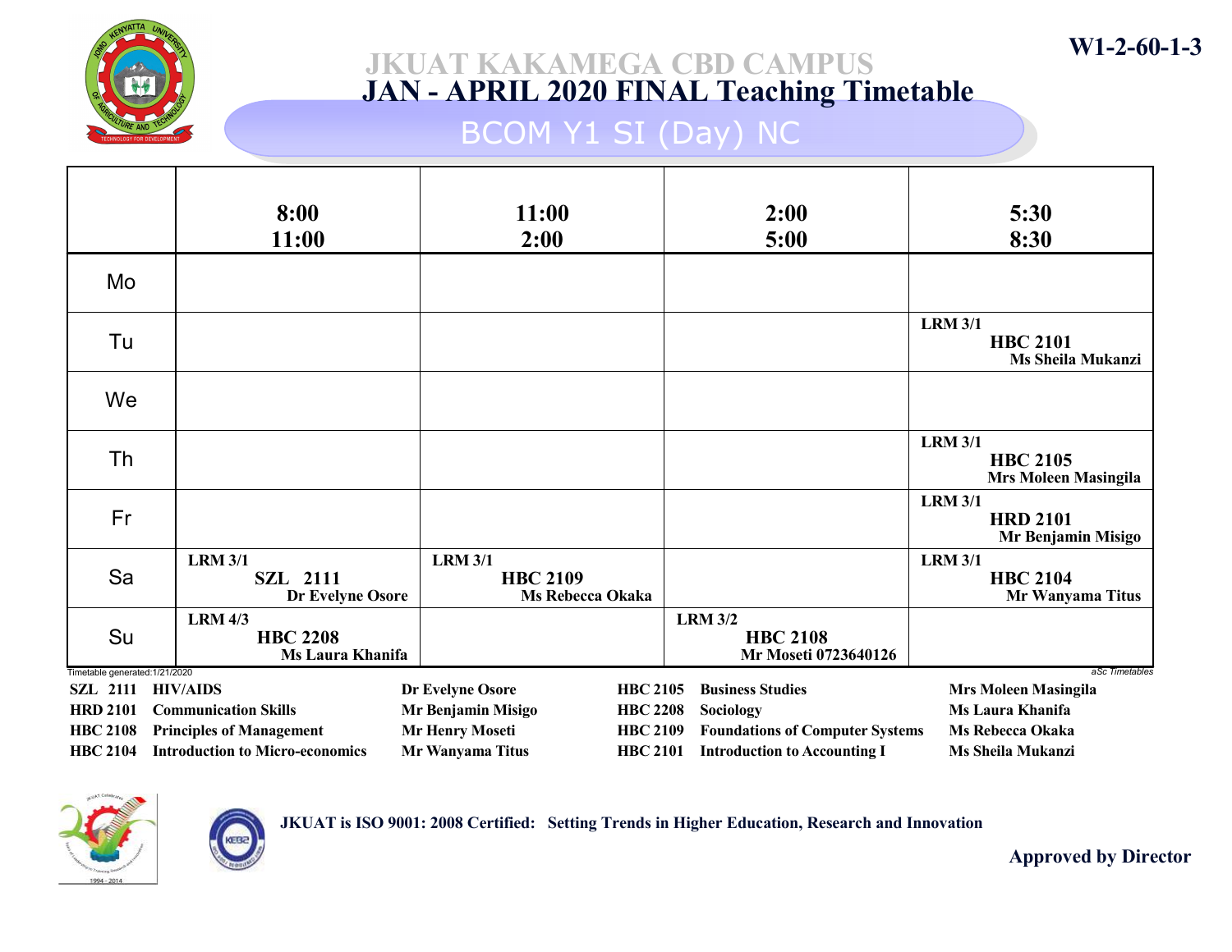W1-2-60-1-3

# JKUAT KAKAMEGA CBD CAMPUS

## JAN - APRIL 2020 FINAL Teaching Timetable

### BCOM Y1 SI (Day) NC

| | 8:00 11:00 | 11:00 2:00 | 2:00 5:00 | 5:30 8:30 |
|---|---|---|---|---|
| Mo | | | | |
| Tu | | | | LRM 3/1 **HBC 2101** Ms Sheila Mukanzi |
| We | | | | |
| Th | | | | LRM 3/1 **HBC 2105** Mrs Moleen Masingila |
| Fr | | | | LRM 3/1 **HRD 2101** Mr Benjamin Misigo |
| Sa | LRM 3/1 **SZL 2111** Dr Evelyne Osore | LRM 3/1 **HBC 2109** Ms Rebecca Okaka | | LRM 3/1 **HBC 2104** Mr Wanyama Titus |
| Su | LRM 4/3 **HBC 2208** Ms Laura Khanifa | | LRM 3/2 **HBC 2108** Mr Moseti 0723640126 | |

Timetable generated:1/21/2020

aSc Timetables

| Code | Course | Lecturer | Code | Course | Lecturer |
|---|---|---|---|---|---|
| SZL 2111 | HIV/AIDS | Dr Evelyne Osore | HBC 2105 | Business Studies | Mrs Moleen Masingila |
| HRD 2101 | Communication Skills | Mr Benjamin Misigo | HBC 2208 | Sociology | Ms Laura Khanifa |
| HBC 2108 | Principles of Management | Mr Henry Moseti | HBC 2109 | Foundations of Computer Systems | Ms Rebecca Okaka |
| HBC 2104 | Introduction to Micro-economics | Mr Wanyama Titus | HBC 2101 | Introduction to Accounting I | Ms Sheila Mukanzi |

**JKUAT is ISO 9001: 2008 Certified: Setting Trends in Higher Education, Research and Innovation**

**Approved by Director**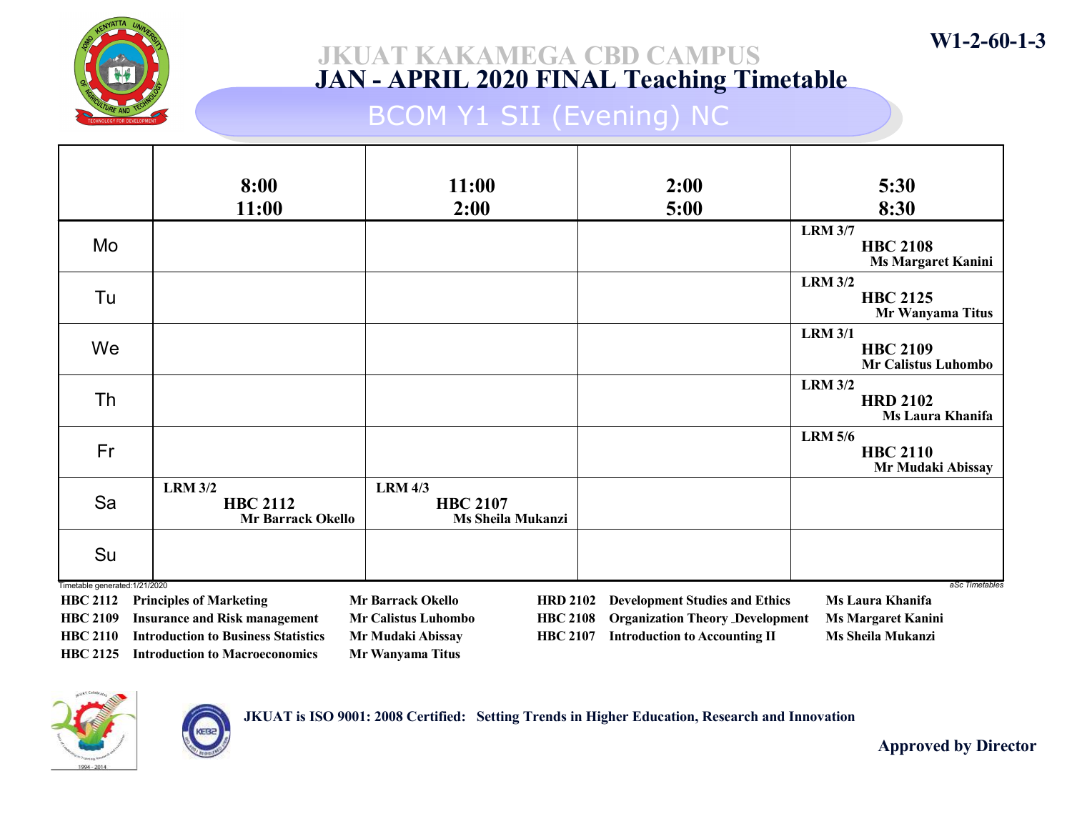W1-2-60-1-3

# JKUAT KAKAMEGA CBD CAMPUS
## JAN - APRIL 2020 FINAL Teaching Timetable
### BCOM Y1 SII (Evening) NC

| | 8:00 11:00 | 11:00 2:00 | 2:00 5:00 | 5:30 8:30 |
|---|---|---|---|---|
| Mo | | | | LRM 3/7 **HBC 2108** Ms Margaret Kanini |
| Tu | | | | LRM 3/2 **HBC 2125** Mr Wanyama Titus |
| We | | | | LRM 3/1 **HBC 2109** Mr Calistus Luhombo |
| Th | | | | LRM 3/2 **HRD 2102** Ms Laura Khanifa |
| Fr | | | | LRM 5/6 **HBC 2110** Mr Mudaki Abissay |
| Sa | LRM 3/2 **HBC 2112** Mr Barrack Okello | LRM 4/3 **HBC 2107** Ms Sheila Mukanzi | | |
| Su | | | | |

Timetable generated:1/21/2020

aSc Timetables

| Code | Course | Lecturer |
|---|---|---|
| HBC 2112 | Principles of Marketing | Mr Barrack Okello |
| HBC 2109 | Insurance and Risk management | Mr Calistus Luhombo |
| HBC 2110 | Introduction to Business Statistics | Mr Mudaki Abissay |
| HBC 2125 | Introduction to Macroeconomics | Mr Wanyama Titus |
| HRD 2102 | Development Studies and Ethics | Ms Laura Khanifa |
| HBC 2108 | Organization Theory _Development | Ms Margaret Kanini |
| HBC 2107 | Introduction to Accounting II | Ms Sheila Mukanzi |

JKUAT is ISO 9001: 2008 Certified: Setting Trends in Higher Education, Research and Innovation

Approved by Director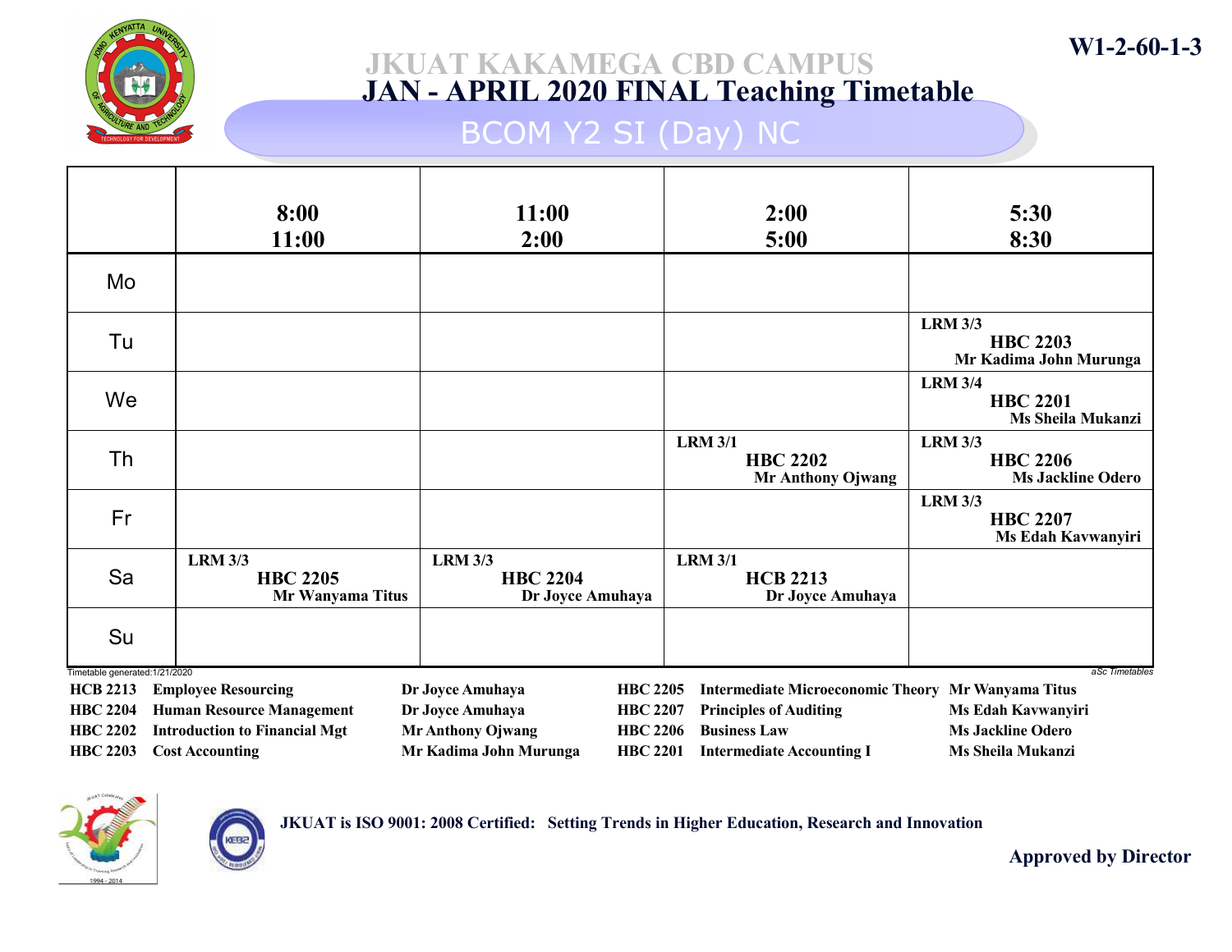W1-2-60-1-3

# JKUAT KAKAMEGA CBD CAMPUS

## JAN - APRIL 2020 FINAL Teaching Timetable

### BCOM Y2 SI (Day) NC

| | 8:00 11:00 | 11:00 2:00 | 2:00 5:00 | 5:30 8:30 |
|---|---|---|---|---|
| Mo | | | | |
| Tu | | | | LRM 3/3 **HBC 2203** Mr Kadima John Murunga |
| We | | | | LRM 3/4 **HBC 2201** Ms Sheila Mukanzi |
| Th | | | LRM 3/1 **HBC 2202** Mr Anthony Ojwang | LRM 3/3 **HBC 2206** Ms Jackline Odero |
| Fr | | | | LRM 3/3 **HBC 2207** Ms Edah Kavwanyiri |
| Sa | LRM 3/3 **HBC 2205** Mr Wanyama Titus | LRM 3/3 **HBC 2204** Dr Joyce Amuhaya | LRM 3/1 **HCB 2213** Dr Joyce Amuhaya | |
| Su | | | | |

Timetable generated:1/21/2020

aSc Timetables

| Code | Course | Lecturer |
|---|---|---|
| HCB 2213 | Employee Resourcing | Dr Joyce Amuhaya |
| HBC 2204 | Human Resource Management | Dr Joyce Amuhaya |
| HBC 2202 | Introduction to Financial Mgt | Mr Anthony Ojwang |
| HBC 2203 | Cost Accounting | Mr Kadima John Murunga |
| HBC 2205 | Intermediate Microeconomic Theory | Mr Wanyama Titus |
| HBC 2207 | Principles of Auditing | Ms Edah Kavwanyiri |
| HBC 2206 | Business Law | Ms Jackline Odero |
| HBC 2201 | Intermediate Accounting I | Ms Sheila Mukanzi |

**JKUAT is ISO 9001: 2008 Certified: Setting Trends in Higher Education, Research and Innovation**

**Approved by Director**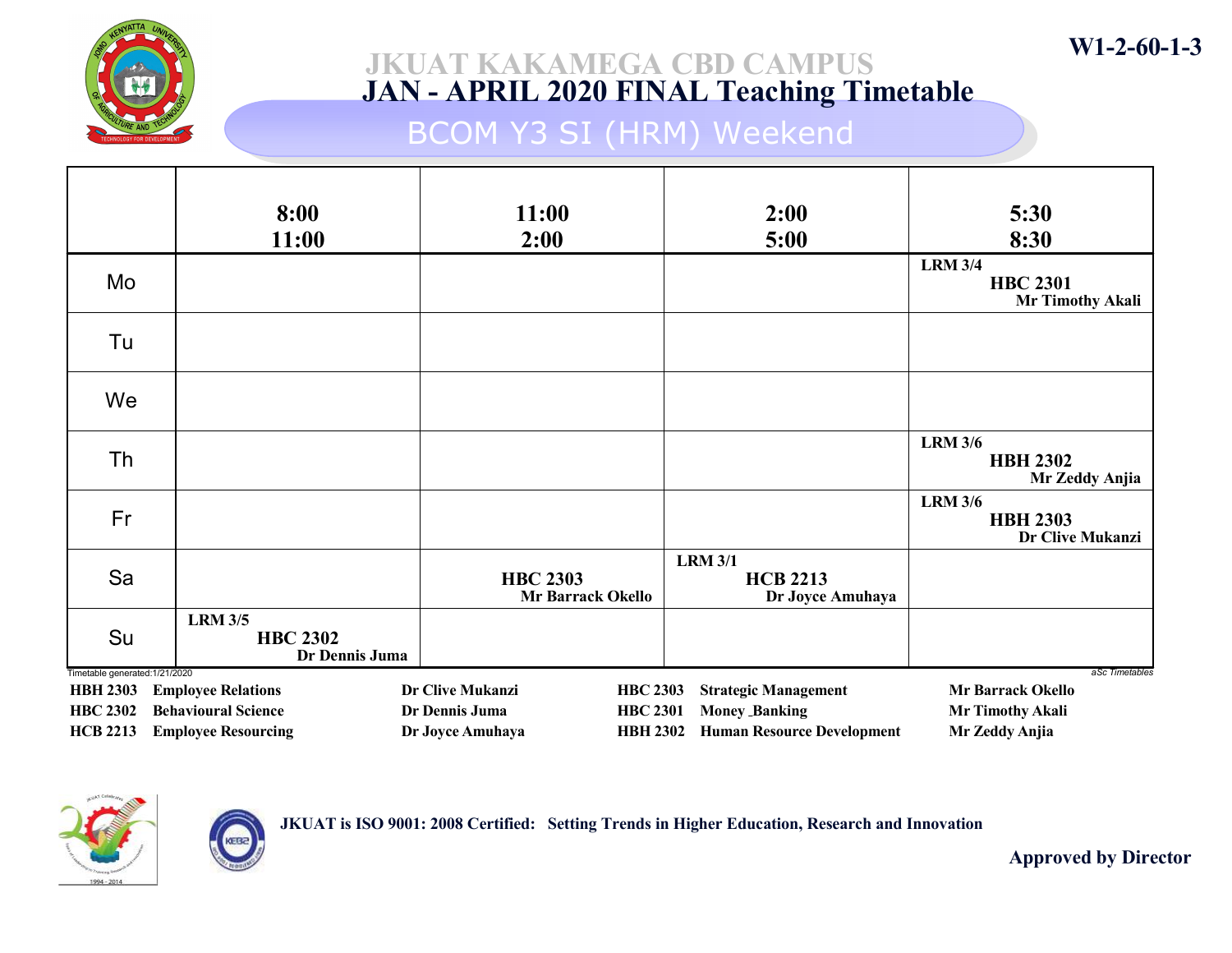W1-2-60-1-3

# JKUAT KAKAMEGA CBD CAMPUS
## JAN - APRIL 2020 FINAL Teaching Timetable
### BCOM Y3 SI (HRM) Weekend

| | 8:00 11:00 | 11:00 2:00 | 2:00 5:00 | 5:30 8:30 |
|---|---|---|---|---|
| Mo | | | | LRM 3/4 **HBC 2301** Mr Timothy Akali |
| Tu | | | | |
| We | | | | |
| Th | | | | LRM 3/6 **HBH 2302** Mr Zeddy Anjia |
| Fr | | | | LRM 3/6 **HBH 2303** Dr Clive Mukanzi |
| Sa | | **HBC 2303** Mr Barrack Okello | LRM 3/1 **HCB 2213** Dr Joyce Amuhaya | |
| Su | LRM 3/5 **HBC 2302** Dr Dennis Juma | | | |

Timetable generated:1/21/2020

aSc Timetables

| Code | Course | Lecturer | Code | Course | Lecturer |
|---|---|---|---|---|---|
| HBH 2303 | Employee Relations | Dr Clive Mukanzi | HBC 2303 | Strategic Management | Mr Barrack Okello |
| HBC 2302 | Behavioural Science | Dr Dennis Juma | HBC 2301 | Money _Banking | Mr Timothy Akali |
| HCB 2213 | Employee Resourcing | Dr Joyce Amuhaya | HBH 2302 | Human Resource Development | Mr Zeddy Anjia |

JKUAT is ISO 9001: 2008 Certified: Setting Trends in Higher Education, Research and Innovation

Approved by Director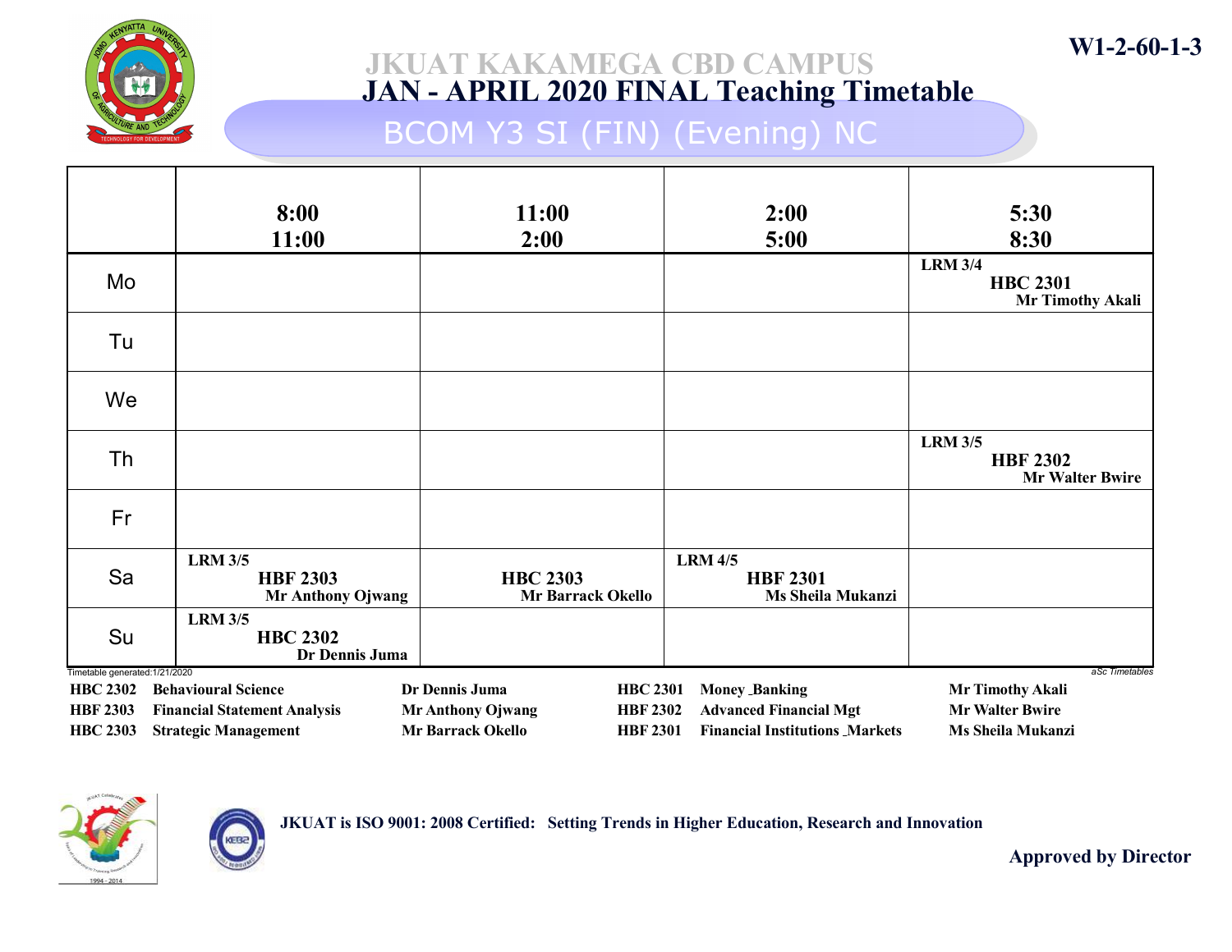W1-2-60-1-3

# JKUAT KAKAMEGA CBD CAMPUS

## JAN - APRIL 2020 FINAL Teaching Timetable

### BCOM Y3 SI (FIN) (Evening) NC

| | 8:00 11:00 | 11:00 2:00 | 2:00 5:00 | 5:30 8:30 |
|---|---|---|---|---|
| Mo | | | | LRM 3/4 **HBC 2301** Mr Timothy Akali |
| Tu | | | | |
| We | | | | |
| Th | | | | LRM 3/5 **HBF 2302** Mr Walter Bwire |
| Fr | | | | |
| Sa | LRM 3/5 **HBF 2303** Mr Anthony Ojwang | **HBC 2303** Mr Barrack Okello | LRM 4/5 **HBF 2301** Ms Sheila Mukanzi | |
| Su | LRM 3/5 **HBC 2302** Dr Dennis Juma | | | |

Timetable generated:1/21/2020

aSc Timetables

| Code | Course | Lecturer | Code | Course | Lecturer |
|---|---|---|---|---|---|
| HBC 2302 | Behavioural Science | Dr Dennis Juma | HBC 2301 | Money _Banking | Mr Timothy Akali |
| HBF 2303 | Financial Statement Analysis | Mr Anthony Ojwang | HBF 2302 | Advanced Financial Mgt | Mr Walter Bwire |
| HBC 2303 | Strategic Management | Mr Barrack Okello | HBF 2301 | Financial Institutions _Markets | Ms Sheila Mukanzi |

JKUAT is ISO 9001: 2008 Certified: Setting Trends in Higher Education, Research and Innovation

Approved by Director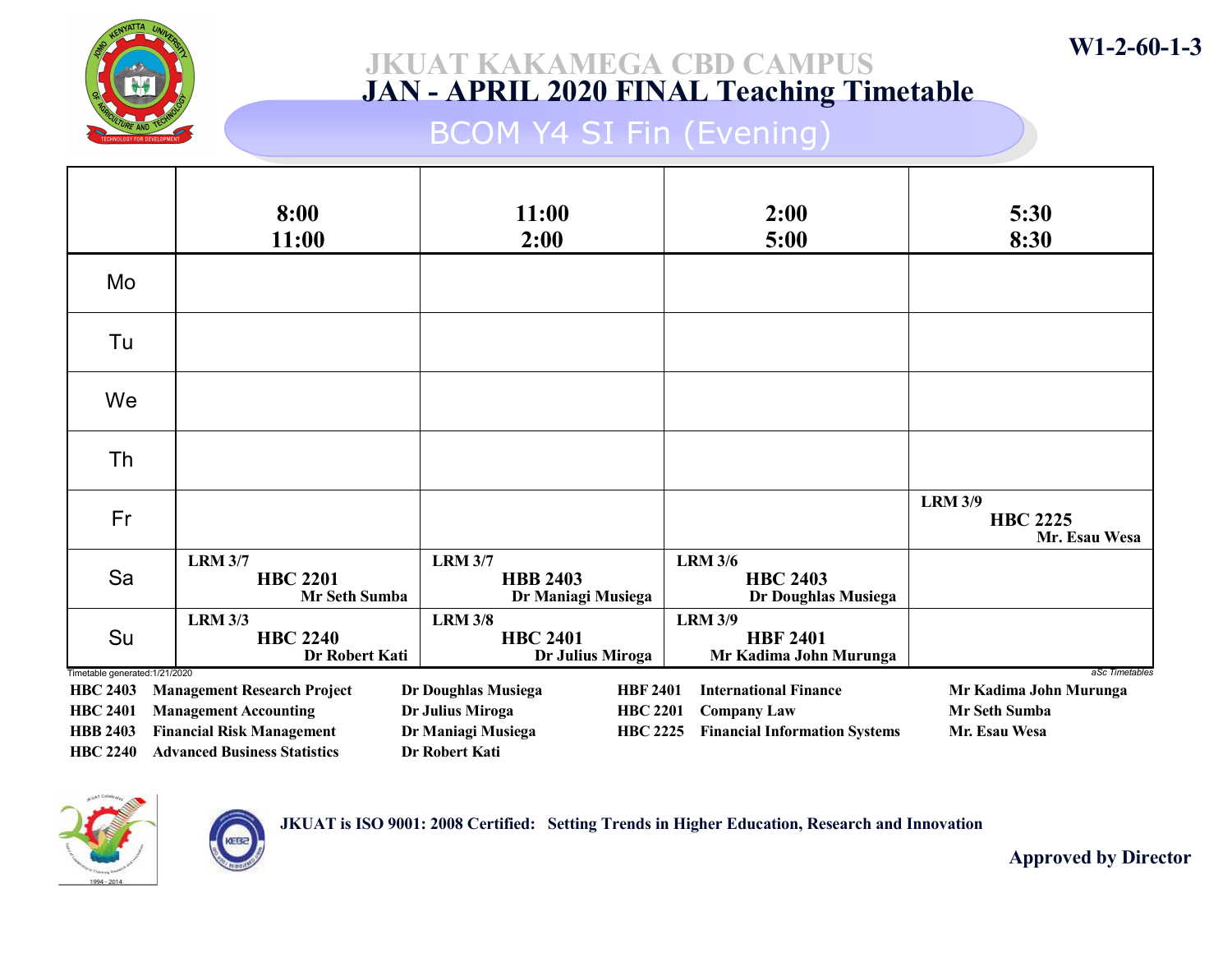W1-2-60-1-3

# JKUAT KAKAMEGA CBD CAMPUS

## JAN - APRIL 2020 FINAL Teaching Timetable

### BCOM Y4 SI Fin (Evening)

| | 8:00 11:00 | 11:00 2:00 | 2:00 5:00 | 5:30 8:30 |
|---|---|---|---|---|
| Mo | | | | |
| Tu | | | | |
| We | | | | |
| Th | | | | |
| Fr | | | | LRM 3/9 **HBC 2225** Mr. Esau Wesa |
| Sa | LRM 3/7 **HBC 2201** Mr Seth Sumba | LRM 3/7 **HBB 2403** Dr Maniagi Musiega | LRM 3/6 **HBC 2403** Dr Doughlas Musiega | |
| Su | LRM 3/3 **HBC 2240** Dr Robert Kati | LRM 3/8 **HBC 2401** Dr Julius Miroga | LRM 3/9 **HBF 2401** Mr Kadima John Murunga | |

Timetable generated:1/21/2020

*aSc Timetables*

| Code | Course | Lecturer |
|---|---|---|
| HBC 2403 | Management Research Project | Dr Doughlas Musiega |
| HBC 2401 | Management Accounting | Dr Julius Miroga |
| HBB 2403 | Financial Risk Management | Dr Maniagi Musiega |
| HBC 2240 | Advanced Business Statistics | Dr Robert Kati |
| HBF 2401 | International Finance | Mr Kadima John Murunga |
| HBC 2201 | Company Law | Mr Seth Sumba |
| HBC 2225 | Financial Information Systems | Mr. Esau Wesa |

JKUAT is ISO 9001: 2008 Certified: Setting Trends in Higher Education, Research and Innovation

Approved by Director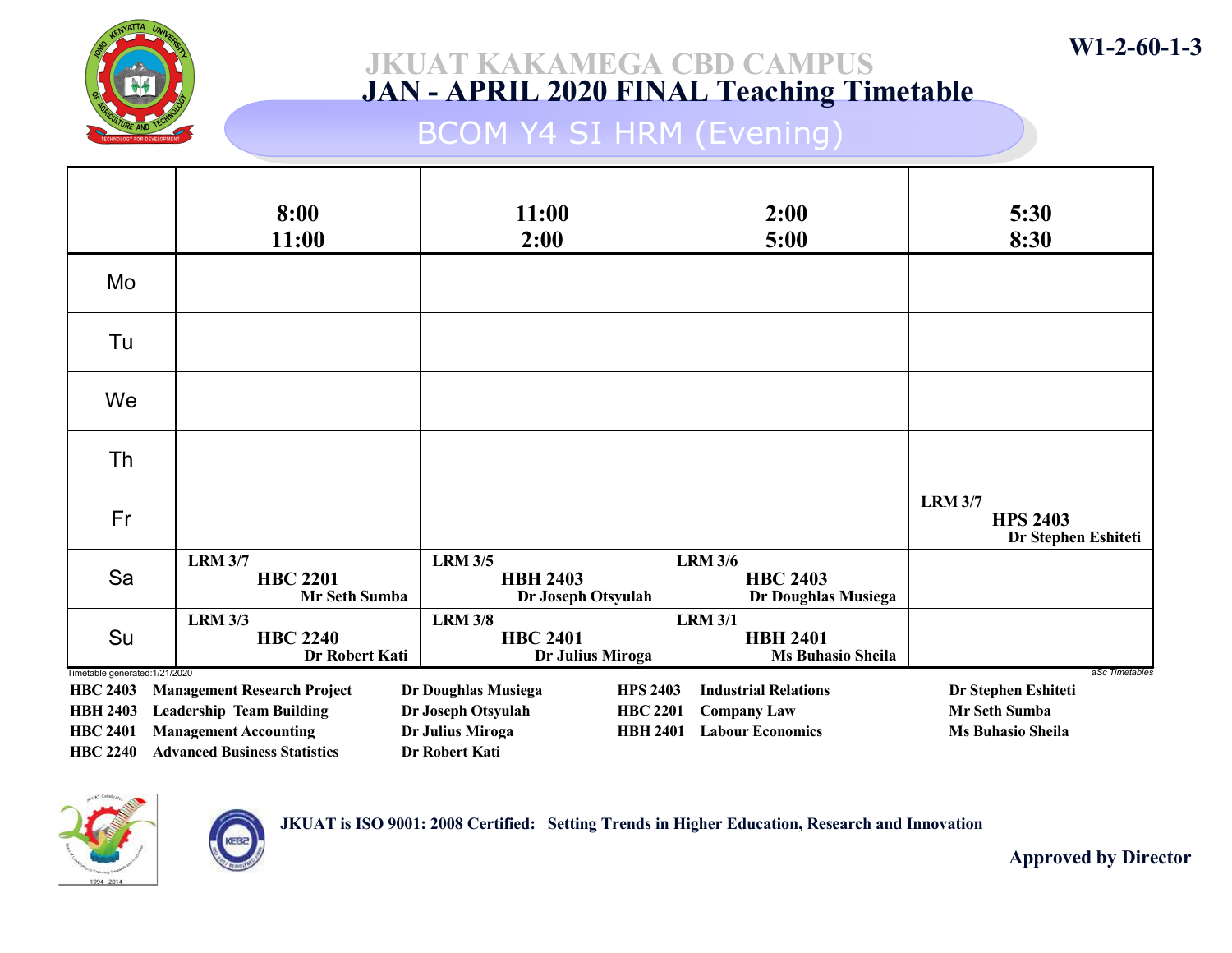W1-2-60-1-3

# JKUAT KAKAMEGA CBD CAMPUS

## JAN - APRIL 2020 FINAL Teaching Timetable

### BCOM Y4 SI HRM (Evening)

| | 8:00 11:00 | 11:00 2:00 | 2:00 5:00 | 5:30 8:30 |
|---|---|---|---|---|
| Mo | | | | |
| Tu | | | | |
| We | | | | |
| Th | | | | |
| Fr | | | | LRM 3/7 **HPS 2403** Dr Stephen Eshiteti |
| Sa | LRM 3/7 **HBC 2201** Mr Seth Sumba | LRM 3/5 **HBH 2403** Dr Joseph Otsyulah | LRM 3/6 **HBC 2403** Dr Doughlas Musiega | |
| Su | LRM 3/3 **HBC 2240** Dr Robert Kati | LRM 3/8 **HBC 2401** Dr Julius Miroga | LRM 3/1 **HBH 2401** Ms Buhasio Sheila | |

Timetable generated:1/21/2020

aSc Timetables

| Code | Unit | Lecturer |
|---|---|---|
| HBC 2403 | Management Research Project | Dr Doughlas Musiega |
| HBH 2403 | Leadership _Team Building | Dr Joseph Otsyulah |
| HBC 2401 | Management Accounting | Dr Julius Miroga |
| HBC 2240 | Advanced Business Statistics | Dr Robert Kati |
| HPS 2403 | Industrial Relations | Dr Stephen Eshiteti |
| HBC 2201 | Company Law | Mr Seth Sumba |
| HBH 2401 | Labour Economics | Ms Buhasio Sheila |

JKUAT is ISO 9001: 2008 Certified: Setting Trends in Higher Education, Research and Innovation

Approved by Director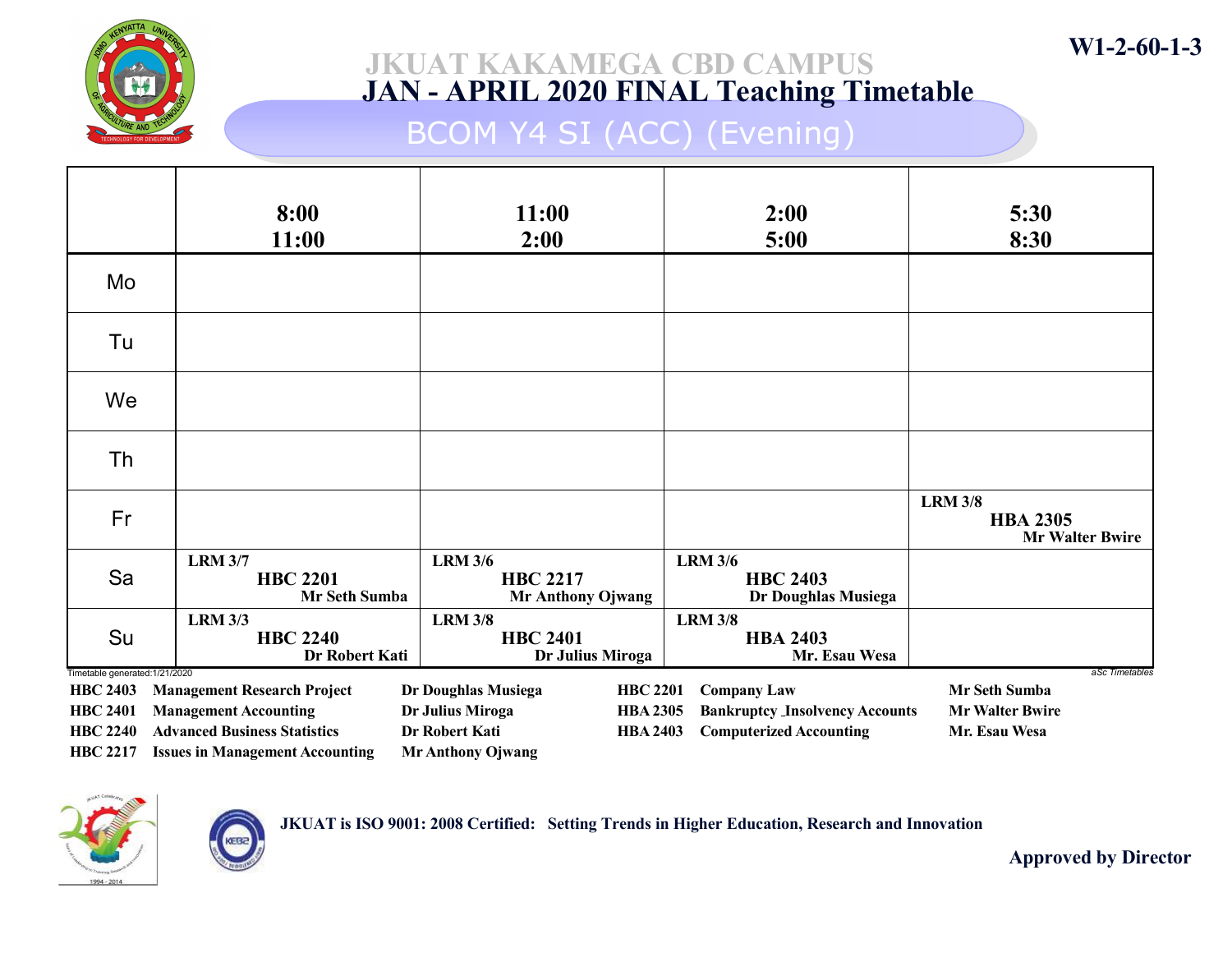W1-2-60-1-3

# JKUAT KAKAMEGA CBD CAMPUS
## JAN - APRIL 2020 FINAL Teaching Timetable
### BCOM Y4 SI (ACC) (Evening)

| | 8:00 11:00 | 11:00 2:00 | 2:00 5:00 | 5:30 8:30 |
|---|---|---|---|---|
| Mo | | | | |
| Tu | | | | |
| We | | | | |
| Th | | | | |
| Fr | | | | LRM 3/8 HBA 2305 Mr Walter Bwire |
| Sa | LRM 3/7 HBC 2201 Mr Seth Sumba | LRM 3/6 HBC 2217 Mr Anthony Ojwang | LRM 3/6 HBC 2403 Dr Doughlas Musiega | |
| Su | LRM 3/3 HBC 2240 Dr Robert Kati | LRM 3/8 HBC 2401 Dr Julius Miroga | LRM 3/8 HBA 2403 Mr. Esau Wesa | |

Timetable generated:1/21/2020

aSc Timetables

| Code | Course | Lecturer |
|---|---|---|
| HBC 2403 | Management Research Project | Dr Doughlas Musiega |
| HBC 2401 | Management Accounting | Dr Julius Miroga |
| HBC 2240 | Advanced Business Statistics | Dr Robert Kati |
| HBC 2217 | Issues in Management Accounting | Mr Anthony Ojwang |
| HBC 2201 | Company Law | Mr Seth Sumba |
| HBA 2305 | Bankruptcy _Insolvency Accounts | Mr Walter Bwire |
| HBA 2403 | Computerized Accounting | Mr. Esau Wesa |

JKUAT is ISO 9001: 2008 Certified: Setting Trends in Higher Education, Research and Innovation

Approved by Director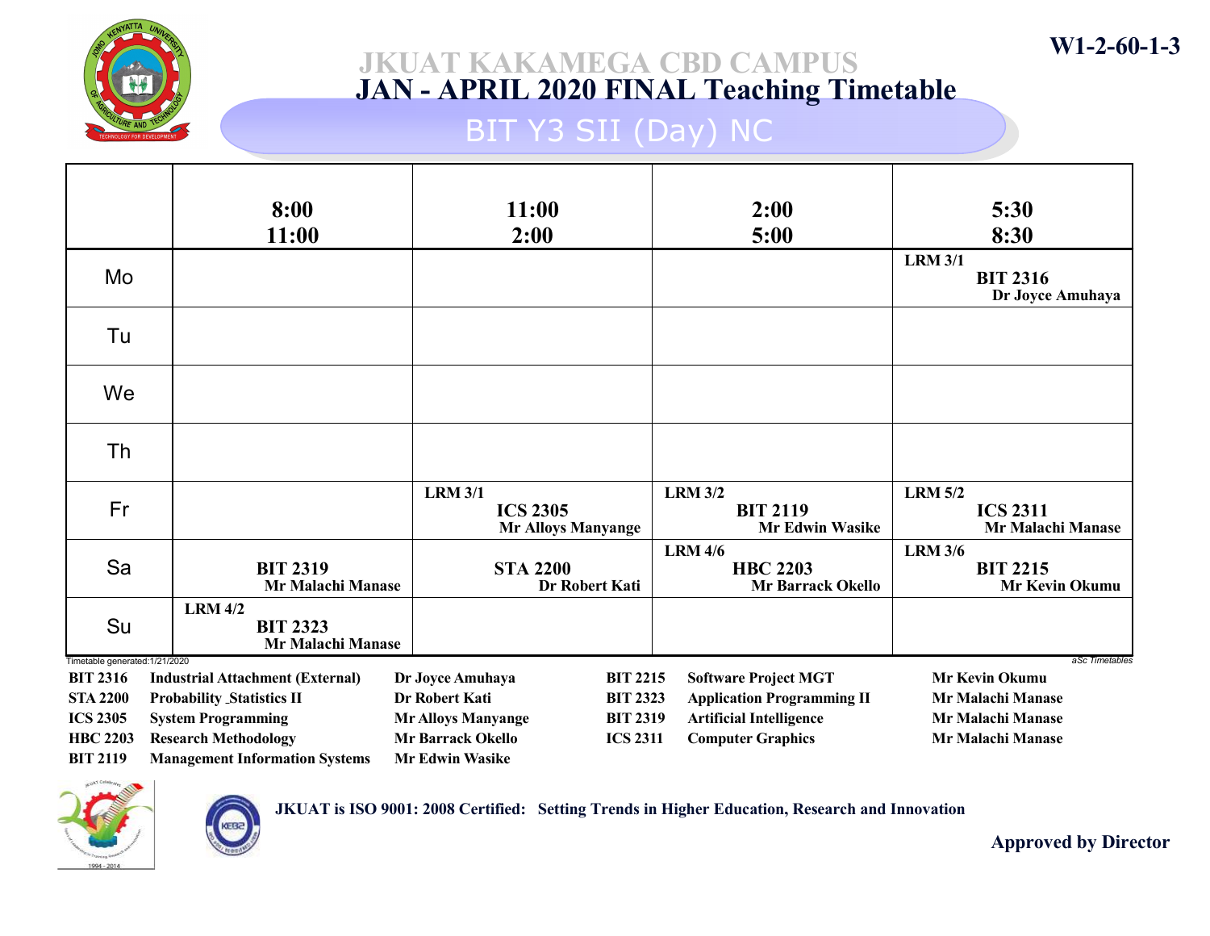W1-2-60-1-3

# JKUAT KAKAMEGA CBD CAMPUS

## JAN - APRIL 2020 FINAL Teaching Timetable

### BIT Y3 SII (Day) NC

| | 8:00 11:00 | 11:00 2:00 | 2:00 5:00 | 5:30 8:30 |
|---|---|---|---|---|
| Mo | | | | LRM 3/1 **BIT 2316** Dr Joyce Amuhaya |
| Tu | | | | |
| We | | | | |
| Th | | | | |
| Fr | | LRM 3/1 **ICS 2305** Mr Alloys Manyange | LRM 3/2 **BIT 2119** Mr Edwin Wasike | LRM 5/2 **ICS 2311** Mr Malachi Manase |
| Sa | **BIT 2319** Mr Malachi Manase | **STA 2200** Dr Robert Kati | LRM 4/6 **HBC 2203** Mr Barrack Okello | LRM 3/6 **BIT 2215** Mr Kevin Okumu |
| Su | LRM 4/2 **BIT 2323** Mr Malachi Manase | | | |

Timetable generated:1/21/2020

aSc Timetables

| Code | Course | Lecturer | Code | Course | Lecturer |
|---|---|---|---|---|---|
| BIT 2316 | Industrial Attachment (External) | Dr Joyce Amuhaya | BIT 2215 | Software Project MGT | Mr Kevin Okumu |
| STA 2200 | Probability _Statistics II | Dr Robert Kati | BIT 2323 | Application Programming II | Mr Malachi Manase |
| ICS 2305 | System Programming | Mr Alloys Manyange | BIT 2319 | Artificial Intelligence | Mr Malachi Manase |
| HBC 2203 | Research Methodology | Mr Barrack Okello | ICS 2311 | Computer Graphics | Mr Malachi Manase |
| BIT 2119 | Management Information Systems | Mr Edwin Wasike | | | |

JKUAT is ISO 9001: 2008 Certified: Setting Trends in Higher Education, Research and Innovation

Approved by Director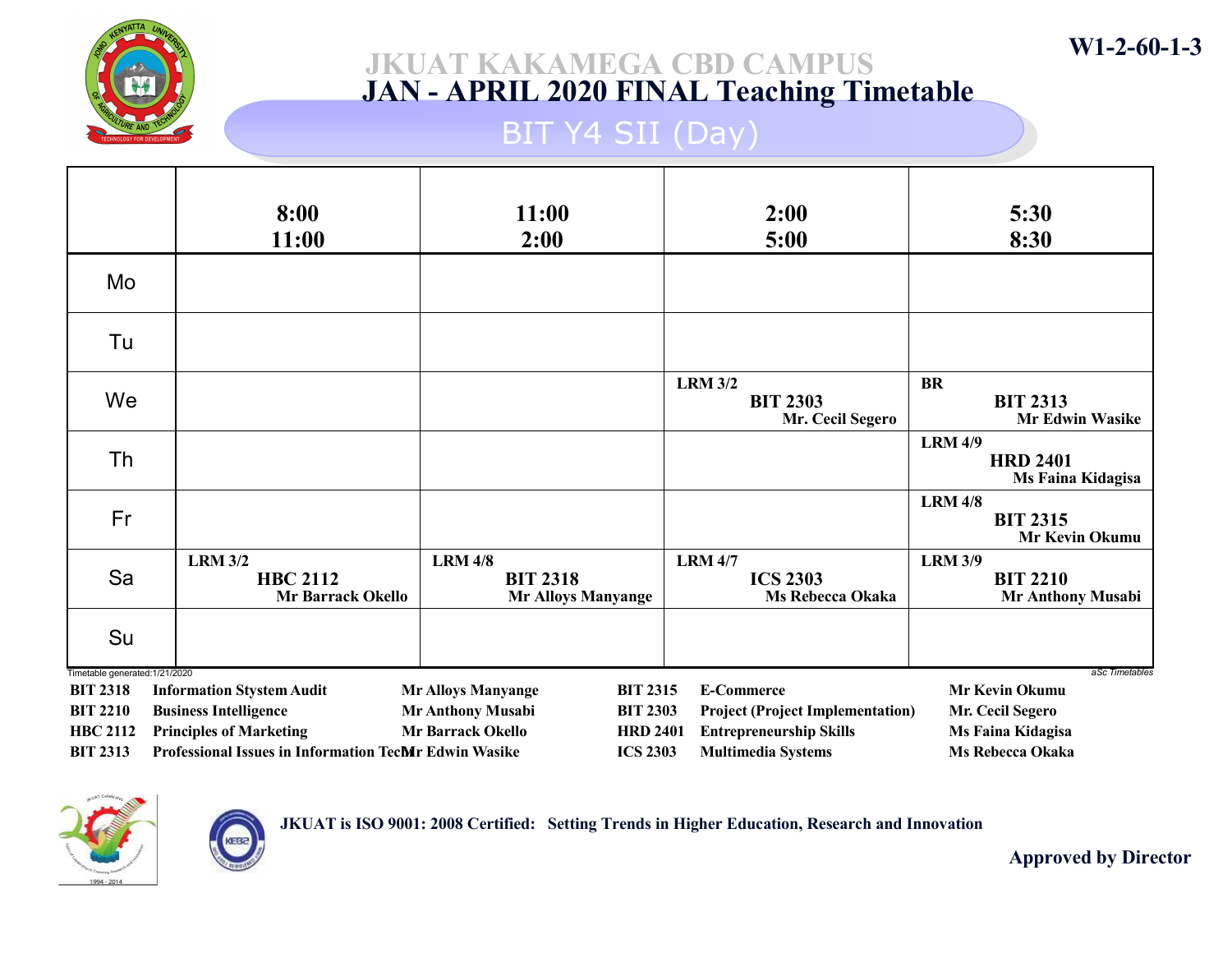W1-2-60-1-3

# JKUAT KAKAMEGA CBD CAMPUS

## JAN - APRIL 2020 FINAL Teaching Timetable

### BIT Y4 SII (Day)

| | 8:00 11:00 | 11:00 2:00 | 2:00 5:00 | 5:30 8:30 |
|---|---|---|---|---|
| Mo | | | | |
| Tu | | | | |
| We | | | LRM 3/2 **BIT 2303** Mr. Cecil Segero | BR **BIT 2313** Mr Edwin Wasike |
| Th | | | | LRM 4/9 **HRD 2401** Ms Faina Kidagisa |
| Fr | | | | LRM 4/8 **BIT 2315** Mr Kevin Okumu |
| Sa | LRM 3/2 **HBC 2112** Mr Barrack Okello | LRM 4/8 **BIT 2318** Mr Alloys Manyange | LRM 4/7 **ICS 2303** Ms Rebecca Okaka | LRM 3/9 **BIT 2210** Mr Anthony Musabi |
| Su | | | | |

Timetable generated:1/21/2020

aSc Timetables

| Code | Course | Lecturer |
|---|---|---|
| BIT 2318 | Information Stystem Audit | Mr Alloys Manyange |
| BIT 2210 | Business Intelligence | Mr Anthony Musabi |
| HBC 2112 | Principles of Marketing | Mr Barrack Okello |
| BIT 2313 | Professional Issues in Information Tech | Mr Edwin Wasike |
| BIT 2315 | E-Commerce | Mr Kevin Okumu |
| BIT 2303 | Project (Project Implementation) | Mr. Cecil Segero |
| HRD 2401 | Entrepreneurship Skills | Ms Faina Kidagisa |
| ICS 2303 | Multimedia Systems | Ms Rebecca Okaka |

JKUAT is ISO 9001: 2008 Certified: Setting Trends in Higher Education, Research and Innovation

**Approved by Director**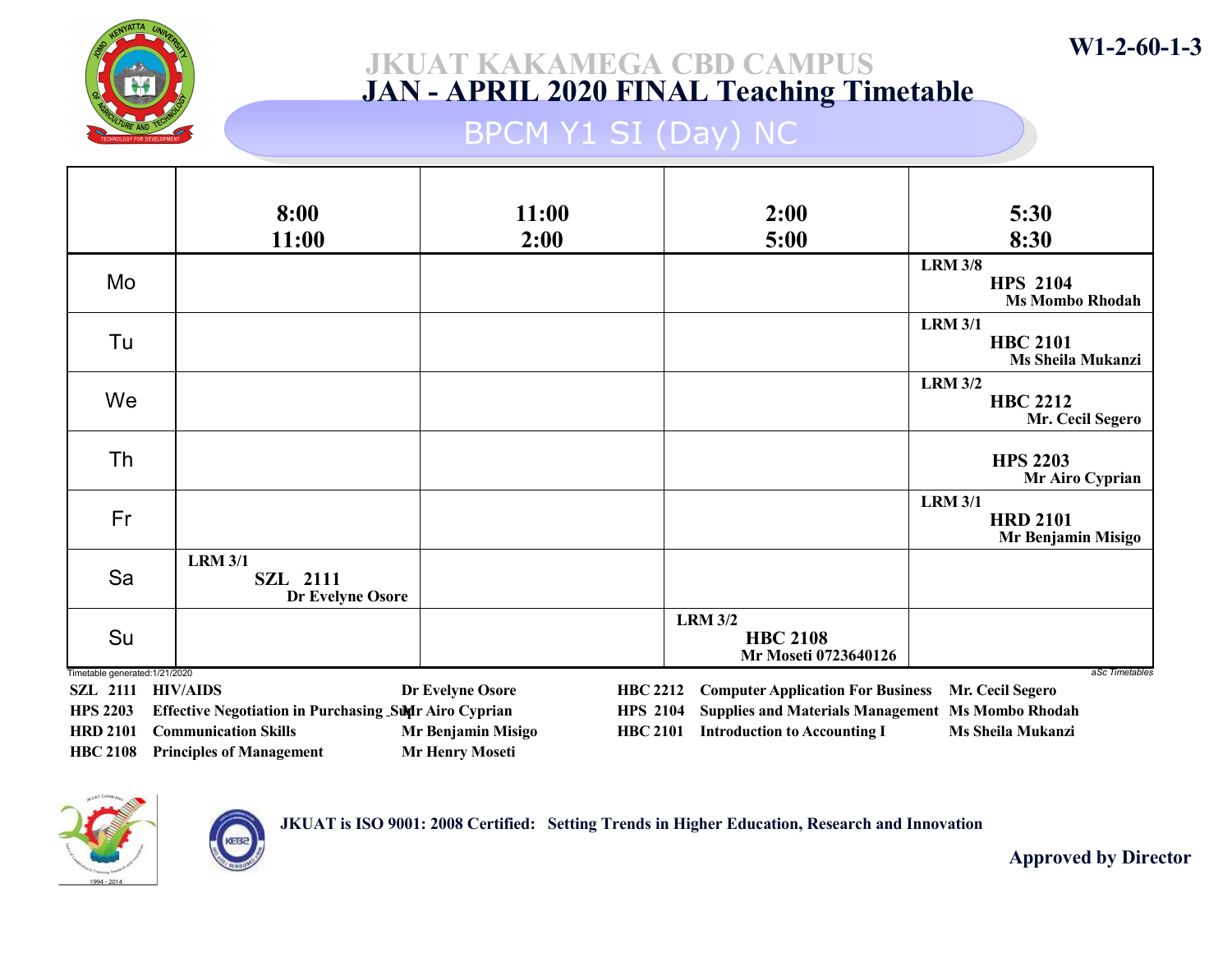W1-2-60-1-3

# JKUAT KAKAMEGA CBD CAMPUS

## JAN - APRIL 2020 FINAL Teaching Timetable

### BPCM Y1 SI (Day) NC

| | 8:00 11:00 | 11:00 2:00 | 2:00 5:00 | 5:30 8:30 |
|---|---|---|---|---|
| Mo | | | | LRM 3/8 **HPS 2104** Ms Mombo Rhodah |
| Tu | | | | LRM 3/1 **HBC 2101** Ms Sheila Mukanzi |
| We | | | | LRM 3/2 **HBC 2212** Mr. Cecil Segero |
| Th | | | | **HPS 2203** Mr Airo Cyprian |
| Fr | | | | LRM 3/1 **HRD 2101** Mr Benjamin Misigo |
| Sa | LRM 3/1 **SZL 2111** Dr Evelyne Osore | | | |
| Su | | | LRM 3/2 **HBC 2108** Mr Moseti 0723640126 | |

Timetable generated:1/21/2020

aSc Timetables

| Code | Course | Lecturer | Code | Course | Lecturer |
|---|---|---|---|---|---|
| SZL 2111 | HIV/AIDS | Dr Evelyne Osore | HBC 2212 | Computer Application For Business | Mr. Cecil Segero |
| HPS 2203 | Effective Negotiation in Purchasing _Su | Mr Airo Cyprian | HPS 2104 | Supplies and Materials Management | Ms Mombo Rhodah |
| HRD 2101 | Communication Skills | Mr Benjamin Misigo | HBC 2101 | Introduction to Accounting I | Ms Sheila Mukanzi |
| HBC 2108 | Principles of Management | Mr Henry Moseti | | | |

JKUAT is ISO 9001: 2008 Certified: Setting Trends in Higher Education, Research and Innovation

Approved by Director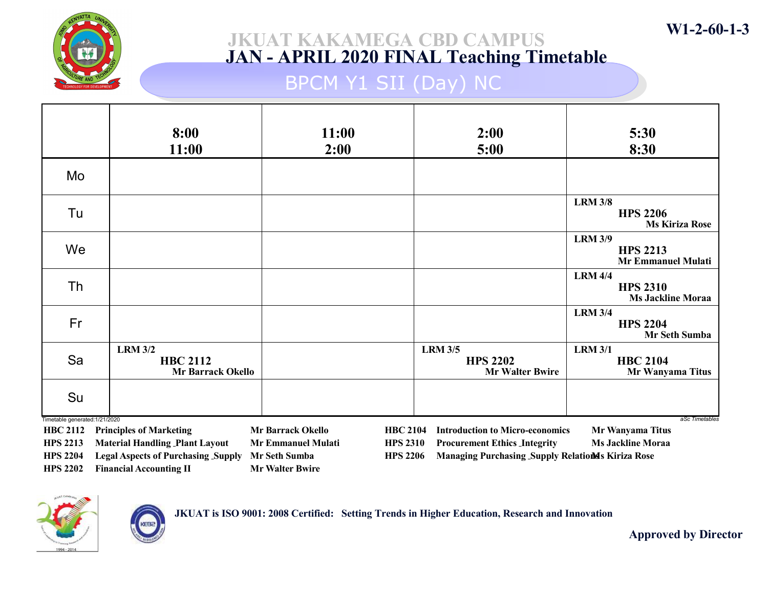W1-2-60-1-3

# JKUAT KAKAMEGA CBD CAMPUS
## JAN - APRIL 2020 FINAL Teaching Timetable
### BPCM Y1 SII (Day) NC

| | 8:00 11:00 | 11:00 2:00 | 2:00 5:00 | 5:30 8:30 |
|---|---|---|---|---|
| Mo | | | | |
| Tu | | | | LRM 3/8 **HPS 2206** Ms Kiriza Rose |
| We | | | | LRM 3/9 **HPS 2213** Mr Emmanuel Mulati |
| Th | | | | LRM 4/4 **HPS 2310** Ms Jackline Moraa |
| Fr | | | | LRM 3/4 **HPS 2204** Mr Seth Sumba |
| Sa | LRM 3/2 **HBC 2112** Mr Barrack Okello | | LRM 3/5 **HPS 2202** Mr Walter Bwire | LRM 3/1 **HBC 2104** Mr Wanyama Titus |
| Su | | | | |

Timetable generated:1/21/2020 — aSc Timetables

| Code | Course | Lecturer | Code | Course | Lecturer |
|---|---|---|---|---|---|
| HBC 2112 | Principles of Marketing | Mr Barrack Okello | HBC 2104 | Introduction to Micro-economics | Mr Wanyama Titus |
| HPS 2213 | Material Handling _Plant Layout | Mr Emmanuel Mulati | HPS 2310 | Procurement Ethics _Integrity | Ms Jackline Moraa |
| HPS 2204 | Legal Aspects of Purchasing _Supply | Mr Seth Sumba | HPS 2206 | Managing Purchasing _Supply Relations | Ms Kiriza Rose |
| HPS 2202 | Financial Accounting II | Mr Walter Bwire | | | |

JKUAT is ISO 9001: 2008 Certified: Setting Trends in Higher Education, Research and Innovation

**Approved by Director**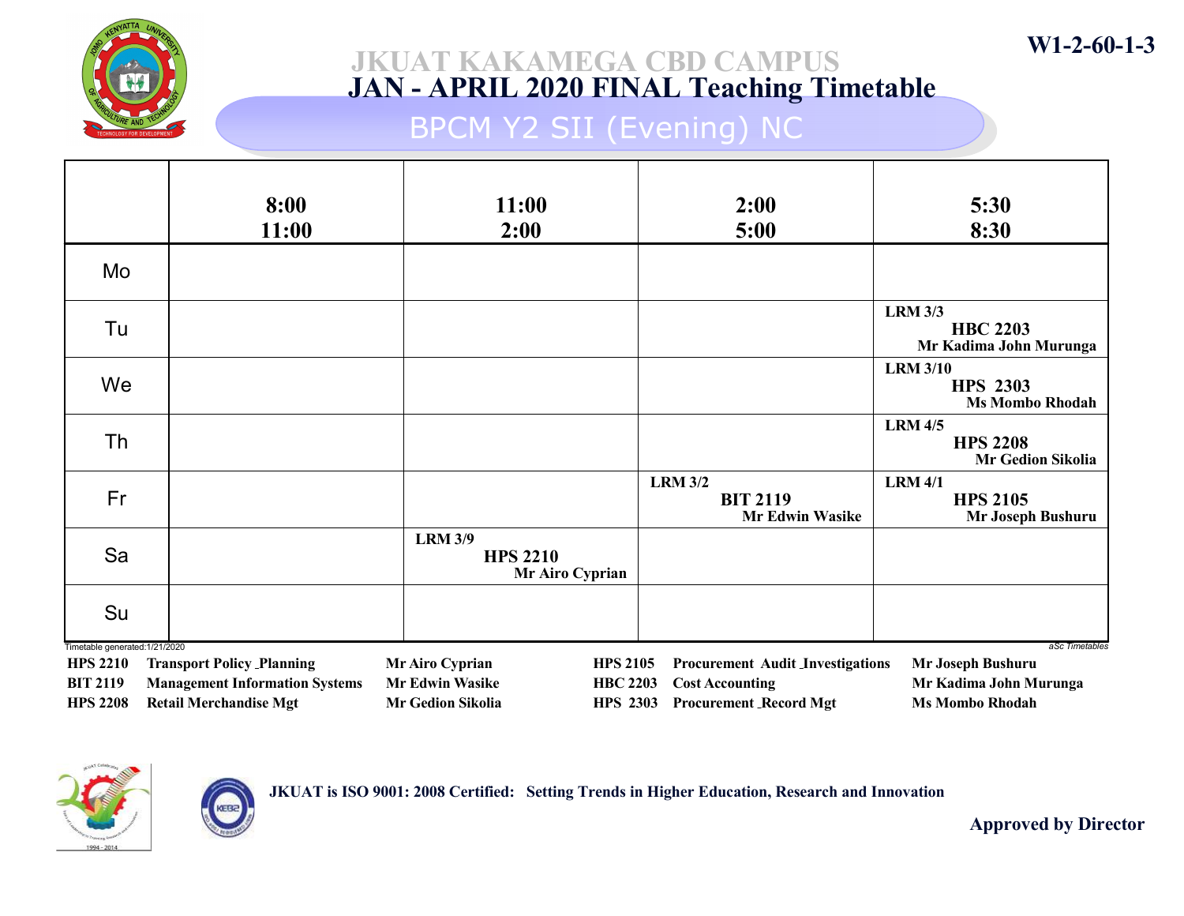W1-2-60-1-3

# JKUAT KAKAMEGA CBD CAMPUS
## JAN - APRIL 2020 FINAL Teaching Timetable
### BPCM Y2 SII (Evening) NC

| | 8:00 11:00 | 11:00 2:00 | 2:00 5:00 | 5:30 8:30 |
|---|---|---|---|---|
| Mo | | | | |
| Tu | | | | LRM 3/3 **HBC 2203** Mr Kadima John Murunga |
| We | | | | LRM 3/10 **HPS 2303** Ms Mombo Rhodah |
| Th | | | | LRM 4/5 **HPS 2208** Mr Gedion Sikolia |
| Fr | | | LRM 3/2 **BIT 2119** Mr Edwin Wasike | LRM 4/1 **HPS 2105** Mr Joseph Bushuru |
| Sa | | LRM 3/9 **HPS 2210** Mr Airo Cyprian | | |
| Su | | | | |

Timetable generated:1/21/2020

aSc Timetables

| Code | Unit | Lecturer |
|---|---|---|
| HPS 2210 | Transport Policy _Planning | Mr Airo Cyprian |
| BIT 2119 | Management Information Systems | Mr Edwin Wasike |
| HPS 2208 | Retail Merchandise Mgt | Mr Gedion Sikolia |
| HPS 2105 | Procurement Audit _Investigations | Mr Joseph Bushuru |
| HBC 2203 | Cost Accounting | Mr Kadima John Murunga |
| HPS 2303 | Procurement _Record Mgt | Ms Mombo Rhodah |

JKUAT is ISO 9001: 2008 Certified: Setting Trends in Higher Education, Research and Innovation

Approved by Director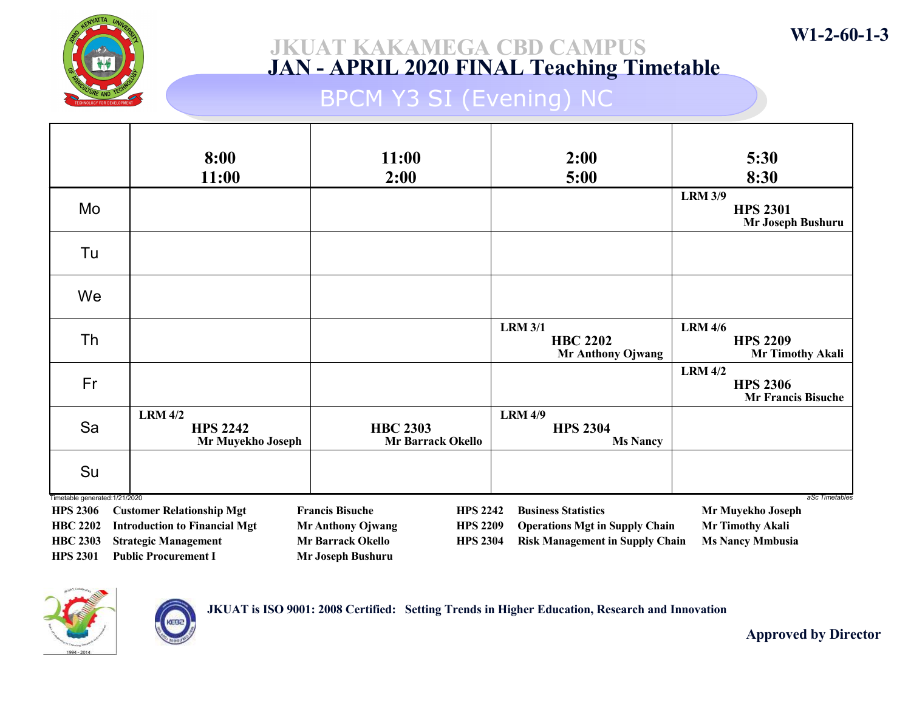W1-2-60-1-3

# JKUAT KAKAMEGA CBD CAMPUS
## JAN - APRIL 2020 FINAL Teaching Timetable
### BPCM Y3 SI (Evening) NC

| | 8:00 11:00 | 11:00 2:00 | 2:00 5:00 | 5:30 8:30 |
|---|---|---|---|---|
| Mo | | | | LRM 3/9 **HPS 2301** Mr Joseph Bushuru |
| Tu | | | | |
| We | | | | |
| Th | | | LRM 3/1 **HBC 2202** Mr Anthony Ojwang | LRM 4/6 **HPS 2209** Mr Timothy Akali |
| Fr | | | | LRM 4/2 **HPS 2306** Mr Francis Bisuche |
| Sa | LRM 4/2 **HPS 2242** Mr Muyekho Joseph | **HBC 2303** Mr Barrack Okello | LRM 4/9 **HPS 2304** Ms Nancy | |
| Su | | | | |

Timetable generated:1/21/2020

aSc Timetables

| Code | Course | Lecturer | Code | Course | Lecturer |
|---|---|---|---|---|---|
| HPS 2306 | Customer Relationship Mgt | Francis Bisuche | HPS 2242 | Business Statistics | Mr Muyekho Joseph |
| HBC 2202 | Introduction to Financial Mgt | Mr Anthony Ojwang | HPS 2209 | Operations Mgt in Supply Chain | Mr Timothy Akali |
| HBC 2303 | Strategic Management | Mr Barrack Okello | HPS 2304 | Risk Management in Supply Chain | Ms Nancy Mmbusia |
| HPS 2301 | Public Procurement I | Mr Joseph Bushuru | | | |

JKUAT is ISO 9001: 2008 Certified: Setting Trends in Higher Education, Research and Innovation

Approved by Director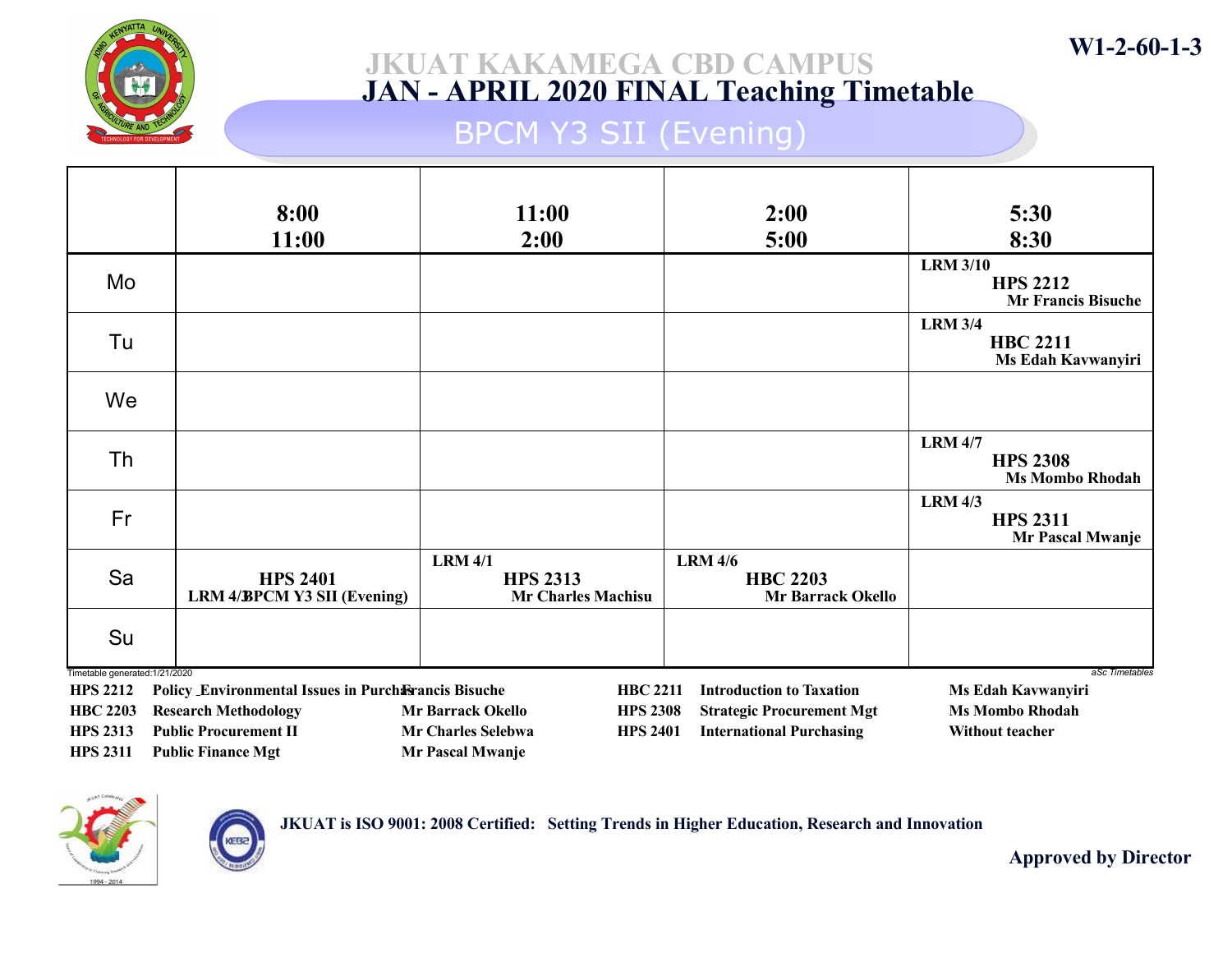# JKUAT KAKAMEGA CBD CAMPUS

## JAN - APRIL 2020 FINAL Teaching Timetable

### BPCM Y3 SII (Evening)

W1-2-60-1-3

| | 8:00<br>11:00 | 11:00<br>2:00 | 2:00<br>5:00 | 5:30<br>8:30 |
|---|---|---|---|---|
| Mo | | | | LRM 3/10<br>HPS 2212<br>Mr Francis Bisuche |
| Tu | | | | LRM 3/4<br>HBC 2211<br>Ms Edah Kavwanyiri |
| We | | | | |
| Th | | | | LRM 4/7<br>HPS 2308<br>Ms Mombo Rhodah |
| Fr | | | | LRM 4/3<br>HPS 2311<br>Mr Pascal Mwanje |
| Sa | HPS 2401<br>LRM 4/3 BPCM Y3 SII (Evening) | LRM 4/1<br>HPS 2313<br>Mr Charles Machisu | LRM 4/6<br>HBC 2203<br>Mr Barrack Okello | |
| Su | | | | |

Timetable generated:1/21/2020

aSc Timetables

| Code | Course | Lecturer | Code | Course | Lecturer |
|---|---|---|---|---|---|
| HPS 2212 | Policy _Environmental Issues in Purcha | Francis Bisuche | HBC 2211 | Introduction to Taxation | Ms Edah Kavwanyiri |
| HBC 2203 | Research Methodology | Mr Barrack Okello | HPS 2308 | Strategic Procurement Mgt | Ms Mombo Rhodah |
| HPS 2313 | Public Procurement II | Mr Charles Selebwa | HPS 2401 | International Purchasing | Without teacher |
| HPS 2311 | Public Finance Mgt | Mr Pascal Mwanje | | | |

JKUAT is ISO 9001: 2008 Certified: Setting Trends in Higher Education, Research and Innovation

Approved by Director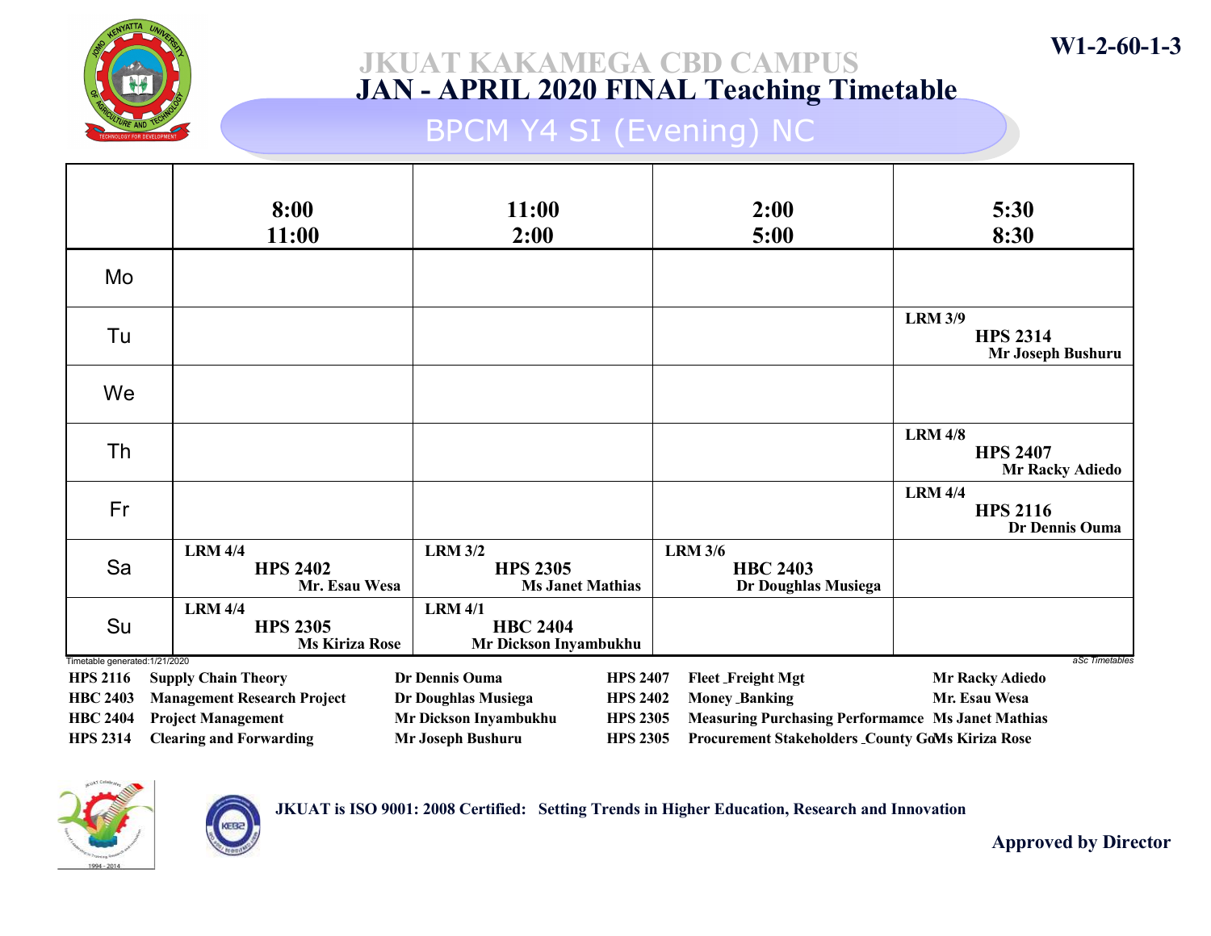W1-2-60-1-3

# JKUAT KAKAMEGA CBD CAMPUS
## JAN - APRIL 2020 FINAL Teaching Timetable
### BPCM Y4 SI (Evening) NC

| | 8:00 11:00 | 11:00 2:00 | 2:00 5:00 | 5:30 8:30 |
|---|---|---|---|---|
| Mo | | | | |
| Tu | | | | LRM 3/9 HPS 2314 Mr Joseph Bushuru |
| We | | | | |
| Th | | | | LRM 4/8 HPS 2407 Mr Racky Adiedo |
| Fr | | | | LRM 4/4 HPS 2116 Dr Dennis Ouma |
| Sa | LRM 4/4 HPS 2402 Mr. Esau Wesa | LRM 3/2 HPS 2305 Ms Janet Mathias | LRM 3/6 HBC 2403 Dr Doughlas Musiega | |
| Su | LRM 4/4 HPS 2305 Ms Kiriza Rose | LRM 4/1 HBC 2404 Mr Dickson Inyambukhu | | |

Timetable generated:1/21/2020

aSc Timetables

| Code | Subject | Lecturer | Code | Subject | Lecturer |
|---|---|---|---|---|---|
| HPS 2116 | Supply Chain Theory | Dr Dennis Ouma | HPS 2407 | Fleet _Freight Mgt | Mr Racky Adiedo |
| HBC 2403 | Management Research Project | Dr Doughlas Musiega | HPS 2402 | Money _Banking | Mr. Esau Wesa |
| HBC 2404 | Project Management | Mr Dickson Inyambukhu | HPS 2305 | Measuring Purchasing Performamce | Ms Janet Mathias |
| HPS 2314 | Clearing and Forwarding | Mr Joseph Bushuru | HPS 2305 | Procurement Stakeholders _County Go | Ms Kiriza Rose |

JKUAT is ISO 9001: 2008 Certified: Setting Trends in Higher Education, Research and Innovation

Approved by Director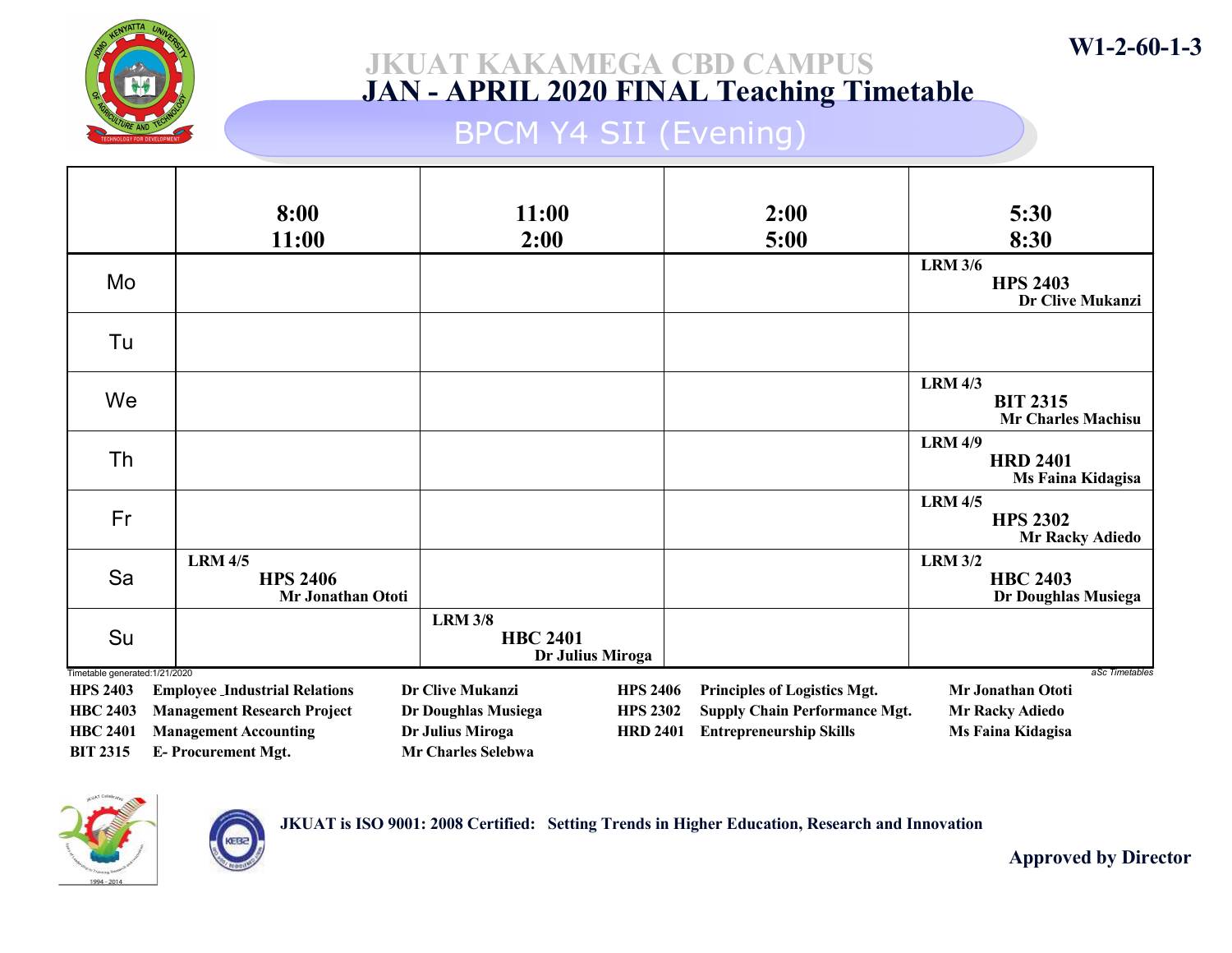W1-2-60-1-3

# JKUAT KAKAMEGA CBD CAMPUS
## JAN - APRIL 2020 FINAL Teaching Timetable
### BPCM Y4 SII (Evening)

| | 8:00 11:00 | 11:00 2:00 | 2:00 5:00 | 5:30 8:30 |
|---|---|---|---|---|
| Mo | | | | LRM 3/6 **HPS 2403** Dr Clive Mukanzi |
| Tu | | | | |
| We | | | | LRM 4/3 **BIT 2315** Mr Charles Machisu |
| Th | | | | LRM 4/9 **HRD 2401** Ms Faina Kidagisa |
| Fr | | | | LRM 4/5 **HPS 2302** Mr Racky Adiedo |
| Sa | LRM 4/5 **HPS 2406** Mr Jonathan Ototi | | | LRM 3/2 **HBC 2403** Dr Doughlas Musiega |
| Su | | LRM 3/8 **HBC 2401** Dr Julius Miroga | | |

Timetable generated:1/21/2020

aSc Timetables

| Code | Course | Lecturer |
|---|---|---|
| HPS 2403 | Employee Industrial Relations | Dr Clive Mukanzi |
| HBC 2403 | Management Research Project | Dr Doughlas Musiega |
| HBC 2401 | Management Accounting | Dr Julius Miroga |
| BIT 2315 | E- Procurement Mgt. | Mr Charles Selebwa |
| HPS 2406 | Principles of Logistics Mgt. | Mr Jonathan Ototi |
| HPS 2302 | Supply Chain Performance Mgt. | Mr Racky Adiedo |
| HRD 2401 | Entrepreneurship Skills | Ms Faina Kidagisa |

JKUAT is ISO 9001: 2008 Certified: Setting Trends in Higher Education, Research and Innovation

Approved by Director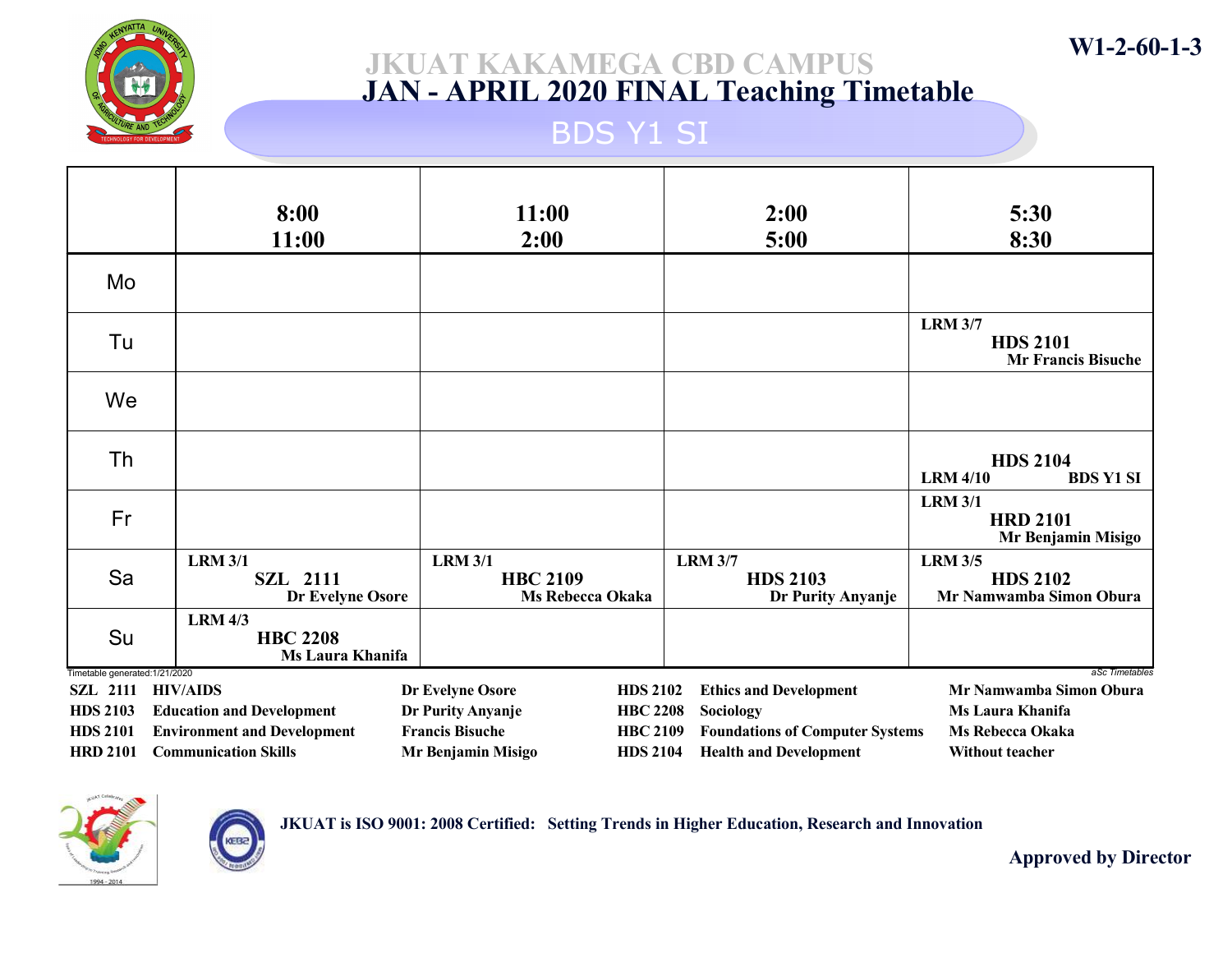W1-2-60-1-3

# JKUAT KAKAMEGA CBD CAMPUS
## JAN - APRIL 2020 FINAL Teaching Timetable
### BDS Y1 SI

| | 8:00 11:00 | 11:00 2:00 | 2:00 5:00 | 5:30 8:30 |
|---|---|---|---|---|
| Mo | | | | |
| Tu | | | | LRM 3/7 **HDS 2101** Mr Francis Bisuche |
| We | | | | |
| Th | | | | **HDS 2104** LRM 4/10 BDS Y1 SI |
| Fr | | | | LRM 3/1 **HRD 2101** Mr Benjamin Misigo |
| Sa | LRM 3/1 **SZL 2111** Dr Evelyne Osore | LRM 3/1 **HBC 2109** Ms Rebecca Okaka | LRM 3/7 **HDS 2103** Dr Purity Anyanje | LRM 3/5 **HDS 2102** Mr Namwamba Simon Obura |
| Su | LRM 4/3 **HBC 2208** Ms Laura Khanifa | | | |

Timetable generated:1/21/2020

*aSc Timetables*

| Code | Subject | Teacher | Code | Subject | Teacher |
|---|---|---|---|---|---|
| SZL 2111 | HIV/AIDS | Dr Evelyne Osore | HDS 2102 | Ethics and Development | Mr Namwamba Simon Obura |
| HDS 2103 | Education and Development | Dr Purity Anyanje | HBC 2208 | Sociology | Ms Laura Khanifa |
| HDS 2101 | Environment and Development | Francis Bisuche | HBC 2109 | Foundations of Computer Systems | Ms Rebecca Okaka |
| HRD 2101 | Communication Skills | Mr Benjamin Misigo | HDS 2104 | Health and Development | Without teacher |

JKUAT is ISO 9001: 2008 Certified: Setting Trends in Higher Education, Research and Innovation

**Approved by Director**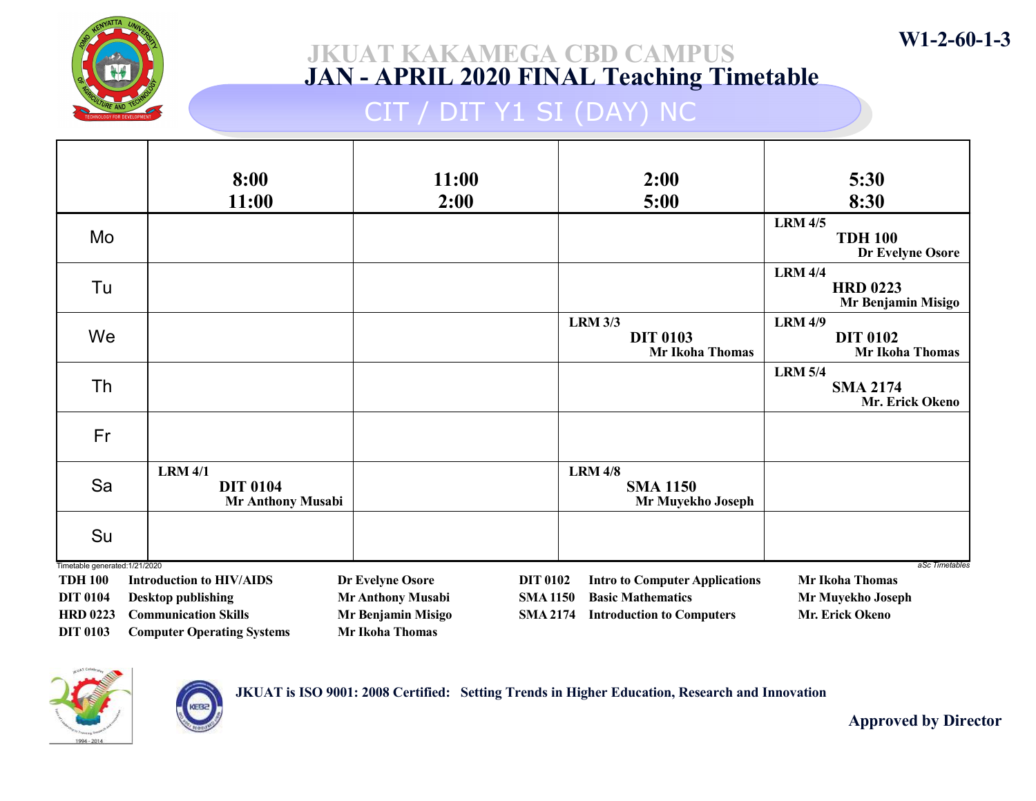W1-2-60-1-3

# JKUAT KAKAMEGA CBD CAMPUS
## JAN - APRIL 2020 FINAL Teaching Timetable
### CIT / DIT Y1 SI (DAY) NC

| | 8:00 11:00 | 11:00 2:00 | 2:00 5:00 | 5:30 8:30 |
|---|---|---|---|---|
| Mo | | | | LRM 4/5 **TDH 100** Dr Evelyne Osore |
| Tu | | | | LRM 4/4 **HRD 0223** Mr Benjamin Misigo |
| We | | | LRM 3/3 **DIT 0103** Mr Ikoha Thomas | LRM 4/9 **DIT 0102** Mr Ikoha Thomas |
| Th | | | | LRM 5/4 **SMA 2174** Mr. Erick Okeno |
| Fr | | | | |
| Sa | LRM 4/1 **DIT 0104** Mr Anthony Musabi | | LRM 4/8 **SMA 1150** Mr Muyekho Joseph | |
| Su | | | | |

Timetable generated:1/21/2020

aSc Timetables

| Code | Course | Lecturer |
|---|---|---|
| TDH 100 | Introduction to HIV/AIDS | Dr Evelyne Osore |
| DIT 0104 | Desktop publishing | Mr Anthony Musabi |
| HRD 0223 | Communication Skills | Mr Benjamin Misigo |
| DIT 0103 | Computer Operating Systems | Mr Ikoha Thomas |
| DIT 0102 | Intro to Computer Applications | Mr Ikoha Thomas |
| SMA 1150 | Basic Mathematics | Mr Muyekho Joseph |
| SMA 2174 | Introduction to Computers | Mr. Erick Okeno |

**JKUAT is ISO 9001: 2008 Certified: Setting Trends in Higher Education, Research and Innovation**

**Approved by Director**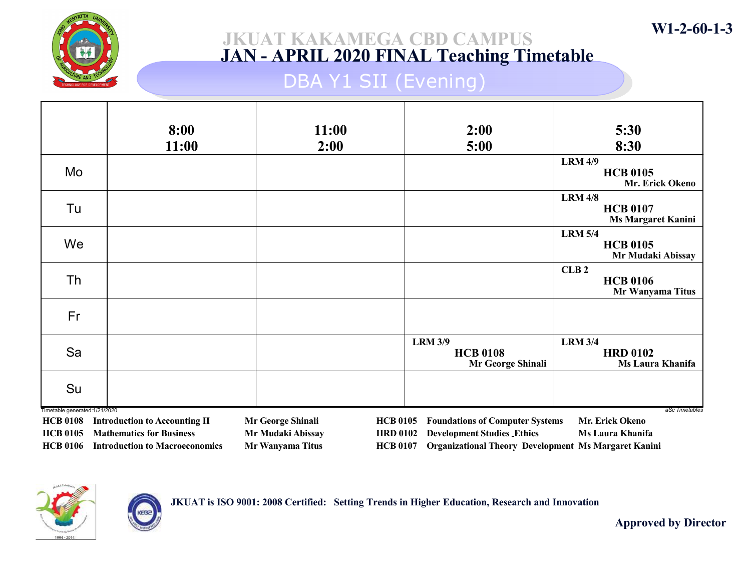# JKUAT KAKAMEGA CBD CAMPUS

## JAN - APRIL 2020 FINAL Teaching Timetable

W1-2-60-1-3

### DBA Y1 SII (Evening)

| | 8:00 11:00 | 11:00 2:00 | 2:00 5:00 | 5:30 8:30 |
|---|---|---|---|---|
| Mo | | | | LRM 4/9 **HCB 0105** Mr. Erick Okeno |
| Tu | | | | LRM 4/8 **HCB 0107** Ms Margaret Kanini |
| We | | | | LRM 5/4 **HCB 0105** Mr Mudaki Abissay |
| Th | | | | CLB 2 **HCB 0106** Mr Wanyama Titus |
| Fr | | | | |
| Sa | | | LRM 3/9 **HCB 0108** Mr George Shinali | LRM 3/4 **HRD 0102** Ms Laura Khanifa |
| Su | | | | |

Timetable generated:1/21/2020

aSc Timetables

| Code | Unit | Lecturer | Code | Unit | Lecturer |
|---|---|---|---|---|---|
| HCB 0108 | Introduction to Accounting II | Mr George Shinali | HCB 0105 | Foundations of Computer Systems | Mr. Erick Okeno |
| HCB 0105 | Mathematics for Business | Mr Mudaki Abissay | HRD 0102 | Development Studies _Ethics | Ms Laura Khanifa |
| HCB 0106 | Introduction to Macroeconomics | Mr Wanyama Titus | HCB 0107 | Organizational Theory _Development | Ms Margaret Kanini |

JKUAT is ISO 9001: 2008 Certified: Setting Trends in Higher Education, Research and Innovation

Approved by Director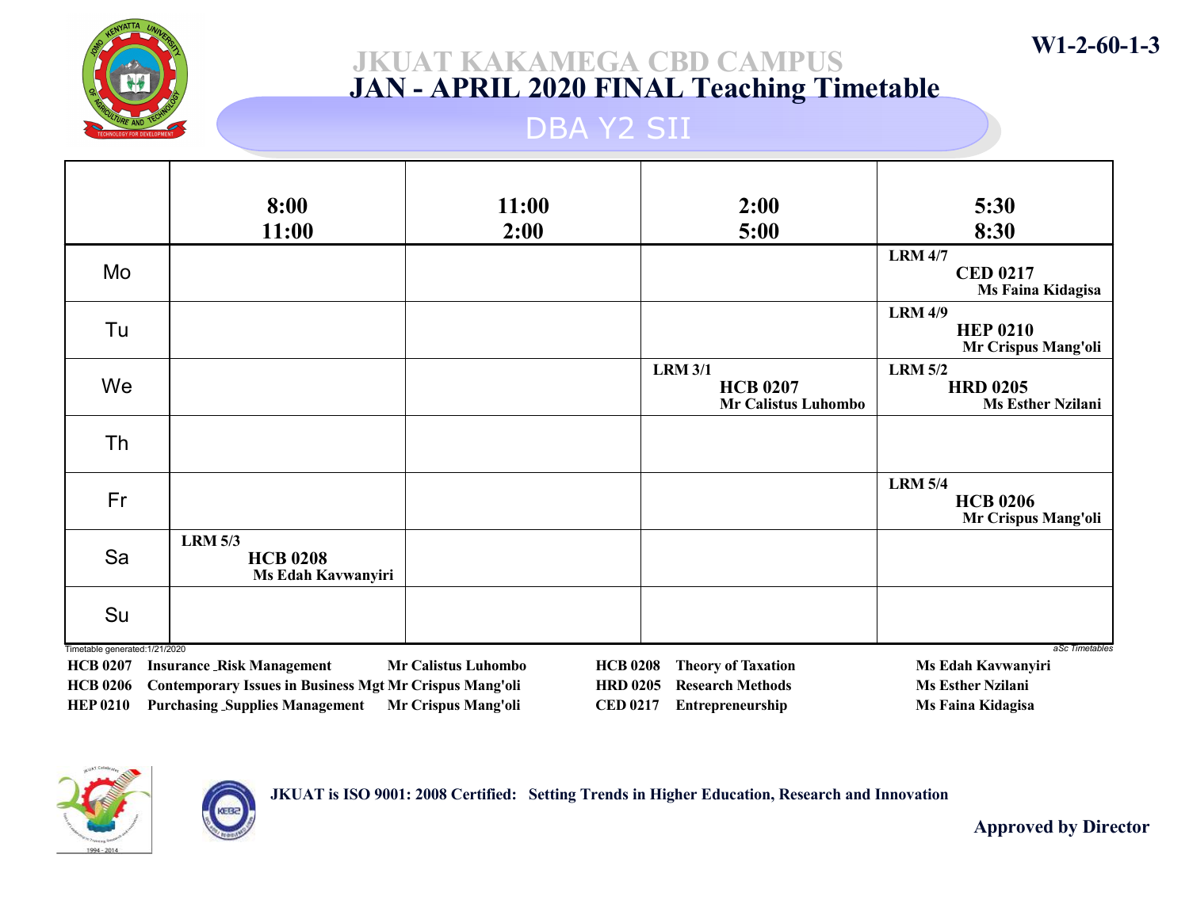W1-2-60-1-3

# JKUAT KAKAMEGA CBD CAMPUS
## JAN - APRIL 2020 FINAL Teaching Timetable
### DBA Y2 SII

| | 8:00 11:00 | 11:00 2:00 | 2:00 5:00 | 5:30 8:30 |
|---|---|---|---|---|
| Mo | | | | LRM 4/7 **CED 0217** Ms Faina Kidagisa |
| Tu | | | | LRM 4/9 **HEP 0210** Mr Crispus Mang'oli |
| We | | | LRM 3/1 **HCB 0207** Mr Calistus Luhombo | LRM 5/2 **HRD 0205** Ms Esther Nzilani |
| Th | | | | |
| Fr | | | | LRM 5/4 **HCB 0206** Mr Crispus Mang'oli |
| Sa | LRM 5/3 **HCB 0208** Ms Edah Kavwanyiri | | | |
| Su | | | | |

Timetable generated:1/21/2020

aSc Timetables

| Code | Course | Lecturer |
|---|---|---|
| HCB 0207 | Insurance _Risk Management | Mr Calistus Luhombo |
| HCB 0206 | Contemporary Issues in Business Mgt | Mr Crispus Mang'oli |
| HEP 0210 | Purchasing _Supplies Management | Mr Crispus Mang'oli |
| HCB 0208 | Theory of Taxation | Ms Edah Kavwanyiri |
| HRD 0205 | Research Methods | Ms Esther Nzilani |
| CED 0217 | Entrepreneurship | Ms Faina Kidagisa |

JKUAT is ISO 9001: 2008 Certified: Setting Trends in Higher Education, Research and Innovation

Approved by Director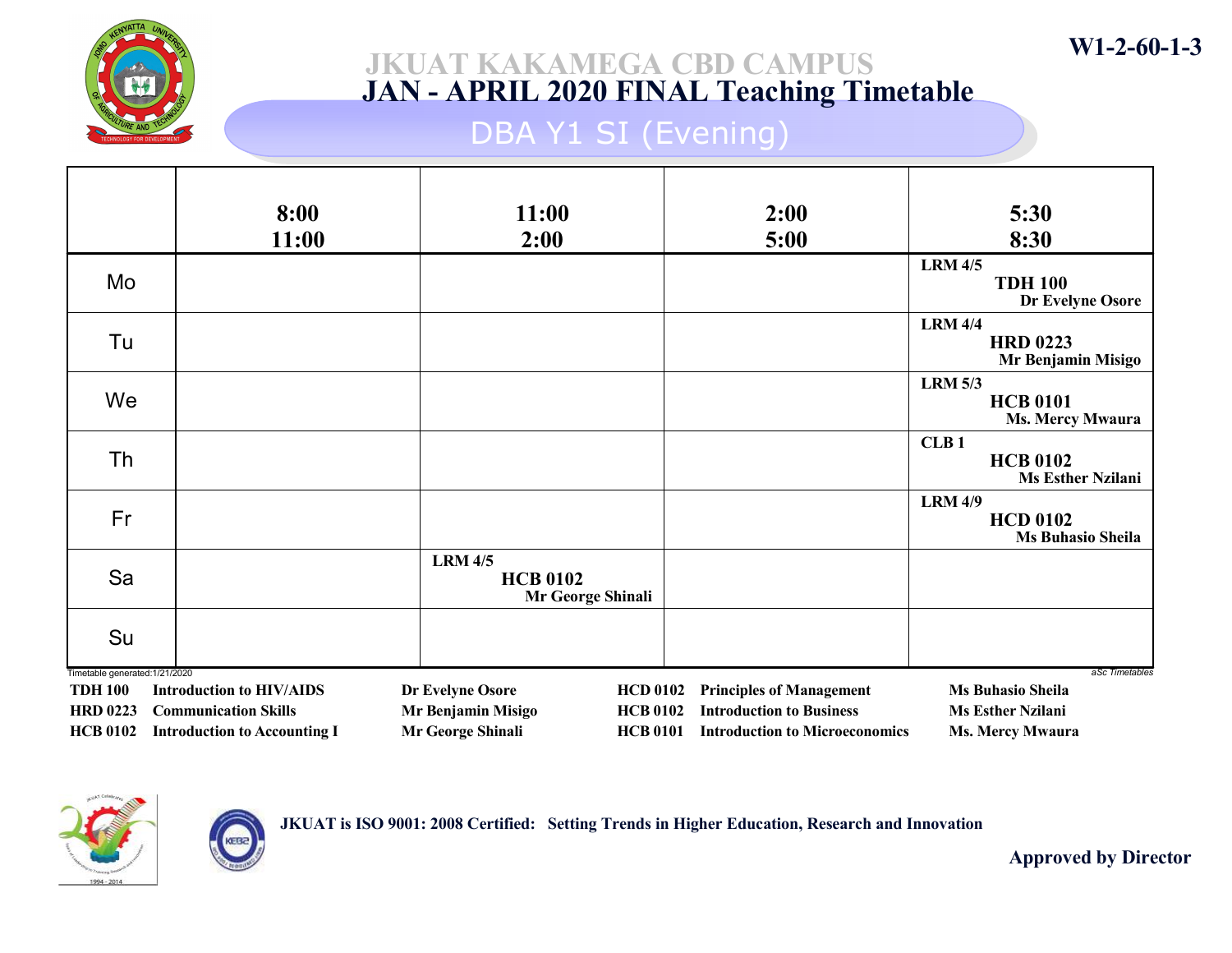W1-2-60-1-3

# JKUAT KAKAMEGA CBD CAMPUS

## JAN - APRIL 2020 FINAL Teaching Timetable

### DBA Y1 SI (Evening)

| | 8:00 11:00 | 11:00 2:00 | 2:00 5:00 | 5:30 8:30 |
|---|---|---|---|---|
| Mo | | | | LRM 4/5 **TDH 100** Dr Evelyne Osore |
| Tu | | | | LRM 4/4 **HRD 0223** Mr Benjamin Misigo |
| We | | | | LRM 5/3 **HCB 0101** Ms. Mercy Mwaura |
| Th | | | | CLB 1 **HCB 0102** Ms Esther Nzilani |
| Fr | | | | LRM 4/9 **HCD 0102** Ms Buhasio Sheila |
| Sa | | LRM 4/5 **HCB 0102** Mr George Shinali | | |
| Su | | | | |

Timetable generated:1/21/2020

aSc Timetables

| Code | Course | Lecturer | Code | Course | Lecturer |
|---|---|---|---|---|---|
| TDH 100 | Introduction to HIV/AIDS | Dr Evelyne Osore | HCD 0102 | Principles of Management | Ms Buhasio Sheila |
| HRD 0223 | Communication Skills | Mr Benjamin Misigo | HCB 0102 | Introduction to Business | Ms Esther Nzilani |
| HCB 0102 | Introduction to Accounting I | Mr George Shinali | HCB 0101 | Introduction to Microeconomics | Ms. Mercy Mwaura |

JKUAT is ISO 9001: 2008 Certified: Setting Trends in Higher Education, Research and Innovation

Approved by Director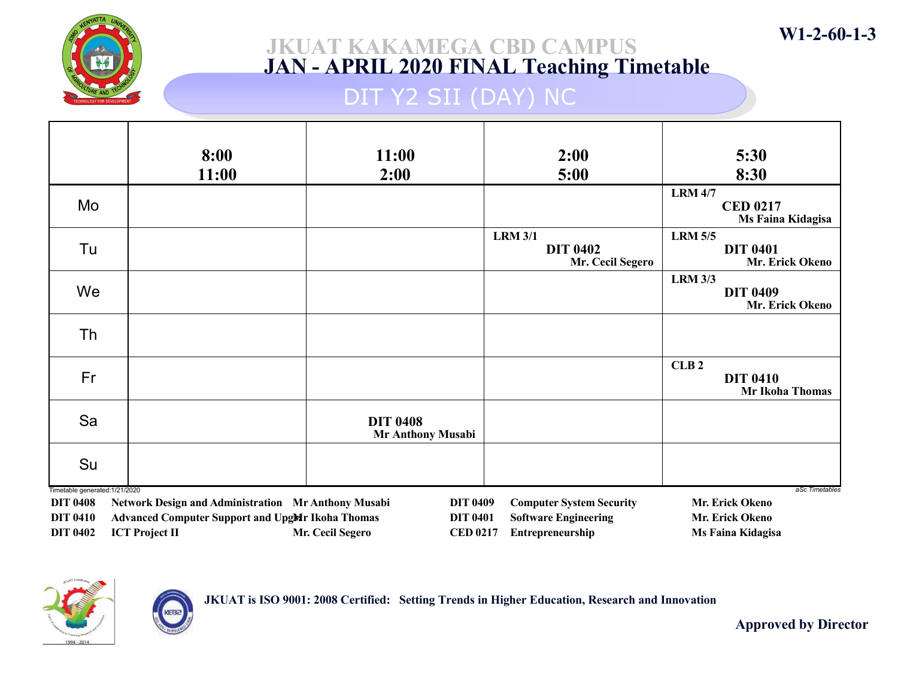W1-2-60-1-3

# JKUAT KAKAMEGA CBD CAMPUS
## JAN - APRIL 2020 FINAL Teaching Timetable
### DIT Y2 SII (DAY) NC

| | 8:00 11:00 | 11:00 2:00 | 2:00 5:00 | 5:30 8:30 |
|---|---|---|---|---|
| Mo | | | | LRM 4/7 **CED 0217** Ms Faina Kidagisa |
| Tu | | | LRM 3/1 **DIT 0402** Mr. Cecil Segero | LRM 5/5 **DIT 0401** Mr. Erick Okeno |
| We | | | | LRM 3/3 **DIT 0409** Mr. Erick Okeno |
| Th | | | | |
| Fr | | | | CLB 2 **DIT 0410** Mr Ikoha Thomas |
| Sa | | **DIT 0408** Mr Anthony Musabi | | |
| Su | | | | |

Timetable generated:1/21/2020

aSc Timetables

| Code | Subject | Lecturer | Code | Subject | Lecturer |
|---|---|---|---|---|---|
| DIT 0408 | Network Design and Administration | Mr Anthony Musabi | DIT 0409 | Computer System Security | Mr. Erick Okeno |
| DIT 0410 | Advanced Computer Support and Upgr | Mr Ikoha Thomas | DIT 0401 | Software Engineering | Mr. Erick Okeno |
| DIT 0402 | ICT Project II | Mr. Cecil Segero | CED 0217 | Entrepreneurship | Ms Faina Kidagisa |

JKUAT is ISO 9001: 2008 Certified: Setting Trends in Higher Education, Research and Innovation

**Approved by Director**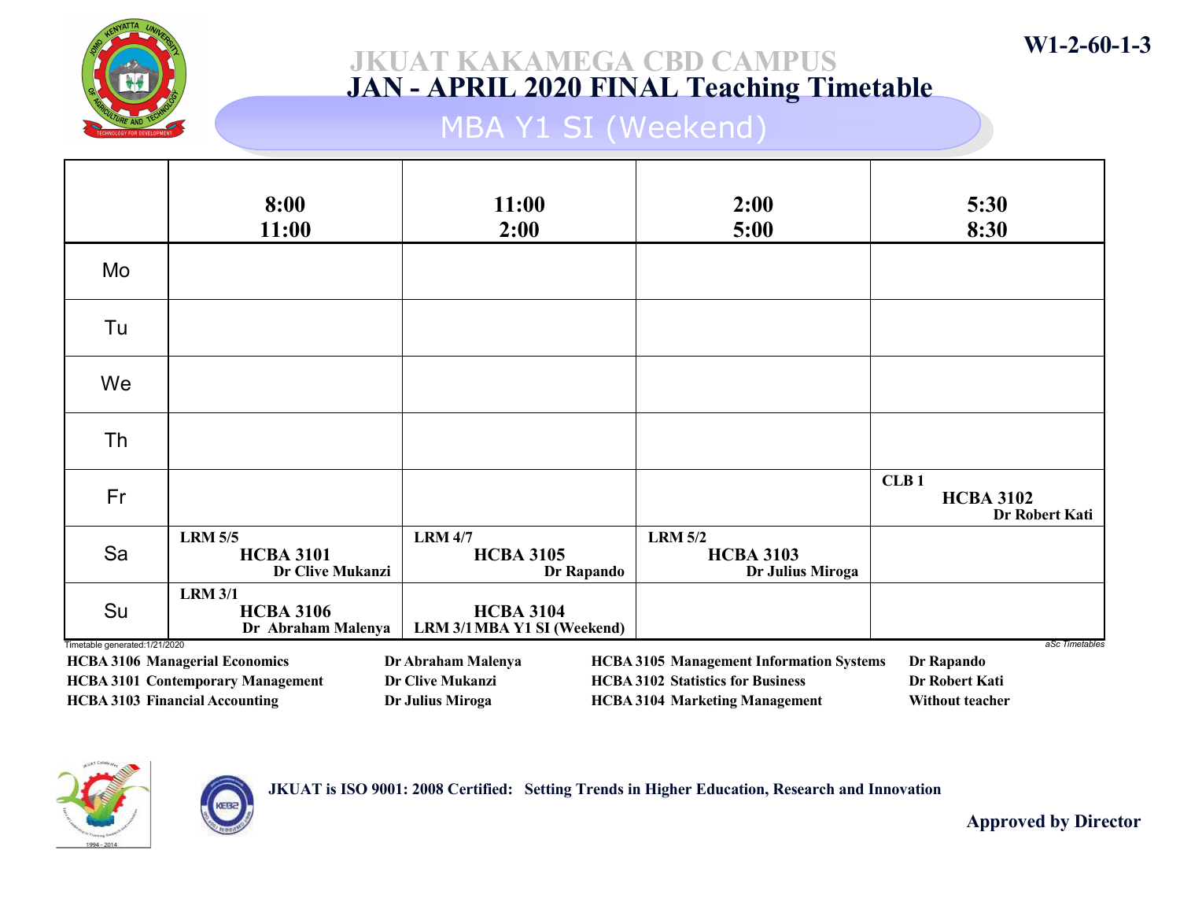W1-2-60-1-3

# JKUAT KAKAMEGA CBD CAMPUS
## JAN - APRIL 2020 FINAL Teaching Timetable
### MBA Y1 SI (Weekend)

| | 8:00 11:00 | 11:00 2:00 | 2:00 5:00 | 5:30 8:30 |
|---|---|---|---|---|
| Mo | | | | |
| Tu | | | | |
| We | | | | |
| Th | | | | |
| Fr | | | | CLB 1 HCBA 3102 Dr Robert Kati |
| Sa | LRM 5/5 HCBA 3101 Dr Clive Mukanzi | LRM 4/7 HCBA 3105 Dr Rapando | LRM 5/2 HCBA 3103 Dr Julius Miroga | |
| Su | LRM 3/1 HCBA 3106 Dr Abraham Malenya | HCBA 3104 LRM 3/1 MBA Y1 SI (Weekend) | | |

Timetable generated:1/21/2020

aSc Timetables

| Course | Lecturer | Course | Lecturer |
|---|---|---|---|
| HCBA 3106 Managerial Economics | Dr Abraham Malenya | HCBA 3105 Management Information Systems | Dr Rapando |
| HCBA 3101 Contemporary Management | Dr Clive Mukanzi | HCBA 3102 Statistics for Business | Dr Robert Kati |
| HCBA 3103 Financial Accounting | Dr Julius Miroga | HCBA 3104 Marketing Management | Without teacher |

JKUAT is ISO 9001: 2008 Certified: Setting Trends in Higher Education, Research and Innovation

Approved by Director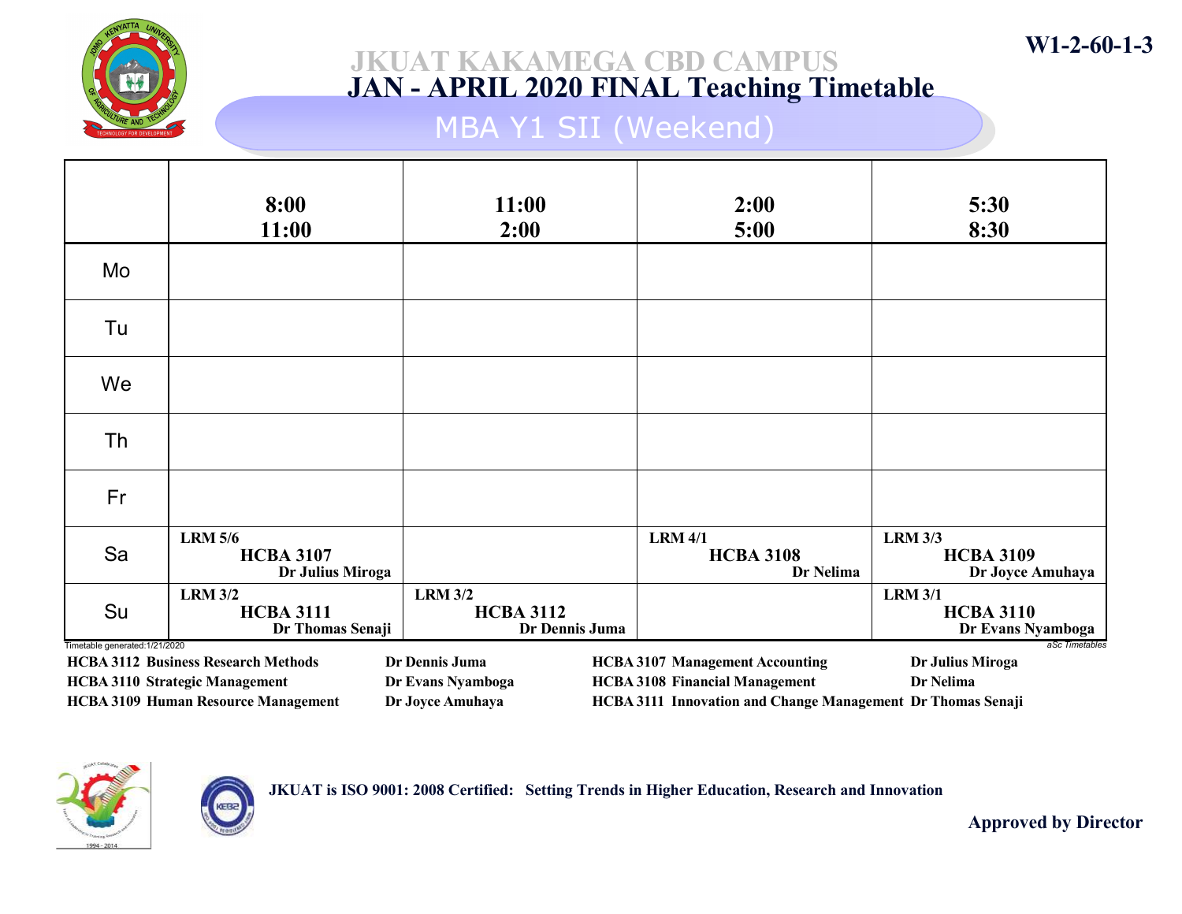W1-2-60-1-3

# JKUAT KAKAMEGA CBD CAMPUS

## JAN - APRIL 2020 FINAL Teaching Timetable

### MBA Y1 SII (Weekend)

| | 8:00 11:00 | 11:00 2:00 | 2:00 5:00 | 5:30 8:30 |
|---|---|---|---|---|
| Mo | | | | |
| Tu | | | | |
| We | | | | |
| Th | | | | |
| Fr | | | | |
| Sa | LRM 5/6 **HCBA 3107** Dr Julius Miroga | | LRM 4/1 **HCBA 3108** Dr Nelima | LRM 3/3 **HCBA 3109** Dr Joyce Amuhaya |
| Su | LRM 3/2 **HCBA 3111** Dr Thomas Senaji | LRM 3/2 **HCBA 3112** Dr Dennis Juma | | LRM 3/1 **HCBA 3110** Dr Evans Nyamboga |

Timetable generated:1/21/2020

*aSc Timetables*

| Course | Lecturer | Course | Lecturer |
|---|---|---|---|
| HCBA 3112 Business Research Methods | Dr Dennis Juma | HCBA 3107 Management Accounting | Dr Julius Miroga |
| HCBA 3110 Strategic Management | Dr Evans Nyamboga | HCBA 3108 Financial Management | Dr Nelima |
| HCBA 3109 Human Resource Management | Dr Joyce Amuhaya | HCBA 3111 Innovation and Change Management | Dr Thomas Senaji |

**JKUAT is ISO 9001: 2008 Certified: Setting Trends in Higher Education, Research and Innovation**

**Approved by Director**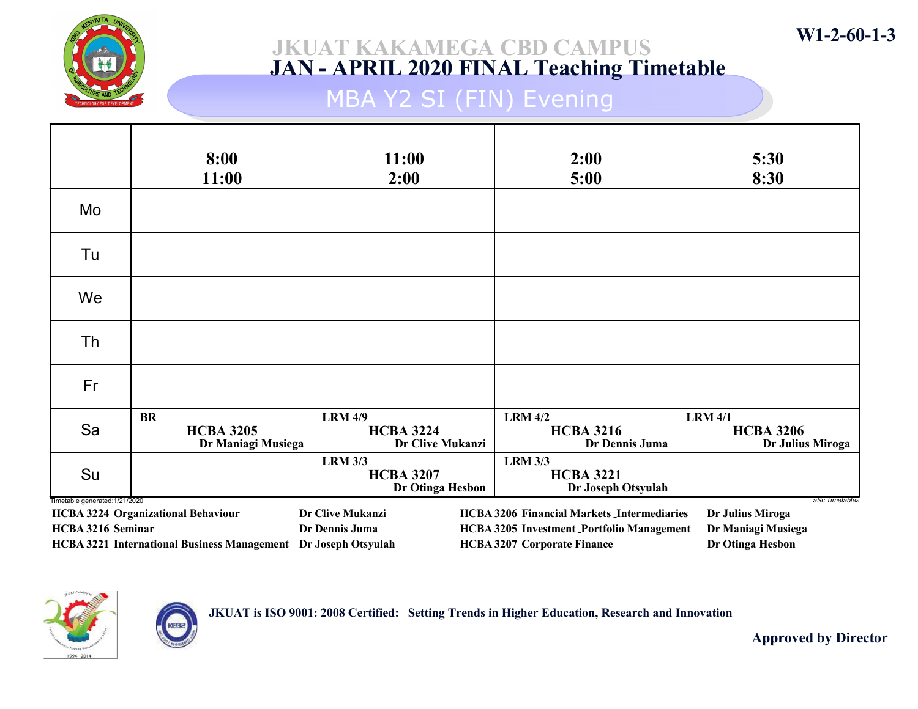W1-2-60-1-3

# JKUAT KAKAMEGA CBD CAMPUS
## JAN - APRIL 2020 FINAL Teaching Timetable
### MBA Y2 SI (FIN) Evening

| | 8:00 11:00 | 11:00 2:00 | 2:00 5:00 | 5:30 8:30 |
|---|---|---|---|---|
| Mo | | | | |
| Tu | | | | |
| We | | | | |
| Th | | | | |
| Fr | | | | |
| Sa | BR **HCBA 3205** Dr Maniagi Musiega | LRM 4/9 **HCBA 3224** Dr Clive Mukanzi | LRM 4/2 **HCBA 3216** Dr Dennis Juma | LRM 4/1 **HCBA 3206** Dr Julius Miroga |
| Su | | LRM 3/3 **HCBA 3207** Dr Otinga Hesbon | LRM 3/3 **HCBA 3221** Dr Joseph Otsyulah | |

Timetable generated:1/21/2020

aSc Timetables

| Course | Lecturer |
|---|---|
| HCBA 3224 Organizational Behaviour | Dr Clive Mukanzi |
| HCBA 3216 Seminar | Dr Dennis Juma |
| HCBA 3221 International Business Management | Dr Joseph Otsyulah |
| HCBA 3206 Financial Markets _Intermediaries | Dr Julius Miroga |
| HCBA 3205 Investment _Portfolio Management | Dr Maniagi Musiega |
| HCBA 3207 Corporate Finance | Dr Otinga Hesbon |

**JKUAT is ISO 9001: 2008 Certified: Setting Trends in Higher Education, Research and Innovation**

**Approved by Director**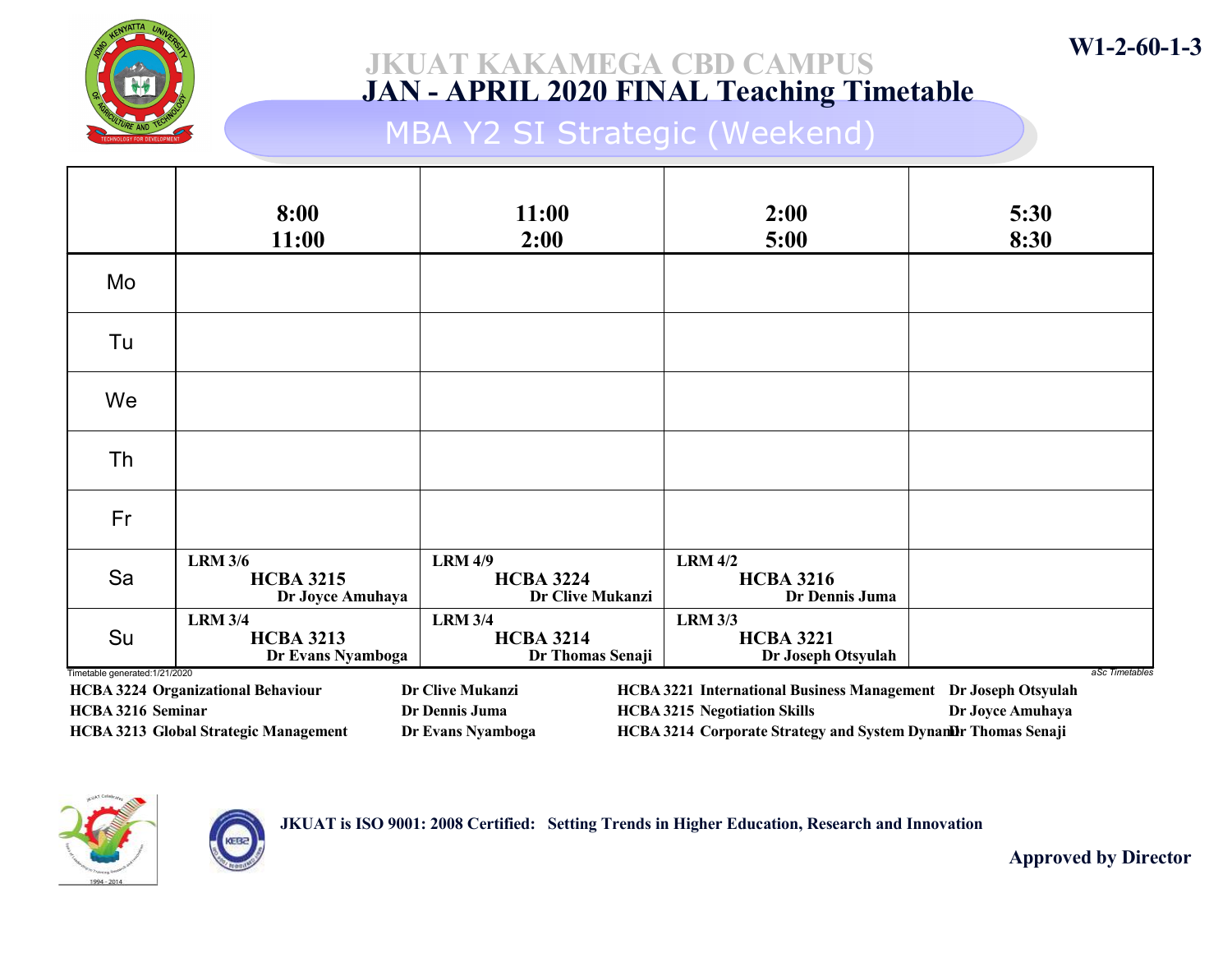W1-2-60-1-3

# JKUAT KAKAMEGA CBD CAMPUS
## JAN - APRIL 2020 FINAL Teaching Timetable
### MBA Y2 SI Strategic (Weekend)

| | 8:00 11:00 | 11:00 2:00 | 2:00 5:00 | 5:30 8:30 |
|---|---|---|---|---|
| Mo | | | | |
| Tu | | | | |
| We | | | | |
| Th | | | | |
| Fr | | | | |
| Sa | LRM 3/6 HCBA 3215 Dr Joyce Amuhaya | LRM 4/9 HCBA 3224 Dr Clive Mukanzi | LRM 4/2 HCBA 3216 Dr Dennis Juma | |
| Su | LRM 3/4 HCBA 3213 Dr Evans Nyamboga | LRM 3/4 HCBA 3214 Dr Thomas Senaji | LRM 3/3 HCBA 3221 Dr Joseph Otsyulah | |

Timetable generated:1/21/2020

aSc Timetables

| Code | Course | Lecturer |
|---|---|---|
| HCBA 3224 | Organizational Behaviour | Dr Clive Mukanzi |
| HCBA 3216 | Seminar | Dr Dennis Juma |
| HCBA 3213 | Global Strategic Management | Dr Evans Nyamboga |
| HCBA 3221 | International Business Management | Dr Joseph Otsyulah |
| HCBA 3215 | Negotiation Skills | Dr Joyce Amuhaya |
| HCBA 3214 | Corporate Strategy and System Dynam | Dr Thomas Senaji |

**JKUAT is ISO 9001: 2008 Certified: Setting Trends in Higher Education, Research and Innovation**

**Approved by Director**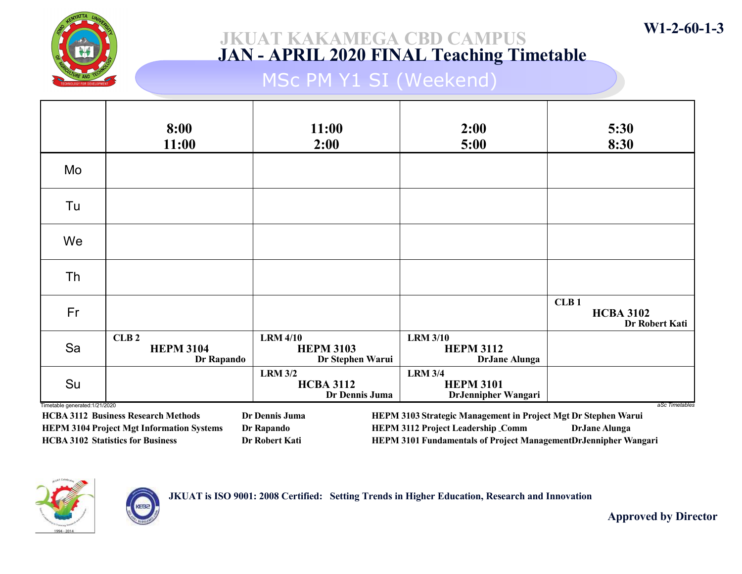W1-2-60-1-3

# JKUAT KAKAMEGA CBD CAMPUS
## JAN - APRIL 2020 FINAL Teaching Timetable

### MSc PM Y1 SI (Weekend)

| | 8:00 11:00 | 11:00 2:00 | 2:00 5:00 | 5:30 8:30 |
|---|---|---|---|---|
| Mo | | | | |
| Tu | | | | |
| We | | | | |
| Th | | | | |
| Fr | | | | CLB 1 **HCBA 3102** Dr Robert Kati |
| Sa | CLB 2 **HEPM 3104** Dr Rapando | LRM 4/10 **HEPM 3103** Dr Stephen Warui | LRM 3/10 **HEPM 3112** DrJane Alunga | |
| Su | | LRM 3/2 **HCBA 3112** Dr Dennis Juma | LRM 3/4 **HEPM 3101** DrJennipher Wangari | |

Timetable generated:1/21/2020

aSc Timetables

| Course | Lecturer | Course | Lecturer |
|---|---|---|---|
| HCBA 3112 Business Research Methods | Dr Dennis Juma | HEPM 3103 Strategic Management in Project Mgt | Dr Stephen Warui |
| HEPM 3104 Project Mgt Information Systems | Dr Rapando | HEPM 3112 Project Leadership _Comm | DrJane Alunga |
| HCBA 3102 Statistics for Business | Dr Robert Kati | HEPM 3101 Fundamentals of Project Management | DrJennipher Wangari |

JKUAT is ISO 9001: 2008 Certified: Setting Trends in Higher Education, Research and Innovation

Approved by Director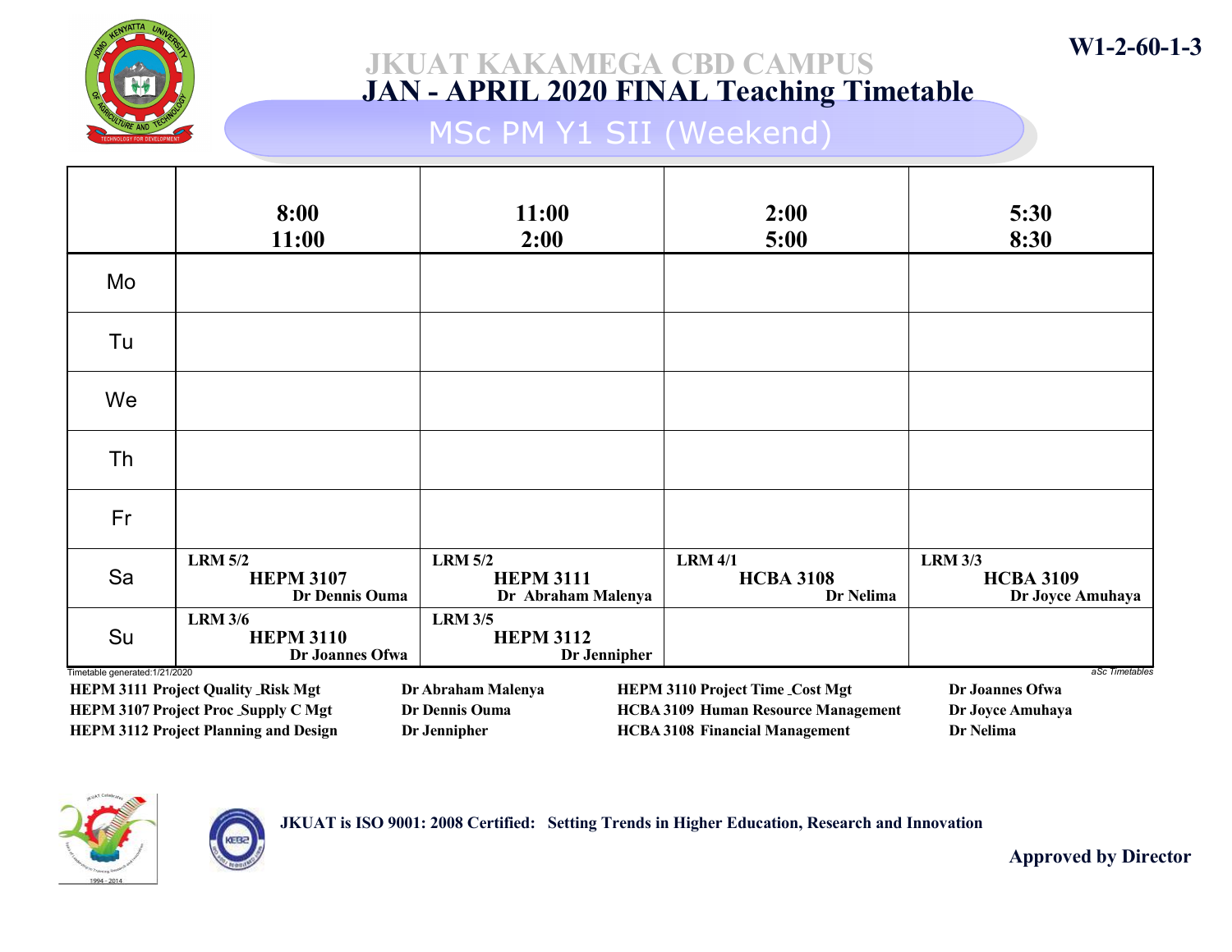W1-2-60-1-3

# JKUAT KAKAMEGA CBD CAMPUS
## JAN - APRIL 2020 FINAL Teaching Timetable
### MSc PM Y1 SII (Weekend)

| | 8:00 11:00 | 11:00 2:00 | 2:00 5:00 | 5:30 8:30 |
|---|---|---|---|---|
| Mo | | | | |
| Tu | | | | |
| We | | | | |
| Th | | | | |
| Fr | | | | |
| Sa | LRM 5/2 **HEPM 3107** Dr Dennis Ouma | LRM 5/2 **HEPM 3111** Dr Abraham Malenya | LRM 4/1 **HCBA 3108** Dr Nelima | LRM 3/3 **HCBA 3109** Dr Joyce Amuhaya |
| Su | LRM 3/6 **HEPM 3110** Dr Joannes Ofwa | LRM 3/5 **HEPM 3112** Dr Jennipher | | |

Timetable generated:1/21/2020 — aSc Timetables

| Course | Lecturer | Course | Lecturer |
|---|---|---|---|
| HEPM 3111 Project Quality _Risk Mgt | Dr Abraham Malenya | HEPM 3110 Project Time _Cost Mgt | Dr Joannes Ofwa |
| HEPM 3107 Project Proc _Supply C Mgt | Dr Dennis Ouma | HCBA 3109 Human Resource Management | Dr Joyce Amuhaya |
| HEPM 3112 Project Planning and Design | Dr Jennipher | HCBA 3108 Financial Management | Dr Nelima |

JKUAT is ISO 9001: 2008 Certified: Setting Trends in Higher Education, Research and Innovation

**Approved by Director**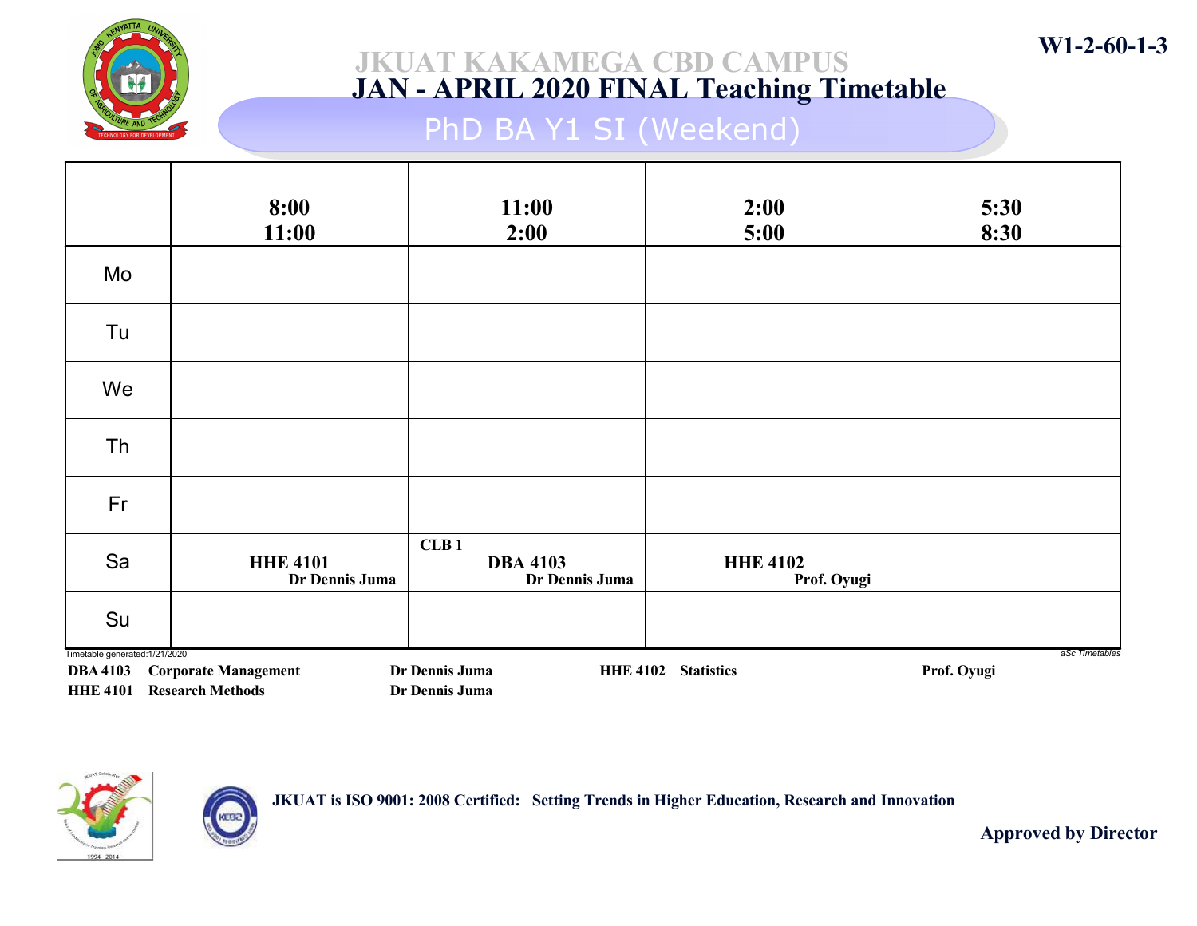W1-2-60-1-3

# JKUAT KAKAMEGA CBD CAMPUS

## JAN - APRIL 2020 FINAL Teaching Timetable

### PhD BA Y1 SI (Weekend)

| | 8:00 11:00 | 11:00 2:00 | 2:00 5:00 | 5:30 8:30 |
|---|---|---|---|---|
| Mo | | | | |
| Tu | | | | |
| We | | | | |
| Th | | | | |
| Fr | | | | |
| Sa | **HHE 4101** Dr Dennis Juma | CLB 1 **DBA 4103** Dr Dennis Juma | **HHE 4102** Prof. Oyugi | |
| Su | | | | |

Timetable generated:1/21/2020

aSc Timetables

| Code | Course | Lecturer |
|---|---|---|
| DBA 4103 | Corporate Management | Dr Dennis Juma |
| HHE 4101 | Research Methods | Dr Dennis Juma |
| HHE 4102 | Statistics | Prof. Oyugi |

JKUAT is ISO 9001: 2008 Certified: Setting Trends in Higher Education, Research and Innovation

Approved by Director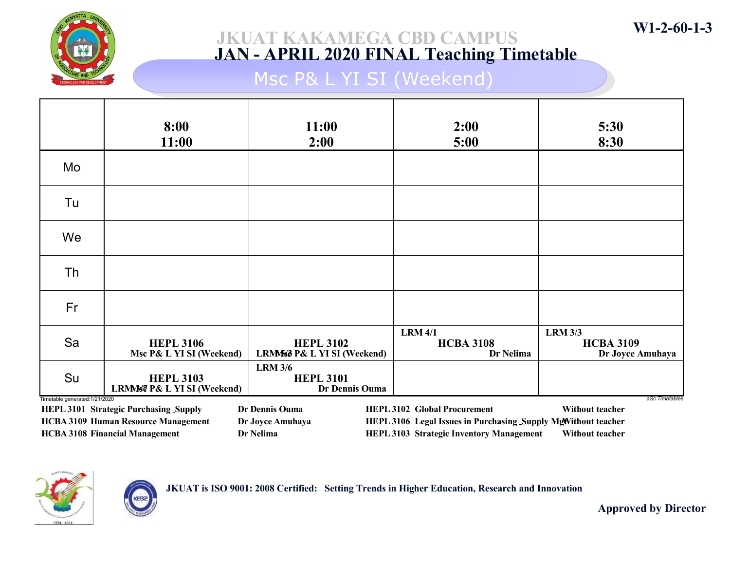W1-2-60-1-3

# JKUAT KAKAMEGA CBD CAMPUS

## JAN - APRIL 2020 FINAL Teaching Timetable

### Msc P& L YI SI (Weekend)

| | 8:00 11:00 | 11:00 2:00 | 2:00 5:00 | 5:30 8:30 |
|---|---|---|---|---|
| Mo | | | | |
| Tu | | | | |
| We | | | | |
| Th | | | | |
| Fr | | | | |
| Sa | **HEPL 3106** Msc P& L YI SI (Weekend) | **HEPL 3102** LRM 5/3 Msc P& L YI SI (Weekend) | LRM 4/1 **HCBA 3108** Dr Nelima | LRM 3/3 **HCBA 3109** Dr Joyce Amuhaya |
| Su | **HEPL 3103** LRM 3/7 Msc P& L YI SI (Weekend) | LRM 3/6 **HEPL 3101** Dr Dennis Ouma | | |

Timetable generated:1/21/2020

aSc Timetables

| | | | | | |
|---|---|---|---|---|---|
| HEPL 3101 | Strategic Purchasing _Supply | Dr Dennis Ouma | HEPL 3102 | Global Procurement | Without teacher |
| HCBA 3109 | Human Resource Management | Dr Joyce Amuhaya | HEPL 3106 | Legal Issues in Purchasing _Supply Mg | Without teacher |
| HCBA 3108 | Financial Management | Dr Nelima | HEPL 3103 | Strategic Inventory Management | Without teacher |

JKUAT is ISO 9001: 2008 Certified: Setting Trends in Higher Education, Research and Innovation

Approved by Director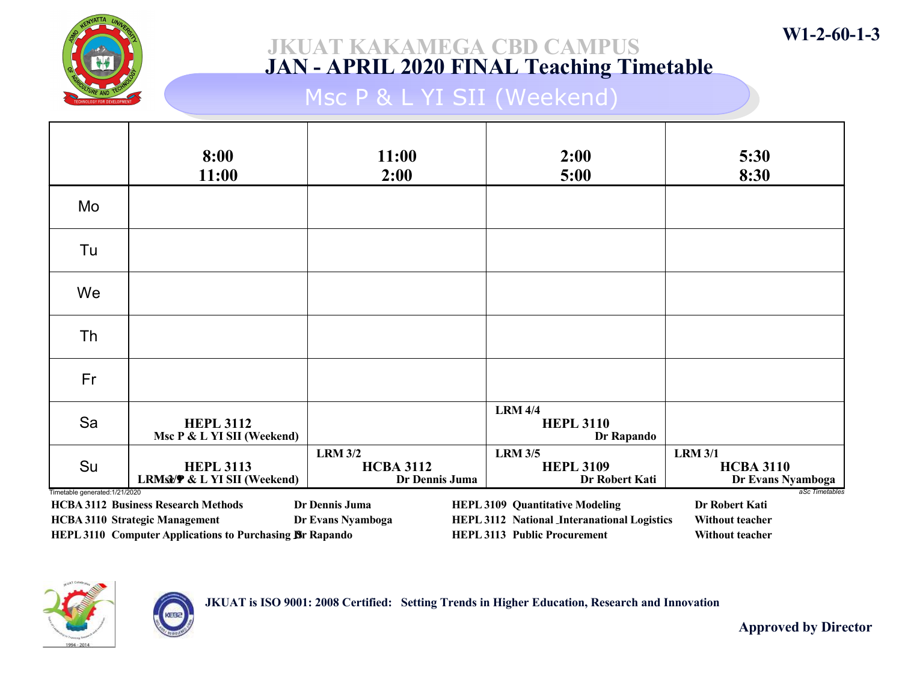W1-2-60-1-3

# JKUAT KAKAMEGA CBD CAMPUS

## JAN - APRIL 2020 FINAL Teaching Timetable

### Msc P & L YI SII (Weekend)

| | 8:00 11:00 | 11:00 2:00 | 2:00 5:00 | 5:30 8:30 |
|---|---|---|---|---|
| Mo | | | | |
| Tu | | | | |
| We | | | | |
| Th | | | | |
| Fr | | | | |
| Sa | **HEPL 3112** Msc P & L YI SII (Weekend) | | LRM 4/4 **HEPL 3110** Dr Rapando | |
| Su | LRM 3/1 **HEPL 3113** Msc P & L YI SII (Weekend) | LRM 3/2 **HCBA 3112** Dr Dennis Juma | LRM 3/5 **HEPL 3109** Dr Robert Kati | LRM 3/1 **HCBA 3110** Dr Evans Nyamboga |

Timetable generated:1/21/2020

aSc Timetables

| | | | | | |
|---|---|---|---|---|---|
| HCBA 3112 | Business Research Methods | Dr Dennis Juma | HEPL 3109 | Quantitative Modeling | Dr Robert Kati |
| HCBA 3110 | Strategic Management | Dr Evans Nyamboga | HEPL 3112 | National _Interanational Logistics | Without teacher |
| HEPL 3110 | Computer Applications to Purchasing | Dr Rapando | HEPL 3113 | Public Procurement | Without teacher |

JKUAT is ISO 9001: 2008 Certified: Setting Trends in Higher Education, Research and Innovation

Approved by Director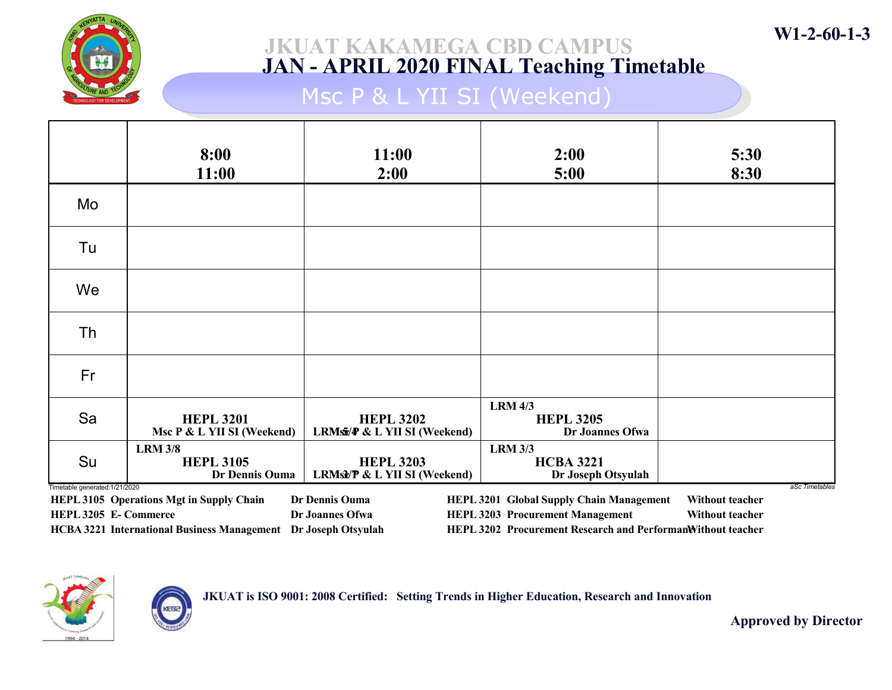W1-2-60-1-3

# JKUAT KAKAMEGA CBD CAMPUS
## JAN - APRIL 2020 FINAL Teaching Timetable
### Msc P & L YII SI (Weekend)

| | 8:00 11:00 | 11:00 2:00 | 2:00 5:00 | 5:30 8:30 |
|---|---|---|---|---|
| Mo | | | | |
| Tu | | | | |
| We | | | | |
| Th | | | | |
| Fr | | | | |
| Sa | HEPL 3201 Msc P & L YII SI (Weekend) | LRM 5/4 HEPL 3202 Msc P & L YII SI (Weekend) | LRM 4/3 HEPL 3205 Dr Joannes Ofwa | |
| Su | LRM 3/8 HEPL 3105 Dr Dennis Ouma | LRM 3/7 HEPL 3203 Msc P & L YII SI (Weekend) | LRM 3/3 HCBA 3221 Dr Joseph Otsyulah | |

Timetable generated:1/21/2020

aSc Timetables

| Code | Subject | Teacher |
|---|---|---|
| HEPL 3105 | Operations Mgt in Supply Chain | Dr Dennis Ouma |
| HEPL 3205 | E- Commerce | Dr Joannes Ofwa |
| HCBA 3221 | International Business Management | Dr Joseph Otsyulah |
| HEPL 3201 | Global Supply Chain Management | Without teacher |
| HEPL 3203 | Procurement Management | Without teacher |
| HEPL 3202 | Procurement Research and Performan | Without teacher |

JKUAT is ISO 9001: 2008 Certified: Setting Trends in Higher Education, Research and Innovation

Approved by Director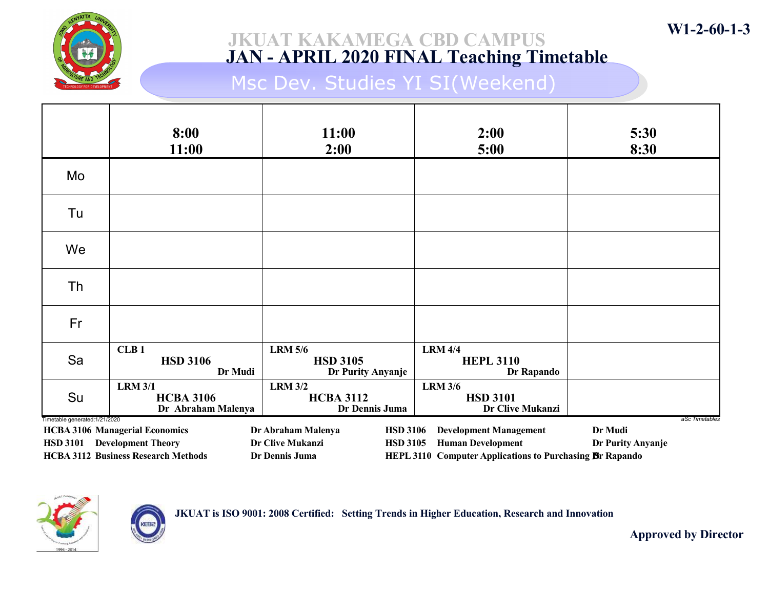W1-2-60-1-3

# JKUAT KAKAMEGA CBD CAMPUS
## JAN - APRIL 2020 FINAL Teaching Timetable
### Msc Dev. Studies YI SI(Weekend)

| | 8:00<br>11:00 | 11:00<br>2:00 | 2:00<br>5:00 | 5:30<br>8:30 |
|---|---|---|---|---|
| Mo | | | | |
| Tu | | | | |
| We | | | | |
| Th | | | | |
| Fr | | | | |
| Sa | CLB 1<br>**HSD 3106**<br>Dr Mudi | LRM 5/6<br>**HSD 3105**<br>Dr Purity Anyanje | LRM 4/4<br>**HEPL 3110**<br>Dr Rapando | |
| Su | LRM 3/1<br>**HCBA 3106**<br>Dr Abraham Malenya | LRM 3/2<br>**HCBA 3112**<br>Dr Dennis Juma | LRM 3/6<br>**HSD 3101**<br>Dr Clive Mukanzi | |

Timetable generated:1/21/2020 — aSc Timetables

| Code | Subject | Lecturer | Code | Subject | Lecturer |
|---|---|---|---|---|---|
| HCBA 3106 | Managerial Economics | Dr Abraham Malenya | HSD 3106 | Development Management | Dr Mudi |
| HSD 3101 | Development Theory | Dr Clive Mukanzi | HSD 3105 | Human Development | Dr Purity Anyanje |
| HCBA 3112 | Business Research Methods | Dr Dennis Juma | HEPL 3110 | Computer Applications to Purchasing 13 | Dr Rapando |

JKUAT is ISO 9001: 2008 Certified: Setting Trends in Higher Education, Research and Innovation

Approved by Director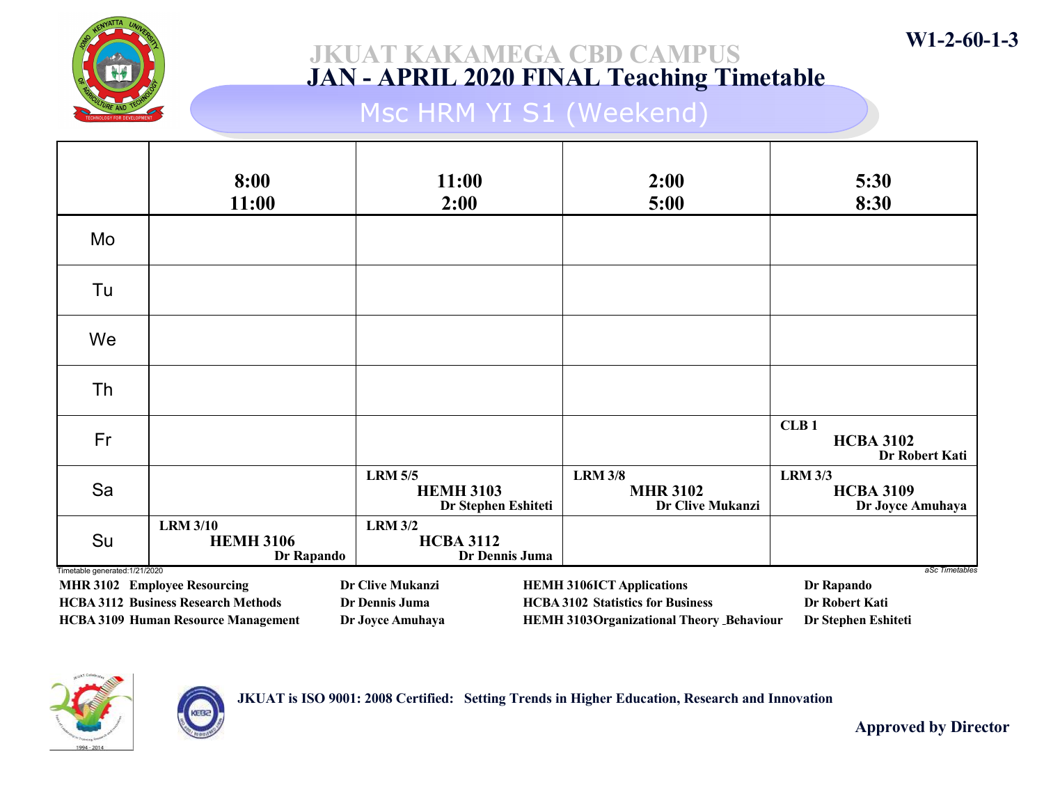W1-2-60-1-3

# JKUAT KAKAMEGA CBD CAMPUS
## JAN - APRIL 2020 FINAL Teaching Timetable
### Msc HRM YI S1 (Weekend)

| | 8:00 11:00 | 11:00 2:00 | 2:00 5:00 | 5:30 8:30 |
|---|---|---|---|---|
| Mo | | | | |
| Tu | | | | |
| We | | | | |
| Th | | | | |
| Fr | | | | CLB 1 **HCBA 3102** Dr Robert Kati |
| Sa | | LRM 5/5 **HEMH 3103** Dr Stephen Eshiteti | LRM 3/8 **MHR 3102** Dr Clive Mukanzi | LRM 3/3 **HCBA 3109** Dr Joyce Amuhaya |
| Su | LRM 3/10 **HEMH 3106** Dr Rapando | LRM 3/2 **HCBA 3112** Dr Dennis Juma | | |

Timetable generated:1/21/2020

aSc Timetables

| Code | Course | Lecturer | Code | Course | Lecturer |
|---|---|---|---|---|---|
| MHR 3102 | Employee Resourcing | Dr Clive Mukanzi | HEMH 3106 | ICT Applications | Dr Rapando |
| HCBA 3112 | Business Research Methods | Dr Dennis Juma | HCBA 3102 | Statistics for Business | Dr Robert Kati |
| HCBA 3109 | Human Resource Management | Dr Joyce Amuhaya | HEMH 3103 | Organizational Theory _Behaviour | Dr Stephen Eshiteti |

JKUAT is ISO 9001: 2008 Certified: Setting Trends in Higher Education, Research and Innovation

Approved by Director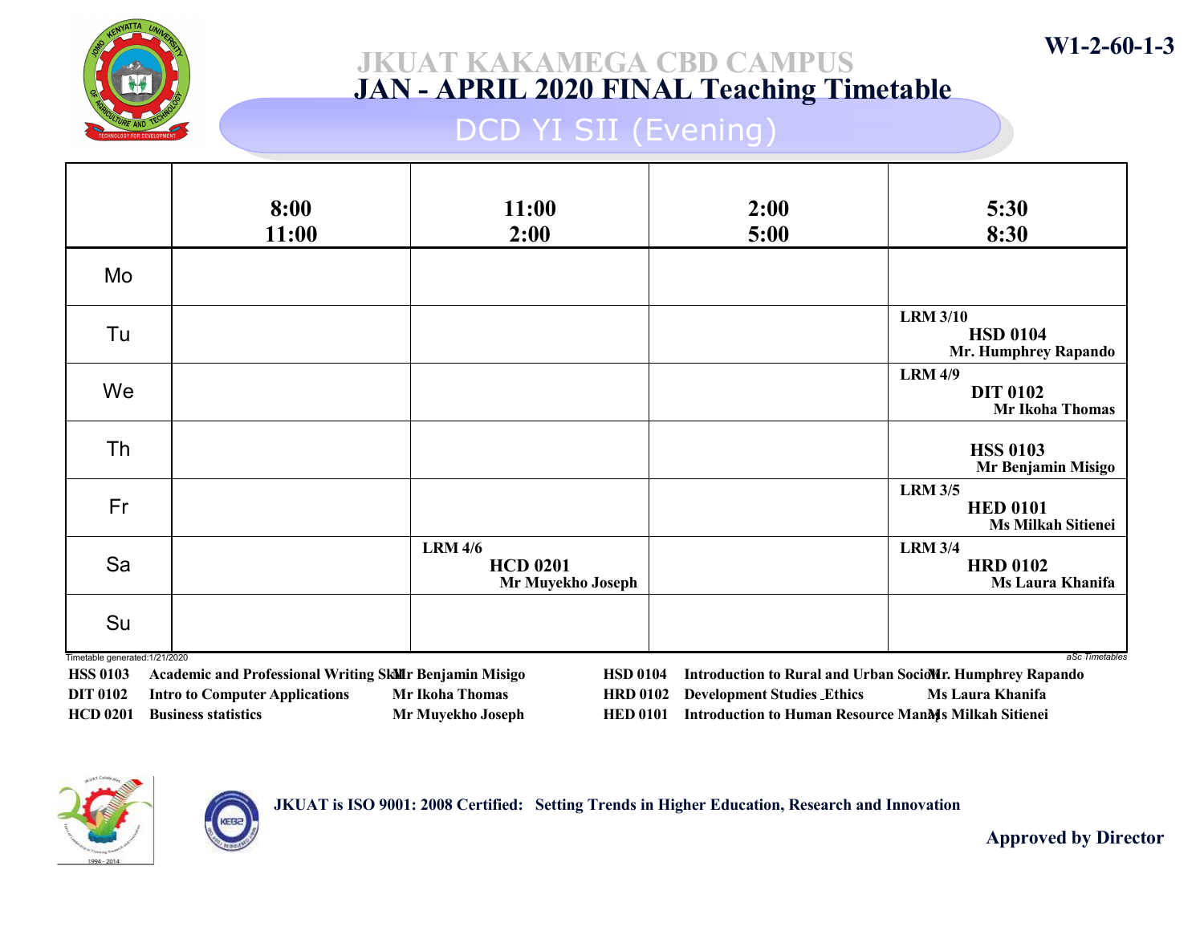W1-2-60-1-3

# JKUAT KAKAMEGA CBD CAMPUS
## JAN - APRIL 2020 FINAL Teaching Timetable
### DCD YI SII (Evening)

| | 8:00 11:00 | 11:00 2:00 | 2:00 5:00 | 5:30 8:30 |
|---|---|---|---|---|
| Mo | | | | |
| Tu | | | | LRM 3/10 **HSD 0104** Mr. Humphrey Rapando |
| We | | | | LRM 4/9 **DIT 0102** Mr Ikoha Thomas |
| Th | | | | **HSS 0103** Mr Benjamin Misigo |
| Fr | | | | LRM 3/5 **HED 0101** Ms Milkah Sitienei |
| Sa | | LRM 4/6 **HCD 0201** Mr Muyekho Joseph | | LRM 3/4 **HRD 0102** Ms Laura Khanifa |
| Su | | | | |

Timetable generated:1/21/2020

aSc Timetables

| Code | Course | Lecturer |
|---|---|---|
| HSS 0103 | Academic and Professional Writing Skill | Mr Benjamin Misigo |
| DIT 0102 | Intro to Computer Applications | Mr Ikoha Thomas |
| HCD 0201 | Business statistics | Mr Muyekho Joseph |
| HSD 0104 | Introduction to Rural and Urban Sociol | Mr. Humphrey Rapando |
| HRD 0102 | Development Studies _Ethics | Ms Laura Khanifa |
| HED 0101 | Introduction to Human Resource Manag | Ms Milkah Sitienei |

JKUAT is ISO 9001: 2008 Certified: Setting Trends in Higher Education, Research and Innovation

Approved by Director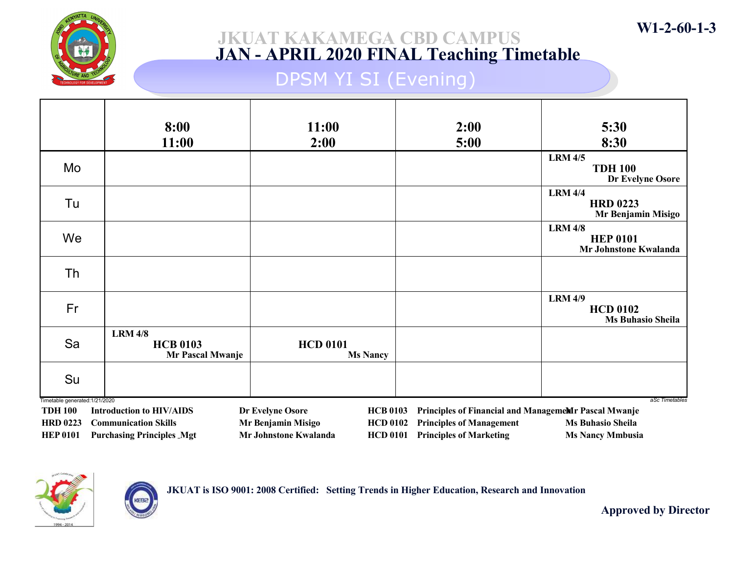W1-2-60-1-3

# JKUAT KAKAMEGA CBD CAMPUS
## JAN - APRIL 2020 FINAL Teaching Timetable
### DPSM YI SI (Evening)

| | 8:00 11:00 | 11:00 2:00 | 2:00 5:00 | 5:30 8:30 |
|---|---|---|---|---|
| Mo | | | | LRM 4/5 **TDH 100** Dr Evelyne Osore |
| Tu | | | | LRM 4/4 **HRD 0223** Mr Benjamin Misigo |
| We | | | | LRM 4/8 **HEP 0101** Mr Johnstone Kwalanda |
| Th | | | | |
| Fr | | | | LRM 4/9 **HCD 0102** Ms Buhasio Sheila |
| Sa | LRM 4/8 **HCB 0103** Mr Pascal Mwanje | **HCD 0101** Ms Nancy | | |
| Su | | | | |

Timetable generated:1/21/2020

aSc Timetables

| Code | Unit | Lecturer |
|---|---|---|
| TDH 100 | Introduction to HIV/AIDS | Dr Evelyne Osore |
| HRD 0223 | Communication Skills | Mr Benjamin Misigo |
| HEP 0101 | Purchasing Principles _Mgt | Mr Johnstone Kwalanda |
| HCB 0103 | Principles of Financial and Management | Mr Pascal Mwanje |
| HCD 0102 | Principles of Management | Ms Buhasio Sheila |
| HCD 0101 | Principles of Marketing | Ms Nancy Mmbusia |

**JKUAT is ISO 9001: 2008 Certified: Setting Trends in Higher Education, Research and Innovation**

**Approved by Director**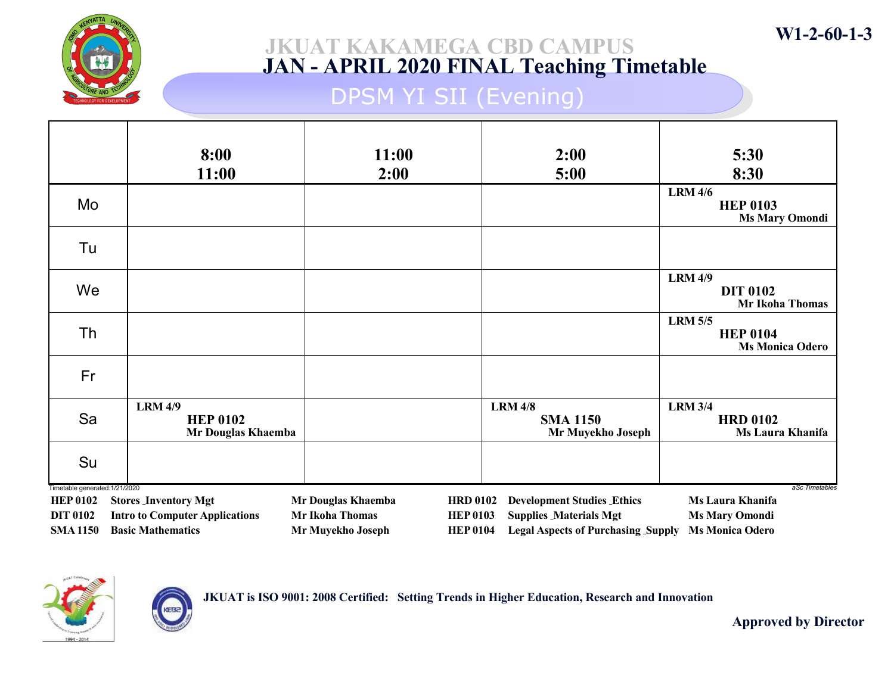W1-2-60-1-3

# JKUAT KAKAMEGA CBD CAMPUS
## JAN - APRIL 2020 FINAL Teaching Timetable
### DPSM YI SII (Evening)

| | 8:00 11:00 | 11:00 2:00 | 2:00 5:00 | 5:30 8:30 |
|---|---|---|---|---|
| Mo | | | | LRM 4/6 **HEP 0103** Ms Mary Omondi |
| Tu | | | | |
| We | | | | LRM 4/9 **DIT 0102** Mr Ikoha Thomas |
| Th | | | | LRM 5/5 **HEP 0104** Ms Monica Odero |
| Fr | | | | |
| Sa | LRM 4/9 **HEP 0102** Mr Douglas Khaemba | | LRM 4/8 **SMA 1150** Mr Muyekho Joseph | LRM 3/4 **HRD 0102** Ms Laura Khanifa |
| Su | | | | |

Timetable generated:1/21/2020

aSc Timetables

| Code | Course | Lecturer | Code | Course | Lecturer |
|---|---|---|---|---|---|
| HEP 0102 | Stores _Inventory Mgt | Mr Douglas Khaemba | HRD 0102 | Development Studies _Ethics | Ms Laura Khanifa |
| DIT 0102 | Intro to Computer Applications | Mr Ikoha Thomas | HEP 0103 | Supplies _Materials Mgt | Ms Mary Omondi |
| SMA 1150 | Basic Mathematics | Mr Muyekho Joseph | HEP 0104 | Legal Aspects of Purchasing _Supply | Ms Monica Odero |

JKUAT is ISO 9001: 2008 Certified: Setting Trends in Higher Education, Research and Innovation

Approved by Director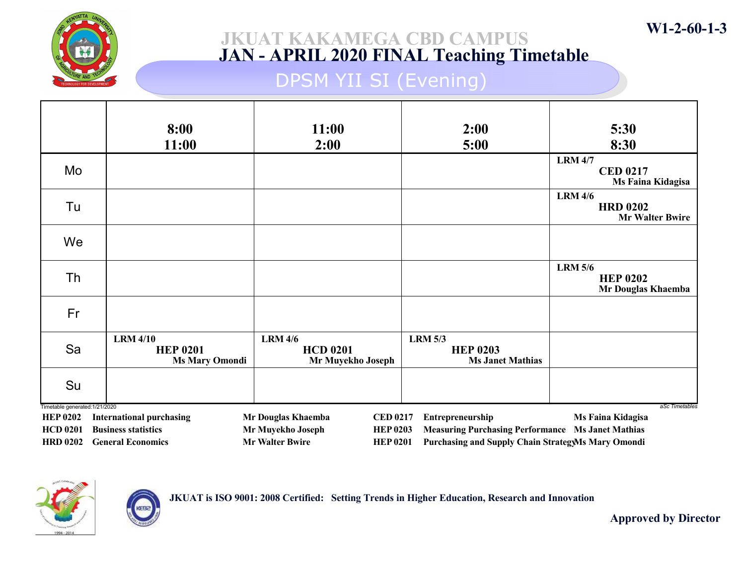W1-2-60-1-3

# JKUAT KAKAMEGA CBD CAMPUS
## JAN - APRIL 2020 FINAL Teaching Timetable
### DPSM YII SI (Evening)

| | 8:00 11:00 | 11:00 2:00 | 2:00 5:00 | 5:30 8:30 |
|---|---|---|---|---|
| Mo | | | | LRM 4/7 **CED 0217** Ms Faina Kidagisa |
| Tu | | | | LRM 4/6 **HRD 0202** Mr Walter Bwire |
| We | | | | |
| Th | | | | LRM 5/6 **HEP 0202** Mr Douglas Khaemba |
| Fr | | | | |
| Sa | LRM 4/10 **HEP 0201** Ms Mary Omondi | LRM 4/6 **HCD 0201** Mr Muyekho Joseph | LRM 5/3 **HEP 0203** Ms Janet Mathias | |
| Su | | | | |

Timetable generated:1/21/2020

aSc Timetables

| Code | Subject | Lecturer | Code | Subject | Lecturer |
|---|---|---|---|---|---|
| HEP 0202 | International purchasing | Mr Douglas Khaemba | CED 0217 | Entrepreneurship | Ms Faina Kidagisa |
| HCD 0201 | Business statistics | Mr Muyekho Joseph | HEP 0203 | Measuring Purchasing Performance | Ms Janet Mathias |
| HRD 0202 | General Economics | Mr Walter Bwire | HEP 0201 | Purchasing and Supply Chain Strategy | Ms Mary Omondi |

JKUAT is ISO 9001: 2008 Certified: Setting Trends in Higher Education, Research and Innovation

Approved by Director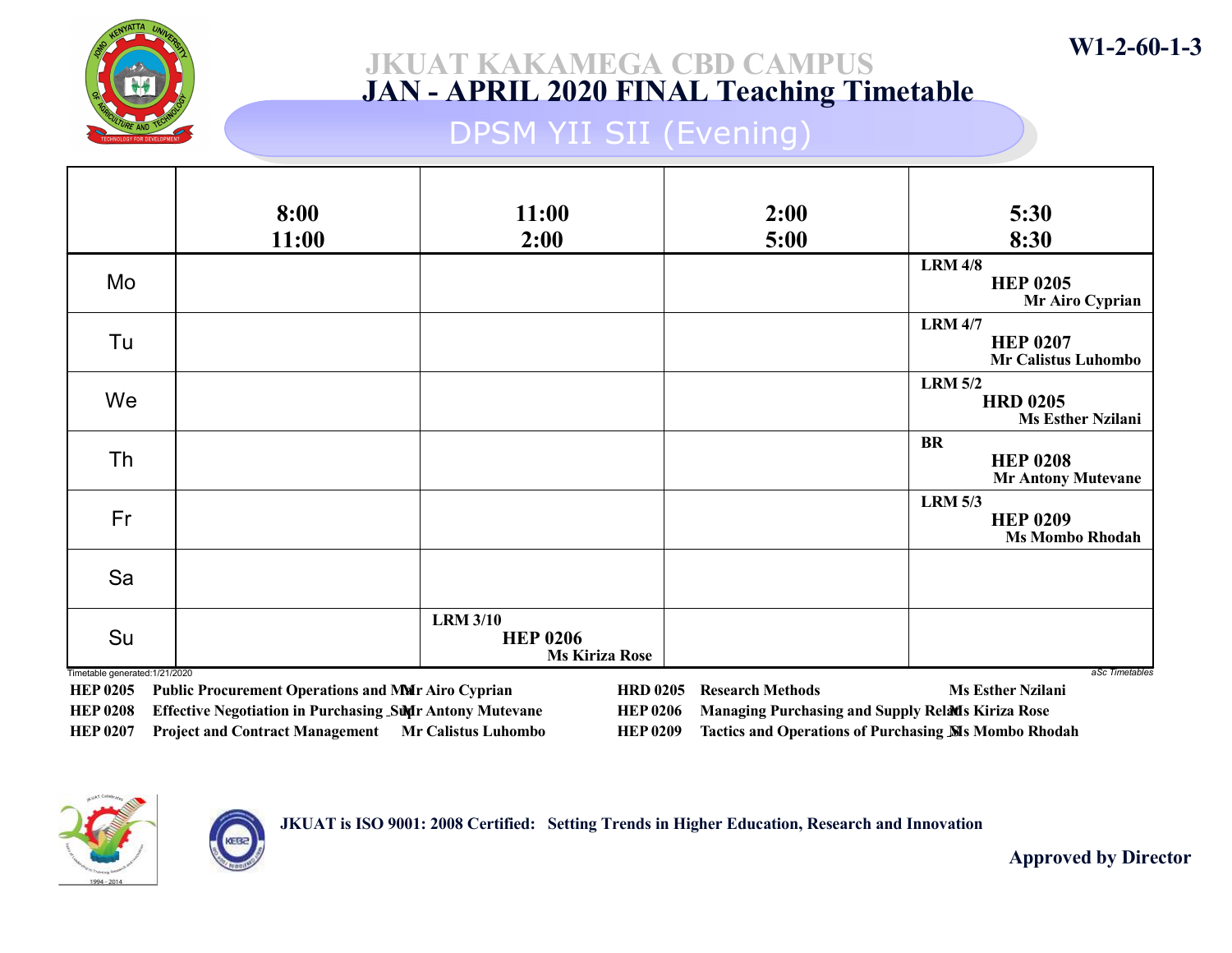W1-2-60-1-3

# JKUAT KAKAMEGA CBD CAMPUS
## JAN - APRIL 2020 FINAL Teaching Timetable
### DPSM YII SII (Evening)

| | 8:00 11:00 | 11:00 2:00 | 2:00 5:00 | 5:30 8:30 |
|---|---|---|---|---|
| Mo | | | | LRM 4/8 **HEP 0205** Mr Airo Cyprian |
| Tu | | | | LRM 4/7 **HEP 0207** Mr Calistus Luhombo |
| We | | | | LRM 5/2 **HRD 0205** Ms Esther Nzilani |
| Th | | | | BR **HEP 0208** Mr Antony Mutevane |
| Fr | | | | LRM 5/3 **HEP 0209** Ms Mombo Rhodah |
| Sa | | | | |
| Su | | LRM 3/10 **HEP 0206** Ms Kiriza Rose | | |

Timetable generated:1/21/2020

aSc Timetables

| Code | Subject | Lecturer |
|---|---|---|
| HEP 0205 | Public Procurement Operations and M | Mr Airo Cyprian |
| HEP 0208 | Effective Negotiation in Purchasing _Su | Mr Antony Mutevane |
| HEP 0207 | Project and Contract Management | Mr Calistus Luhombo |
| HRD 0205 | Research Methods | Ms Esther Nzilani |
| HEP 0206 | Managing Purchasing and Supply Rela | Ms Kiriza Rose |
| HEP 0209 | Tactics and Operations of Purchasing _S | Ms Mombo Rhodah |

JKUAT is ISO 9001: 2008 Certified: Setting Trends in Higher Education, Research and Innovation

Approved by Director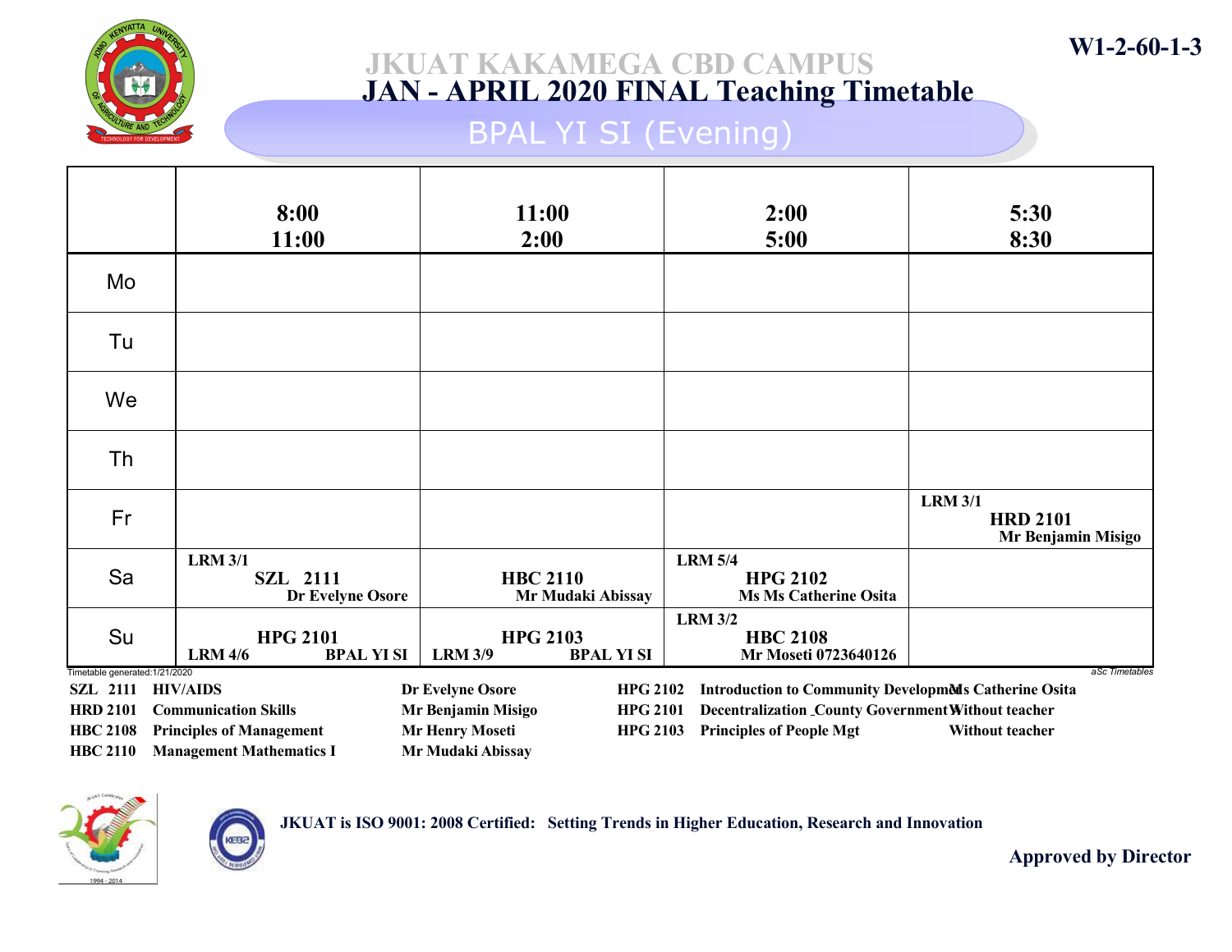W1-2-60-1-3

# JKUAT KAKAMEGA CBD CAMPUS

## JAN - APRIL 2020 FINAL Teaching Timetable

### BPAL YI SI (Evening)

| | 8:00 11:00 | 11:00 2:00 | 2:00 5:00 | 5:30 8:30 |
|---|---|---|---|---|
| Mo | | | | |
| Tu | | | | |
| We | | | | |
| Th | | | | |
| Fr | | | | LRM 3/1 HRD 2101 Mr Benjamin Misigo |
| Sa | LRM 3/1 SZL 2111 Dr Evelyne Osore | HBC 2110 Mr Mudaki Abissay | LRM 5/4 HPG 2102 Ms Ms Catherine Osita | |
| Su | HPG 2101 LRM 4/6 BPAL YI SI | HPG 2103 LRM 3/9 BPAL YI SI | LRM 3/2 HBC 2108 Mr Moseti 0723640126 | |

Timetable generated:1/21/2020

aSc Timetables

| Code | Unit | Lecturer |
|---|---|---|
| SZL 2111 | HIV/AIDS | Dr Evelyne Osore |
| HRD 2101 | Communication Skills | Mr Benjamin Misigo |
| HBC 2108 | Principles of Management | Mr Henry Moseti |
| HBC 2110 | Management Mathematics I | Mr Mudaki Abissay |
| HPG 2102 | Introduction to Community Development | Ms Catherine Osita |
| HPG 2101 | Decentralization _County Government | Without teacher |
| HPG 2103 | Principles of People Mgt | Without teacher |

JKUAT is ISO 9001: 2008 Certified: Setting Trends in Higher Education, Research and Innovation

Approved by Director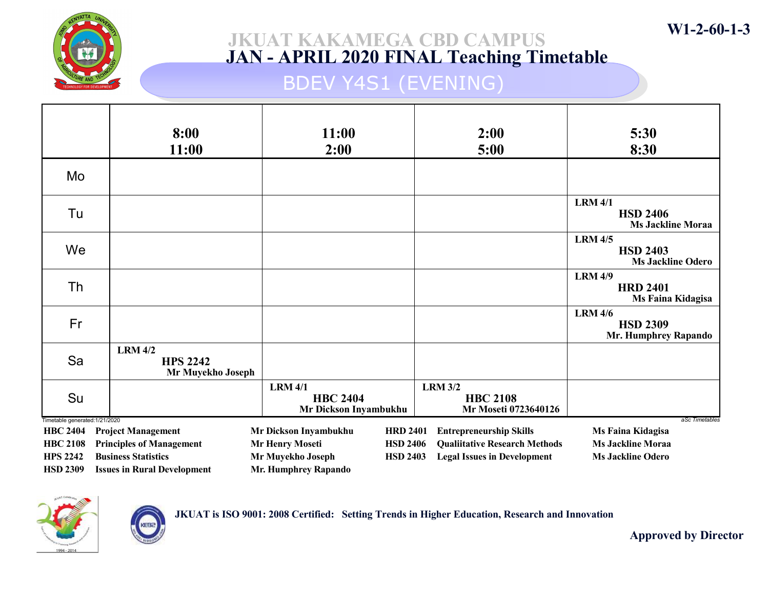W1-2-60-1-3

# JKUAT KAKAMEGA CBD CAMPUS
## JAN - APRIL 2020 FINAL Teaching Timetable
### BDEV Y4S1 (EVENING)

| | 8:00 11:00 | 11:00 2:00 | 2:00 5:00 | 5:30 8:30 |
|---|---|---|---|---|
| Mo | | | | |
| Tu | | | | LRM 4/1 **HSD 2406** Ms Jackline Moraa |
| We | | | | LRM 4/5 **HSD 2403** Ms Jackline Odero |
| Th | | | | LRM 4/9 **HRD 2401** Ms Faina Kidagisa |
| Fr | | | | LRM 4/6 **HSD 2309** Mr. Humphrey Rapando |
| Sa | LRM 4/2 **HPS 2242** Mr Muyekho Joseph | | | |
| Su | | LRM 4/1 **HBC 2404** Mr Dickson Inyambukhu | LRM 3/2 **HBC 2108** Mr Moseti 0723640126 | |

Timetable generated:1/21/2020

*aSc Timetables*

| Code | Course | Lecturer |
|---|---|---|
| HBC 2404 | Project Management | Mr Dickson Inyambukhu |
| HBC 2108 | Principles of Management | Mr Henry Moseti |
| HPS 2242 | Business Statistics | Mr Muyekho Joseph |
| HSD 2309 | Issues in Rural Development | Mr. Humphrey Rapando |
| HRD 2401 | Entrepreneurship Skills | Ms Faina Kidagisa |
| HSD 2406 | Qualiitative Research Methods | Ms Jackline Moraa |
| HSD 2403 | Legal Issues in Development | Ms Jackline Odero |

JKUAT is ISO 9001: 2008 Certified: Setting Trends in Higher Education, Research and Innovation

Approved by Director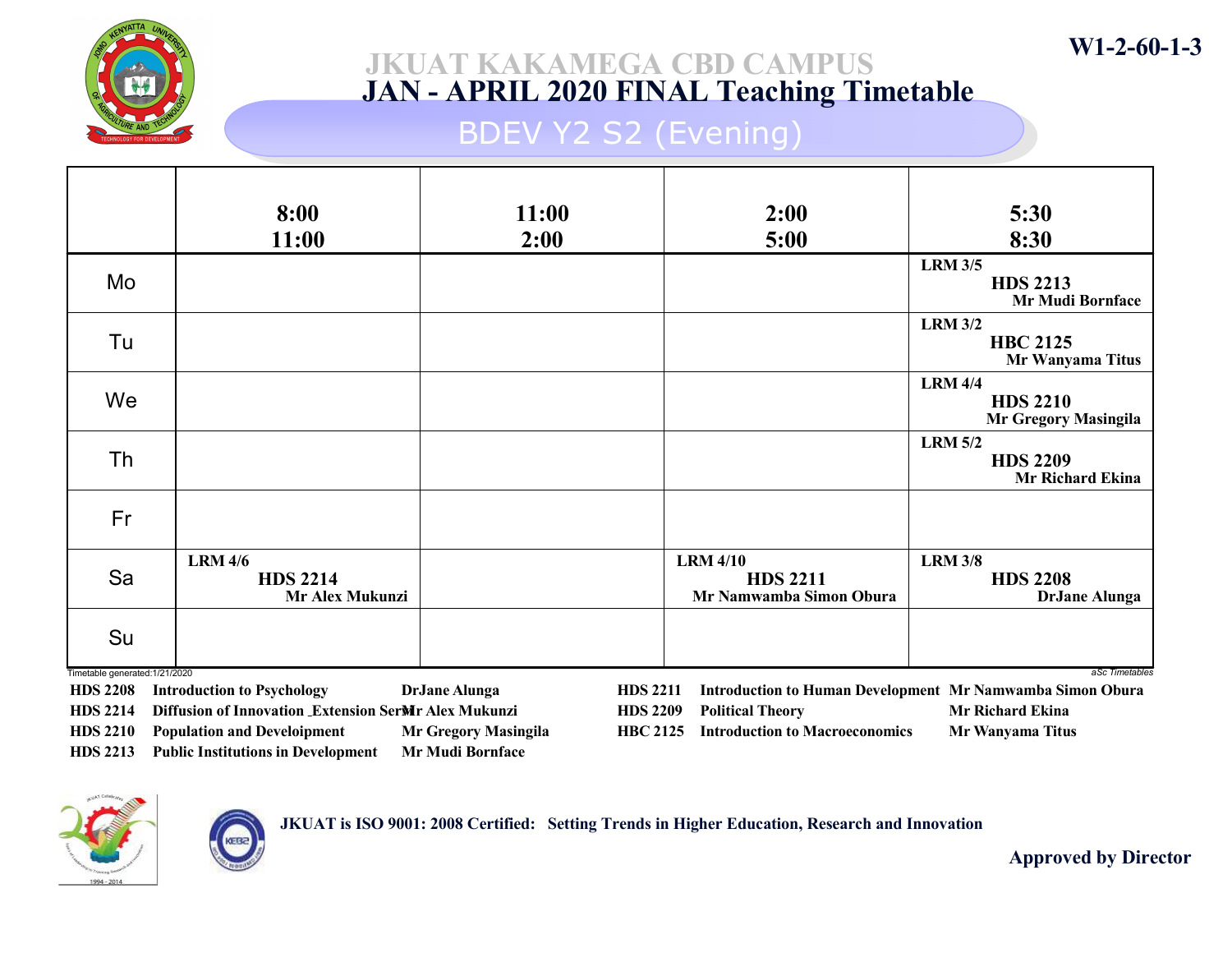W1-2-60-1-3

# JKUAT KAKAMEGA CBD CAMPUS
## JAN - APRIL 2020 FINAL Teaching Timetable
### BDEV Y2 S2 (Evening)

| | 8:00 11:00 | 11:00 2:00 | 2:00 5:00 | 5:30 8:30 |
|---|---|---|---|---|
| Mo | | | | LRM 3/5 **HDS 2213** Mr Mudi Bornface |
| Tu | | | | LRM 3/2 **HBC 2125** Mr Wanyama Titus |
| We | | | | LRM 4/4 **HDS 2210** Mr Gregory Masingila |
| Th | | | | LRM 5/2 **HDS 2209** Mr Richard Ekina |
| Fr | | | | |
| Sa | LRM 4/6 **HDS 2214** Mr Alex Mukunzi | | LRM 4/10 **HDS 2211** Mr Namwamba Simon Obura | LRM 3/8 **HDS 2208** DrJane Alunga |
| Su | | | | |

Timetable generated:1/21/2020

aSc Timetables

| Code | Course | Lecturer |
|---|---|---|
| HDS 2208 | Introduction to Psychology | DrJane Alunga |
| HDS 2214 | Diffusion of Innovation _Extension Ser | Mr Alex Mukunzi |
| HDS 2210 | Population and Develoipment | Mr Gregory Masingila |
| HDS 2213 | Public Institutions in Development | Mr Mudi Bornface |
| HDS 2211 | Introduction to Human Development | Mr Namwamba Simon Obura |
| HDS 2209 | Political Theory | Mr Richard Ekina |
| HBC 2125 | Introduction to Macroeconomics | Mr Wanyama Titus |

JKUAT is ISO 9001: 2008 Certified: Setting Trends in Higher Education, Research and Innovation

**Approved by Director**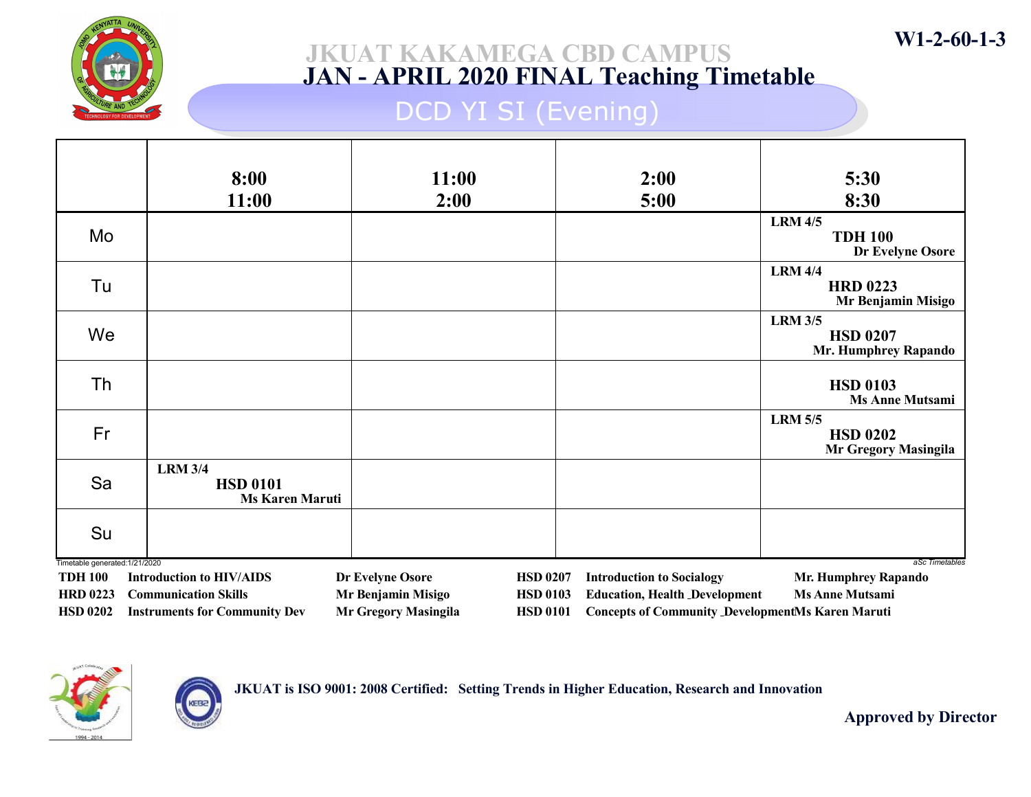W1-2-60-1-3

# JKUAT KAKAMEGA CBD CAMPUS
## JAN - APRIL 2020 FINAL Teaching Timetable
### DCD YI SI (Evening)

| | 8:00 11:00 | 11:00 2:00 | 2:00 5:00 | 5:30 8:30 |
|---|---|---|---|---|
| Mo | | | | LRM 4/5 **TDH 100** Dr Evelyne Osore |
| Tu | | | | LRM 4/4 **HRD 0223** Mr Benjamin Misigo |
| We | | | | LRM 3/5 **HSD 0207** Mr. Humphrey Rapando |
| Th | | | | **HSD 0103** Ms Anne Mutsami |
| Fr | | | | LRM 5/5 **HSD 0202** Mr Gregory Masingila |
| Sa | LRM 3/4 **HSD 0101** Ms Karen Maruti | | | |
| Su | | | | |

Timetable generated:1/21/2020

aSc Timetables

| Code | Course | Lecturer |
|---|---|---|
| TDH 100 | Introduction to HIV/AIDS | Dr Evelyne Osore |
| HRD 0223 | Communication Skills | Mr Benjamin Misigo |
| HSD 0202 | Instruments for Community Dev | Mr Gregory Masingila |
| HSD 0207 | Introduction to Socialogy | Mr. Humphrey Rapando |
| HSD 0103 | Education, Health _Development | Ms Anne Mutsami |
| HSD 0101 | Concepts of Community _Development | Ms Karen Maruti |

JKUAT is ISO 9001: 2008 Certified: Setting Trends in Higher Education, Research and Innovation

Approved by Director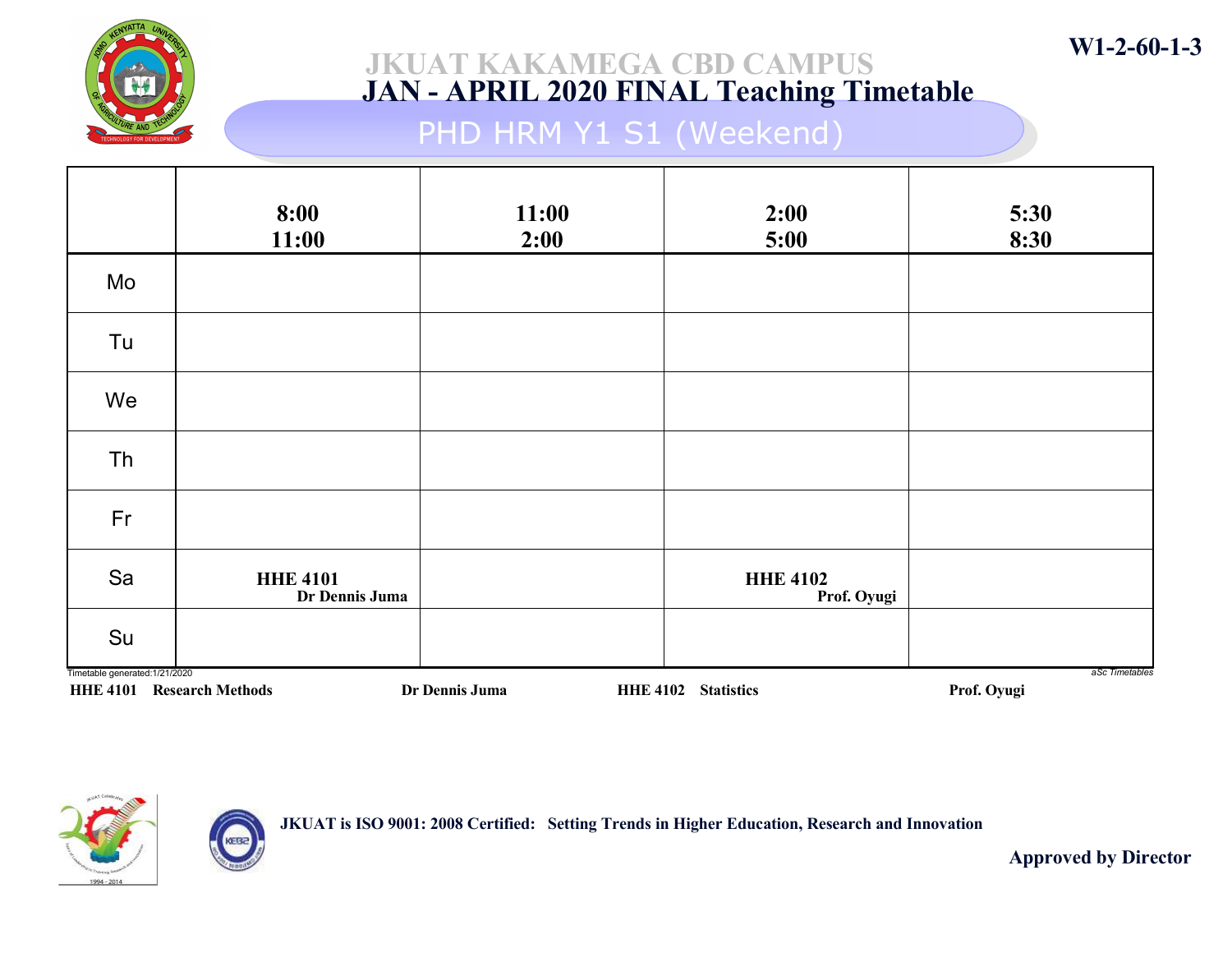W1-2-60-1-3

# JKUAT KAKAMEGA CBD CAMPUS

## JAN - APRIL 2020 FINAL Teaching Timetable

### PHD HRM Y1 S1 (Weekend)

| | 8:00<br>11:00 | 11:00<br>2:00 | 2:00<br>5:00 | 5:30<br>8:30 |
|---|---|---|---|---|
| Mo | | | | |
| Tu | | | | |
| We | | | | |
| Th | | | | |
| Fr | | | | |
| Sa | **HHE 4101**<br>**Dr Dennis Juma** | | **HHE 4102**<br>**Prof. Oyugi** | |
| Su | | | | |

Timetable generated:1/21/2020

*aSc Timetables*

| | | | |
|---|---|---|---|
| **HHE 4101** | **Research Methods** | **Dr Dennis Juma** | |
| **HHE 4102** | **Statistics** | **Prof. Oyugi** | |

**JKUAT is ISO 9001: 2008 Certified: Setting Trends in Higher Education, Research and Innovation**

**Approved by Director**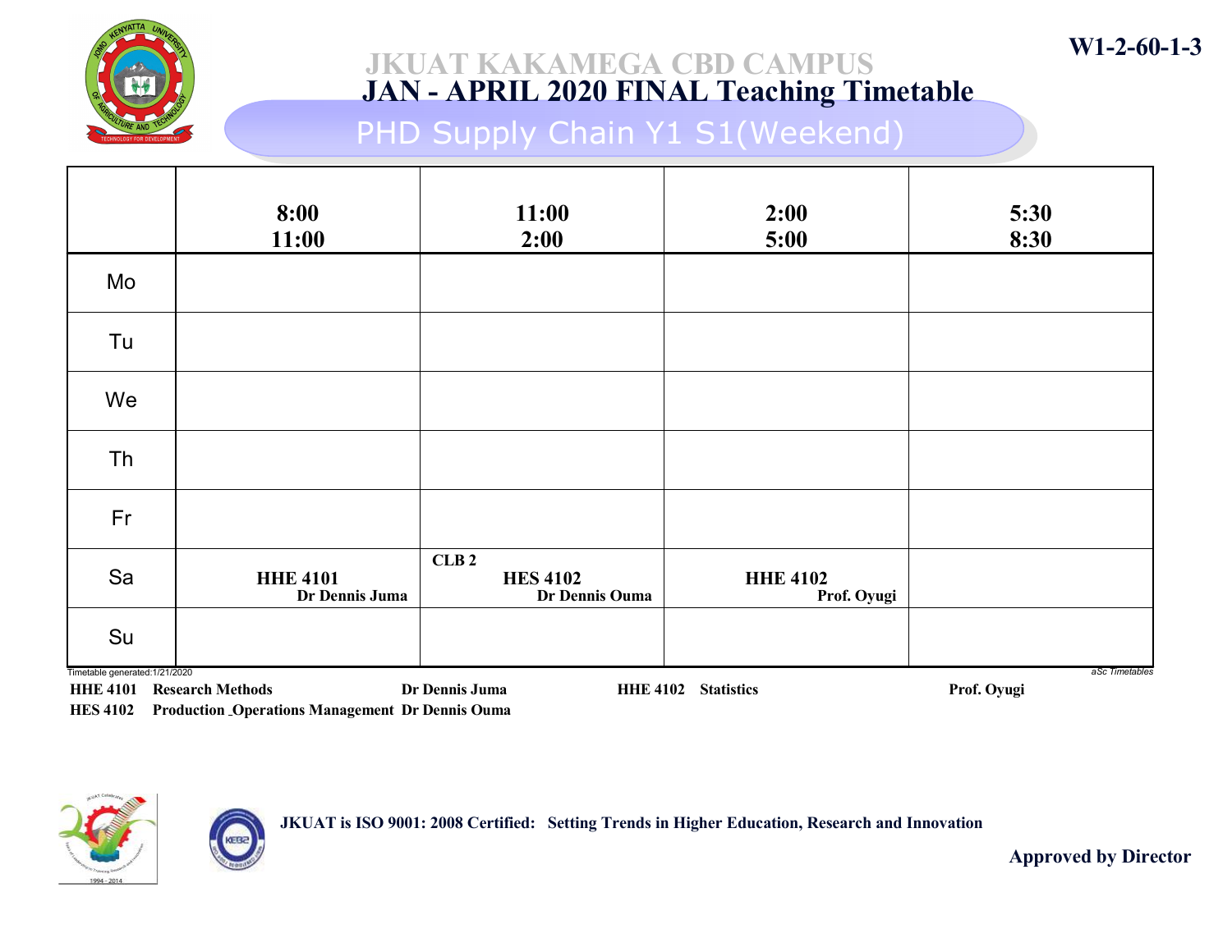W1-2-60-1-3

# JKUAT KAKAMEGA CBD CAMPUS
## JAN - APRIL 2020 FINAL Teaching Timetable
### PHD Supply Chain Y1 S1(Weekend)

| | 8:00 11:00 | 11:00 2:00 | 2:00 5:00 | 5:30 8:30 |
|---|---|---|---|---|
| Mo | | | | |
| Tu | | | | |
| We | | | | |
| Th | | | | |
| Fr | | | | |
| Sa | HHE 4101 Dr Dennis Juma | CLB 2 HES 4102 Dr Dennis Ouma | HHE 4102 Prof. Oyugi | |
| Su | | | | |

Timetable generated:1/21/2020

aSc Timetables

| | | | | | |
|---|---|---|---|---|---|
| HHE 4101 | Research Methods | Dr Dennis Juma | HHE 4102 | Statistics | Prof. Oyugi |
| HES 4102 | Production _Operations Management | Dr Dennis Ouma | | | |

JKUAT is ISO 9001: 2008 Certified: Setting Trends in Higher Education, Research and Innovation

Approved by Director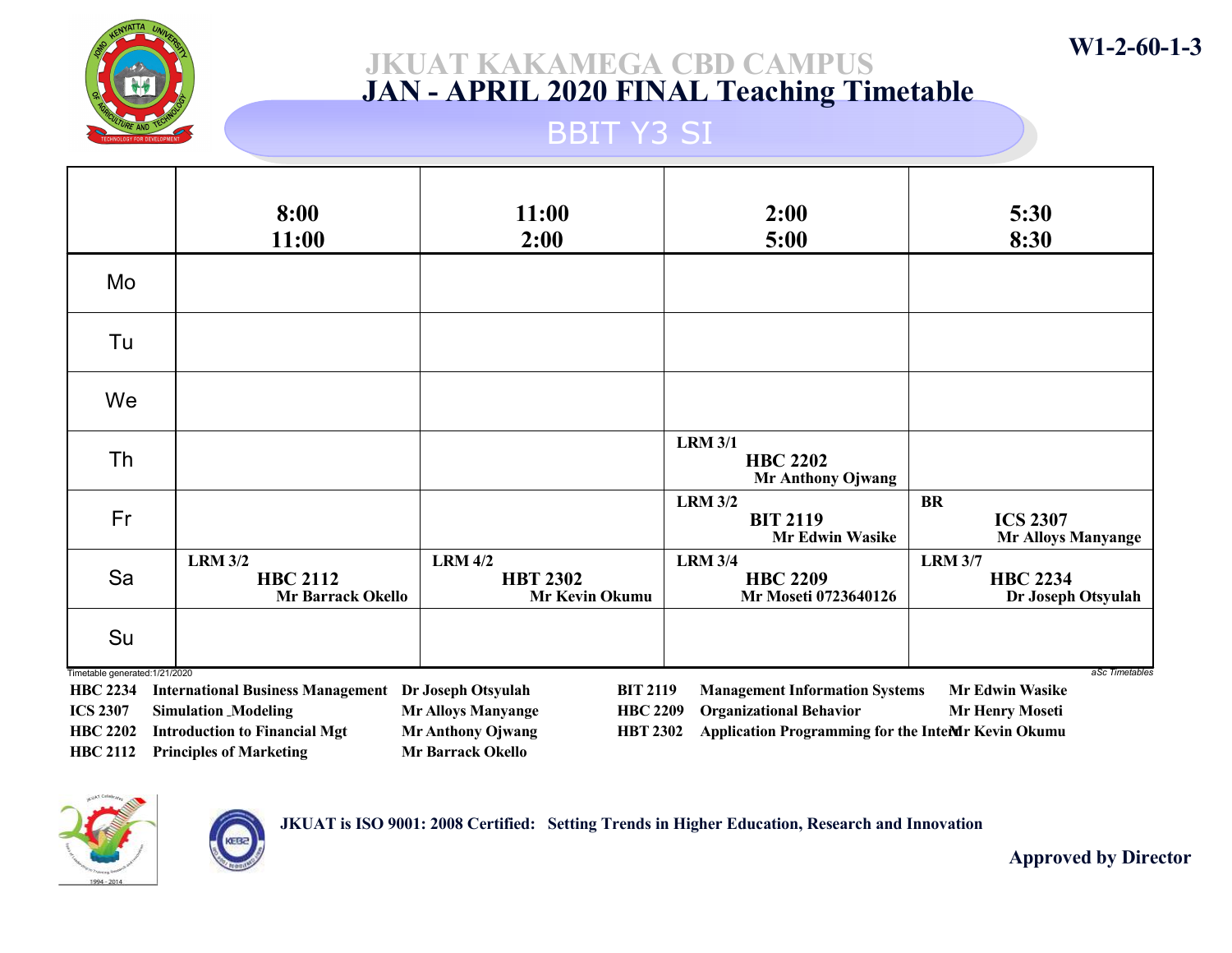W1-2-60-1-3

# JKUAT KAKAMEGA CBD CAMPUS

## JAN - APRIL 2020 FINAL Teaching Timetable

### BBIT Y3 SI

| | 8:00<br>11:00 | 11:00<br>2:00 | 2:00<br>5:00 | 5:30<br>8:30 |
|---|---|---|---|---|
| Mo | | | | |
| Tu | | | | |
| We | | | | |
| Th | | | LRM 3/1<br>**HBC 2202**<br>Mr Anthony Ojwang | |
| Fr | | | LRM 3/2<br>**BIT 2119**<br>Mr Edwin Wasike | BR<br>**ICS 2307**<br>Mr Alloys Manyange |
| Sa | LRM 3/2<br>**HBC 2112**<br>Mr Barrack Okello | LRM 4/2<br>**HBT 2302**<br>Mr Kevin Okumu | LRM 3/4<br>**HBC 2209**<br>Mr Moseti 0723640126 | LRM 3/7<br>**HBC 2234**<br>Dr Joseph Otsyulah |
| Su | | | | |

Timetable generated:1/21/2020

aSc Timetables

| Code | Course | Lecturer |
|---|---|---|
| HBC 2234 | International Business Management | Dr Joseph Otsyulah |
| ICS 2307 | Simulation _Modeling | Mr Alloys Manyange |
| HBC 2202 | Introduction to Financial Mgt | Mr Anthony Ojwang |
| HBC 2112 | Principles of Marketing | Mr Barrack Okello |
| BIT 2119 | Management Information Systems | Mr Edwin Wasike |
| HBC 2209 | Organizational Behavior | Mr Henry Moseti |
| HBT 2302 | Application Programming for the Inte | Mr Kevin Okumu |

JKUAT is ISO 9001: 2008 Certified: Setting Trends in Higher Education, Research and Innovation

Approved by Director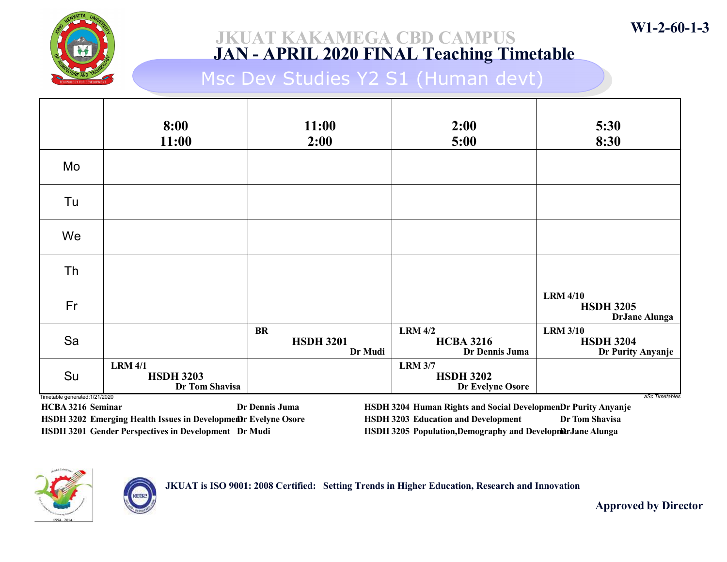W1-2-60-1-3

# JKUAT KAKAMEGA CBD CAMPUS
## JAN - APRIL 2020 FINAL Teaching Timetable
### Msc Dev Studies Y2 S1 (Human devt)

| | 8:00 11:00 | 11:00 2:00 | 2:00 5:00 | 5:30 8:30 |
|---|---|---|---|---|
| Mo | | | | |
| Tu | | | | |
| We | | | | |
| Th | | | | |
| Fr | | | | LRM 4/10 **HSDH 3205** DrJane Alunga |
| Sa | | BR **HSDH 3201** Dr Mudi | LRM 4/2 **HCBA 3216** Dr Dennis Juma | LRM 3/10 **HSDH 3204** Dr Purity Anyanje |
| Su | LRM 4/1 **HSDH 3203** Dr Tom Shavisa | | LRM 3/7 **HSDH 3202** Dr Evelyne Osore | |

Timetable generated:1/21/2020

aSc Timetables

| Code | Course | Lecturer |
|---|---|---|
| HCBA 3216 | Seminar | Dr Dennis Juma |
| HSDH 3202 | Emerging Health Issues in Developmen | Dr Evelyne Osore |
| HSDH 3201 | Gender Perspectives in Development | Dr Mudi |
| HSDH 3204 | Human Rights and Social Developmen | Dr Purity Anyanje |
| HSDH 3203 | Education and Development | Dr Tom Shavisa |
| HSDH 3205 | Population,Demography and Developm | DrJane Alunga |

JKUAT is ISO 9001: 2008 Certified: Setting Trends in Higher Education, Research and Innovation

Approved by Director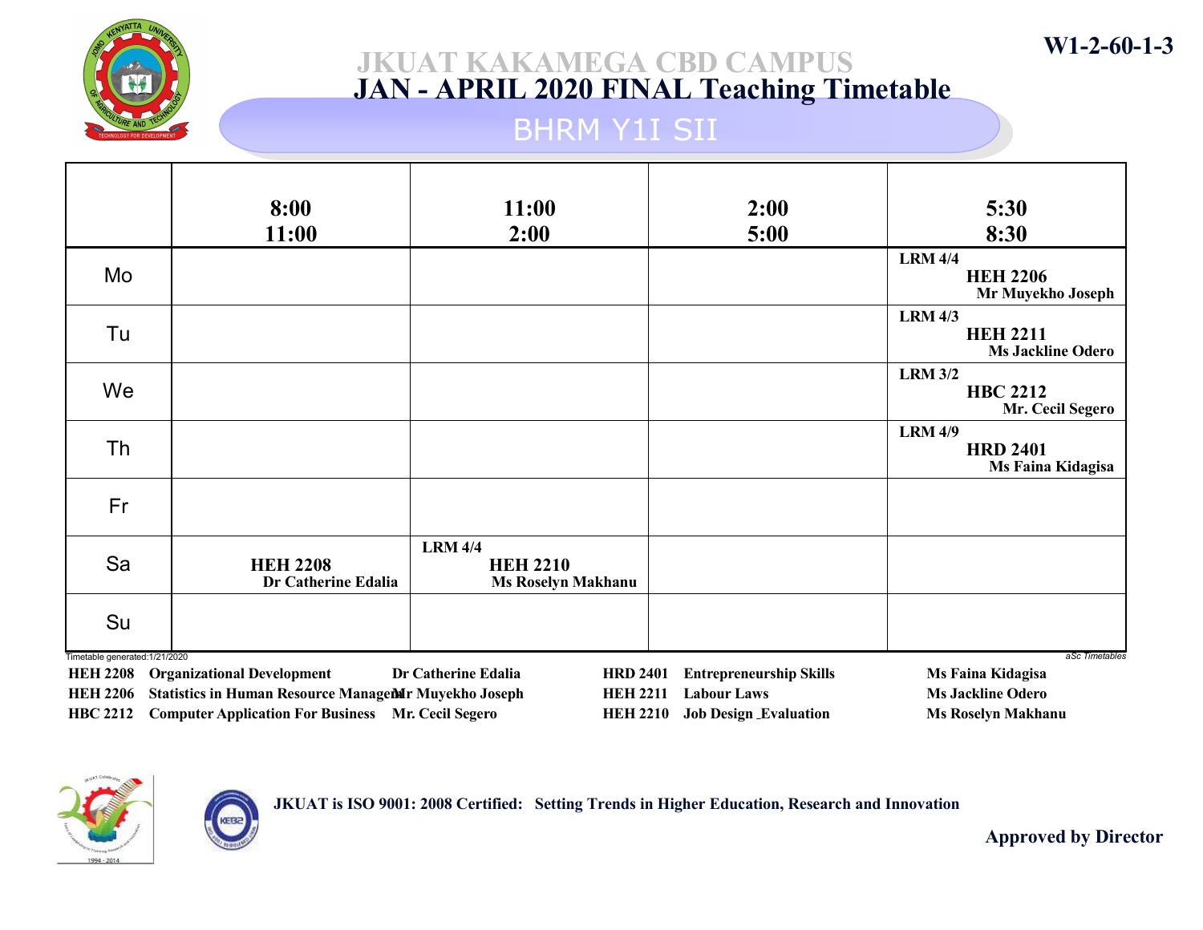W1-2-60-1-3

# JKUAT KAKAMEGA CBD CAMPUS
## JAN - APRIL 2020 FINAL Teaching Timetable
### BHRM Y1I SII

| | 8:00 11:00 | 11:00 2:00 | 2:00 5:00 | 5:30 8:30 |
|---|---|---|---|---|
| Mo | | | | LRM 4/4 **HEH 2206** Mr Muyekho Joseph |
| Tu | | | | LRM 4/3 **HEH 2211** Ms Jackline Odero |
| We | | | | LRM 3/2 **HBC 2212** Mr. Cecil Segero |
| Th | | | | LRM 4/9 **HRD 2401** Ms Faina Kidagisa |
| Fr | | | | |
| Sa | **HEH 2208** Dr Catherine Edalia | LRM 4/4 **HEH 2210** Ms Roselyn Makhanu | | |
| Su | | | | |

Timetable generated:1/21/2020

aSc Timetables

| Code | Course | Lecturer |
|---|---|---|
| HEH 2208 | Organizational Development | Dr Catherine Edalia |
| HEH 2206 | Statistics in Human Resource Managem | Mr Muyekho Joseph |
| HBC 2212 | Computer Application For Business | Mr. Cecil Segero |
| HRD 2401 | Entrepreneurship Skills | Ms Faina Kidagisa |
| HEH 2211 | Labour Laws | Ms Jackline Odero |
| HEH 2210 | Job Design _Evaluation | Ms Roselyn Makhanu |

JKUAT is ISO 9001: 2008 Certified: Setting Trends in Higher Education, Research and Innovation

Approved by Director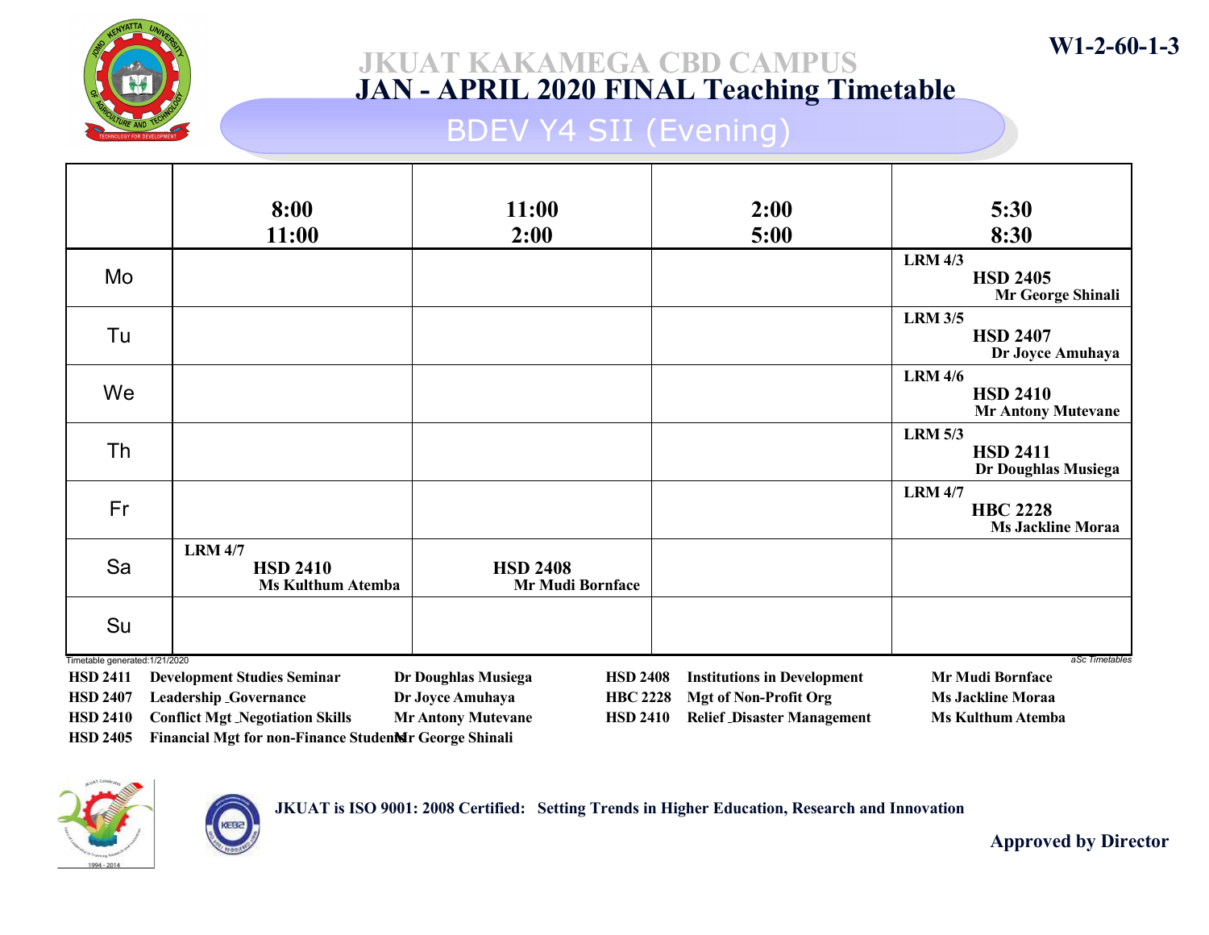W1-2-60-1-3

# JKUAT KAKAMEGA CBD CAMPUS
## JAN - APRIL 2020 FINAL Teaching Timetable
### BDEV Y4 SII (Evening)

| | 8:00 11:00 | 11:00 2:00 | 2:00 5:00 | 5:30 8:30 |
|---|---|---|---|---|
| Mo | | | | LRM 4/3 **HSD 2405** Mr George Shinali |
| Tu | | | | LRM 3/5 **HSD 2407** Dr Joyce Amuhaya |
| We | | | | LRM 4/6 **HSD 2410** Mr Antony Mutevane |
| Th | | | | LRM 5/3 **HSD 2411** Dr Doughlas Musiega |
| Fr | | | | LRM 4/7 **HBC 2228** Ms Jackline Moraa |
| Sa | LRM 4/7 **HSD 2410** Ms Kulthum Atemba | **HSD 2408** Mr Mudi Bornface | | |
| Su | | | | |

Timetable generated:1/21/2020

aSc Timetables

| Code | Course | Lecturer | Code | Course | Lecturer |
|---|---|---|---|---|---|
| HSD 2411 | Development Studies Seminar | Dr Doughlas Musiega | HSD 2408 | Institutions in Development | Mr Mudi Bornface |
| HSD 2407 | Leadership _Governance | Dr Joyce Amuhaya | HBC 2228 | Mgt of Non-Profit Org | Ms Jackline Moraa |
| HSD 2410 | Conflict Mgt _Negotiation Skills | Mr Antony Mutevane | HSD 2410 | Relief _Disaster Management | Ms Kulthum Atemba |
| HSD 2405 | Financial Mgt for non-Finance Students | Mr George Shinali | | | |

JKUAT is ISO 9001: 2008 Certified: Setting Trends in Higher Education, Research and Innovation

Approved by Director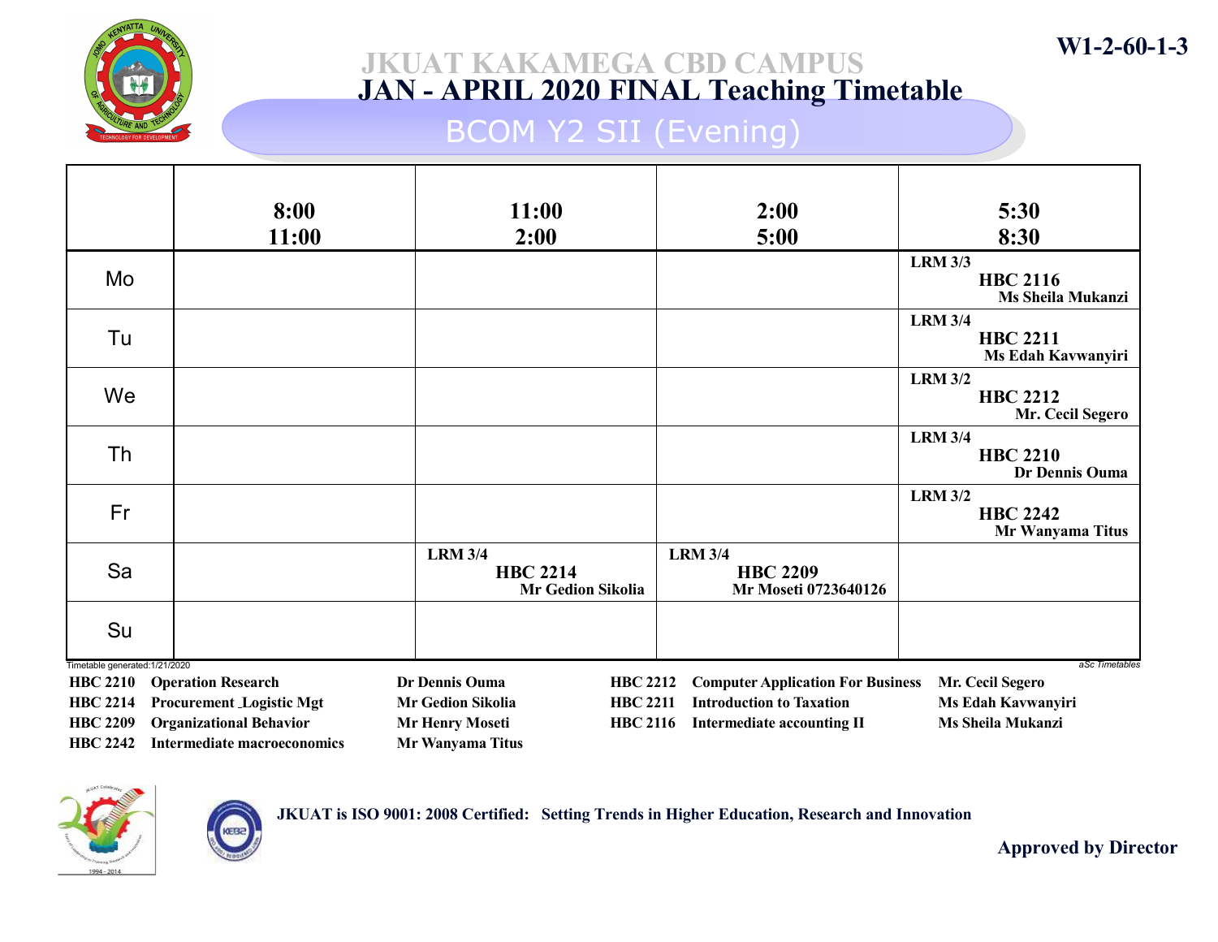# JKUAT KAKAMEGA CBD CAMPUS

## JAN - APRIL 2020 FINAL Teaching Timetable

### BCOM Y2 SII (Evening)

W1-2-60-1-3

| | 8:00 11:00 | 11:00 2:00 | 2:00 5:00 | 5:30 8:30 |
|---|---|---|---|---|
| Mo | | | | LRM 3/3 **HBC 2116** Ms Sheila Mukanzi |
| Tu | | | | LRM 3/4 **HBC 2211** Ms Edah Kavwanyiri |
| We | | | | LRM 3/2 **HBC 2212** Mr. Cecil Segero |
| Th | | | | LRM 3/4 **HBC 2210** Dr Dennis Ouma |
| Fr | | | | LRM 3/2 **HBC 2242** Mr Wanyama Titus |
| Sa | | LRM 3/4 **HBC 2214** Mr Gedion Sikolia | LRM 3/4 **HBC 2209** Mr Moseti 0723640126 | |
| Su | | | | |

Timetable generated:1/21/2020

aSc Timetables

| Code | Unit | Lecturer |
|---|---|---|
| HBC 2210 | Operation Research | Dr Dennis Ouma |
| HBC 2214 | Procurement _Logistic Mgt | Mr Gedion Sikolia |
| HBC 2209 | Organizational Behavior | Mr Henry Moseti |
| HBC 2242 | Intermediate macroeconomics | Mr Wanyama Titus |
| HBC 2212 | Computer Application For Business | Mr. Cecil Segero |
| HBC 2211 | Introduction to Taxation | Ms Edah Kavwanyiri |
| HBC 2116 | Intermediate accounting II | Ms Sheila Mukanzi |

JKUAT is ISO 9001: 2008 Certified: Setting Trends in Higher Education, Research and Innovation

Approved by Director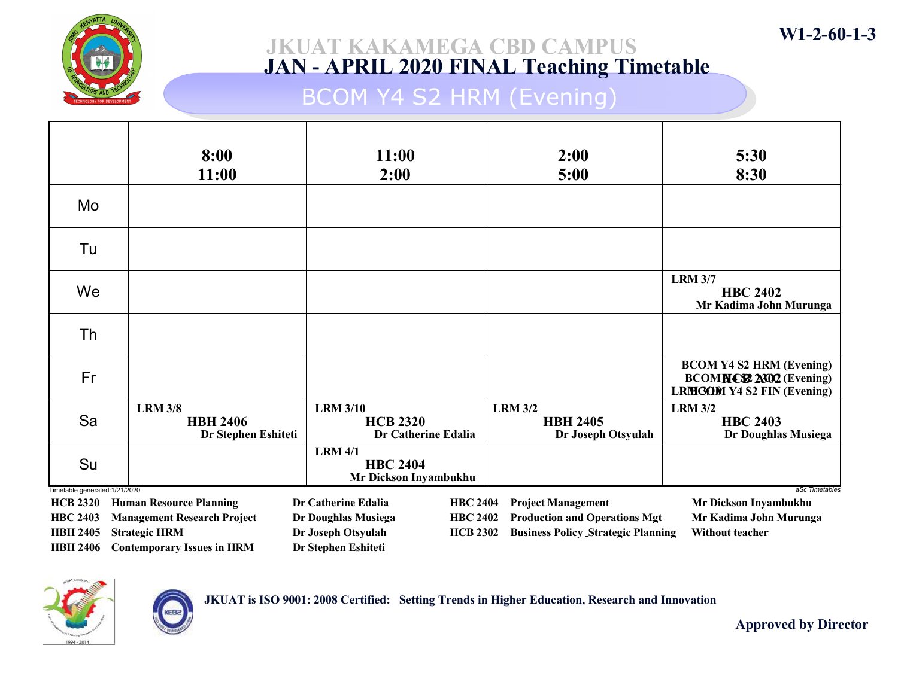W1-2-60-1-3

# JKUAT KAKAMEGA CBD CAMPUS
## JAN - APRIL 2020 FINAL Teaching Timetable
### BCOM Y4 S2 HRM (Evening)

| | 8:00 11:00 | 11:00 2:00 | 2:00 5:00 | 5:30 8:30 |
|---|---|---|---|---|
| Mo | | | | |
| Tu | | | | |
| We | | | | LRM 3/7 **HBC 2402** Mr Kadima John Murunga |
| Th | | | | |
| Fr | | | | BCOM Y4 S2 HRM (Evening) BCOM Y4 S2 ACC (Evening) BCOM Y4 S2 FIN (Evening) LRM 3/10 **HCB 2302** |
| Sa | LRM 3/8 **HBH 2406** Dr Stephen Eshiteti | LRM 3/10 **HCB 2320** Dr Catherine Edalia | LRM 3/2 **HBH 2405** Dr Joseph Otsyulah | LRM 3/2 **HBC 2403** Dr Doughlas Musiega |
| Su | | LRM 4/1 **HBC 2404** Mr Dickson Inyambukhu | | |

Timetable generated:1/21/2020

aSc Timetables

| Code | Subject | Teacher |
|---|---|---|
| HCB 2320 | Human Resource Planning | Dr Catherine Edalia |
| HBC 2403 | Management Research Project | Dr Doughlas Musiega |
| HBH 2405 | Strategic HRM | Dr Joseph Otsyulah |
| HBH 2406 | Contemporary Issues in HRM | Dr Stephen Eshiteti |
| HBC 2404 | Project Management | Mr Dickson Inyambukhu |
| HBC 2402 | Production and Operations Mgt | Mr Kadima John Murunga |
| HCB 2302 | Business Policy _Strategic Planning | Without teacher |

JKUAT is ISO 9001: 2008 Certified: Setting Trends in Higher Education, Research and Innovation

Approved by Director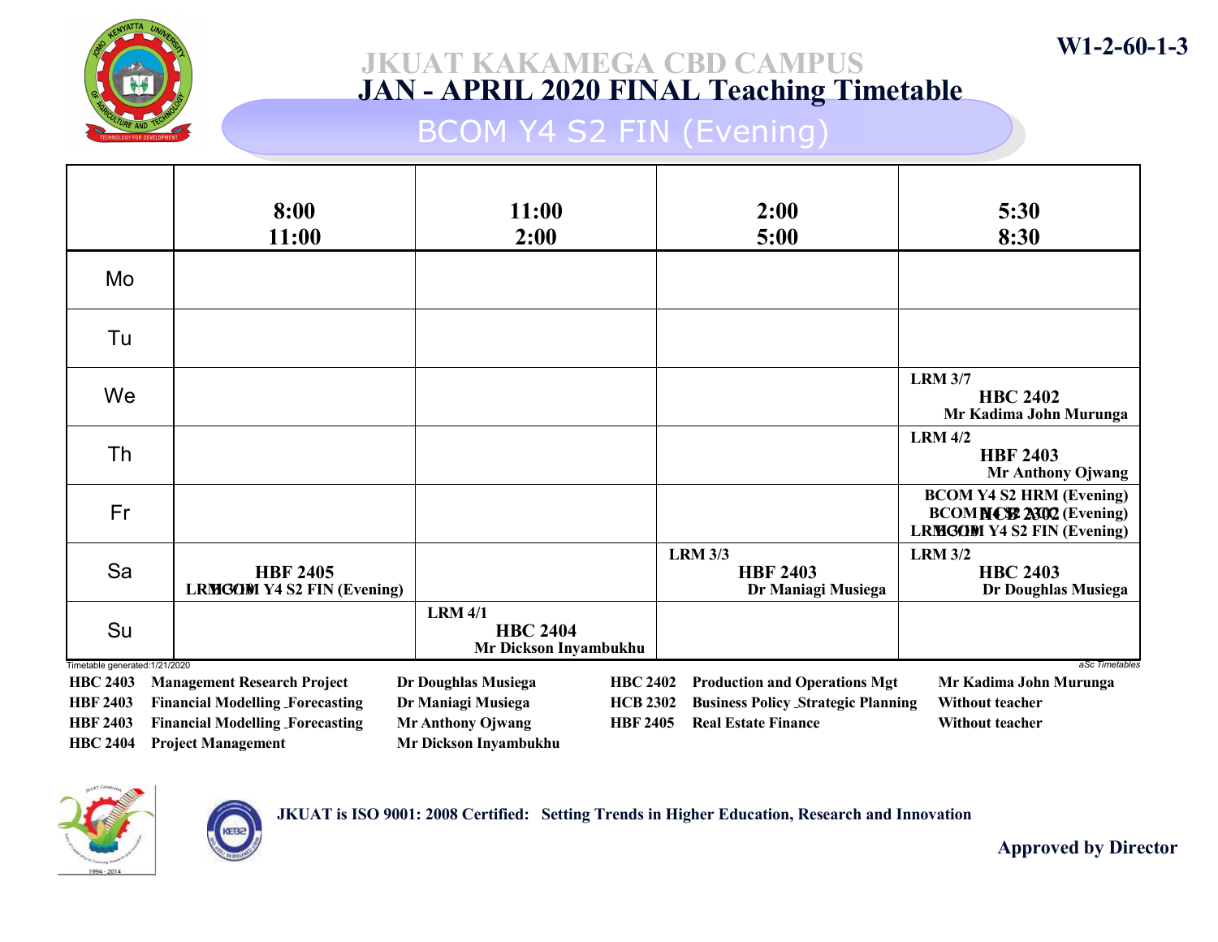W1-2-60-1-3

# JKUAT KAKAMEGA CBD CAMPUS
## JAN - APRIL 2020 FINAL Teaching Timetable
### BCOM Y4 S2 FIN (Evening)

| | 8:00 11:00 | 11:00 2:00 | 2:00 5:00 | 5:30 8:30 |
|---|---|---|---|---|
| Mo | | | | |
| Tu | | | | |
| We | | | | LRM 3/7 **HBC 2402** Mr Kadima John Murunga |
| Th | | | | LRM 4/2 **HBF 2403** Mr Anthony Ojwang |
| Fr | | | | BCOM Y4 S2 HRM (Evening) BCOM Y4 S2 ... (Evening) **HCB 2302** LRM 3/10 BCOM Y4 S2 FIN (Evening) |
| Sa | **HBF 2405** LRM 3/10 BCOM Y4 S2 FIN (Evening) | | LRM 3/3 **HBF 2403** Dr Maniagi Musiega | LRM 3/2 **HBC 2403** Dr Doughlas Musiega |
| Su | | LRM 4/1 **HBC 2404** Mr Dickson Inyambukhu | | |

Timetable generated:1/21/2020

aSc Timetables

| Code | Subject | Teacher | Code | Subject | Teacher |
|---|---|---|---|---|---|
| HBC 2403 | Management Research Project | Dr Doughlas Musiega | HBC 2402 | Production and Operations Mgt | Mr Kadima John Murunga |
| HBF 2403 | Financial Modelling _Forecasting | Dr Maniagi Musiega | HCB 2302 | Business Policy _Strategic Planning | Without teacher |
| HBF 2403 | Financial Modelling _Forecasting | Mr Anthony Ojwang | HBF 2405 | Real Estate Finance | Without teacher |
| HBC 2404 | Project Management | Mr Dickson Inyambukhu | | | |

JKUAT is ISO 9001: 2008 Certified: Setting Trends in Higher Education, Research and Innovation

Approved by Director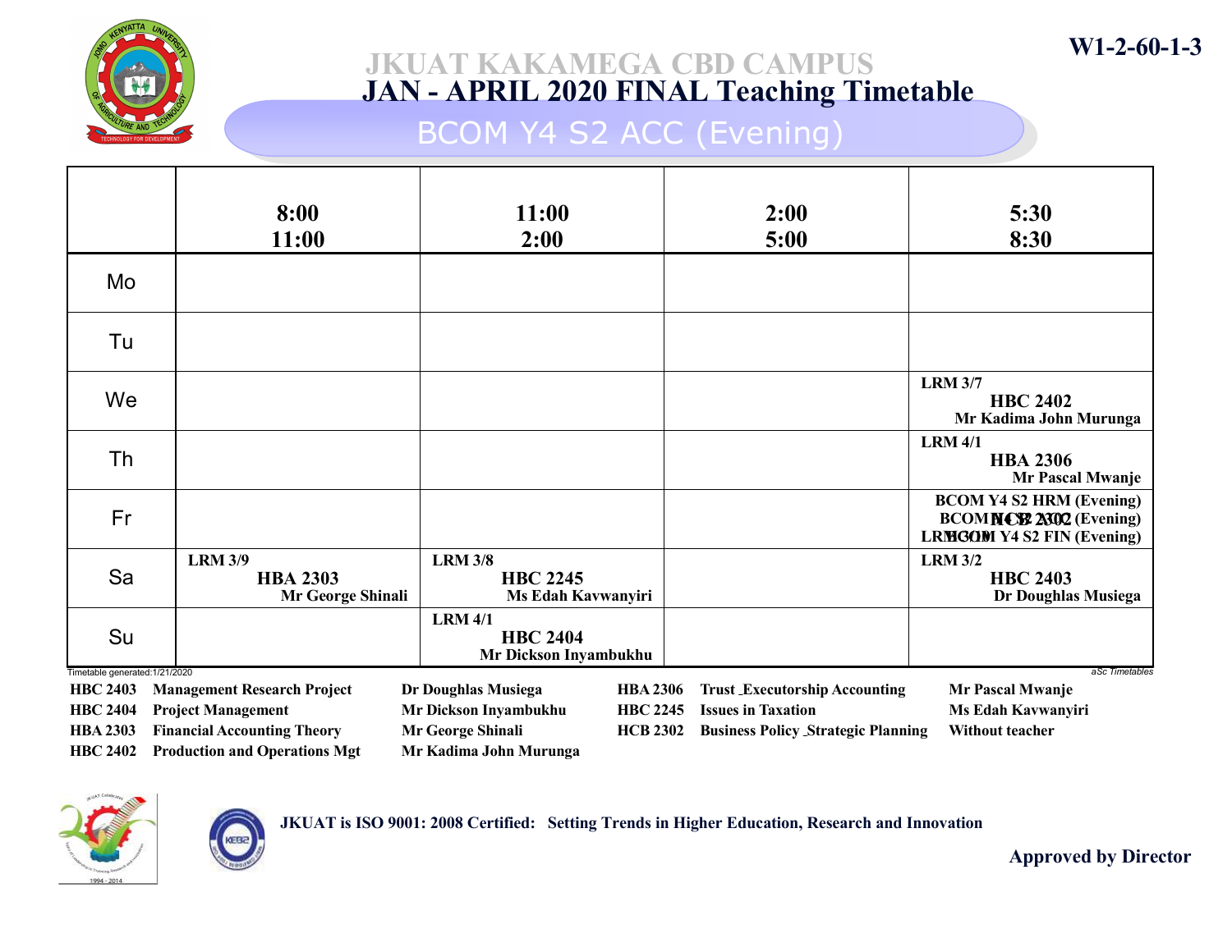W1-2-60-1-3

# JKUAT KAKAMEGA CBD CAMPUS

## JAN - APRIL 2020 FINAL Teaching Timetable

### BCOM Y4 S2 ACC (Evening)

| | 8:00 11:00 | 11:00 2:00 | 2:00 5:00 | 5:30 8:30 |
|---|---|---|---|---|
| Mo | | | | |
| Tu | | | | |
| We | | | | LRM 3/7 **HBC 2402** Mr Kadima John Murunga |
| Th | | | | LRM 4/1 **HBA 2306** Mr Pascal Mwanje |
| Fr | | | | BCOM Y4 S2 HRM (Evening) BCOM Y4 S2 MKT (Evening) HCB 2302 LRM 3/10 BCOM Y4 S2 FIN (Evening) |
| Sa | LRM 3/9 **HBA 2303** Mr George Shinali | LRM 3/8 **HBC 2245** Ms Edah Kavwanyiri | | LRM 3/2 **HBC 2403** Dr Doughlas Musiega |
| Su | | LRM 4/1 **HBC 2404** Mr Dickson Inyambukhu | | |

Timetable generated:1/21/2020

aSc Timetables

| | | | | | |
|---|---|---|---|---|---|
| HBC 2403 | Management Research Project | Dr Doughlas Musiega | HBA 2306 | Trust _Executorship Accounting | Mr Pascal Mwanje |
| HBC 2404 | Project Management | Mr Dickson Inyambukhu | HBC 2245 | Issues in Taxation | Ms Edah Kavwanyiri |
| HBA 2303 | Financial Accounting Theory | Mr George Shinali | HCB 2302 | Business Policy _Strategic Planning | Without teacher |
| HBC 2402 | Production and Operations Mgt | Mr Kadima John Murunga | | | |

JKUAT is ISO 9001: 2008 Certified: Setting Trends in Higher Education, Research and Innovation

Approved by Director